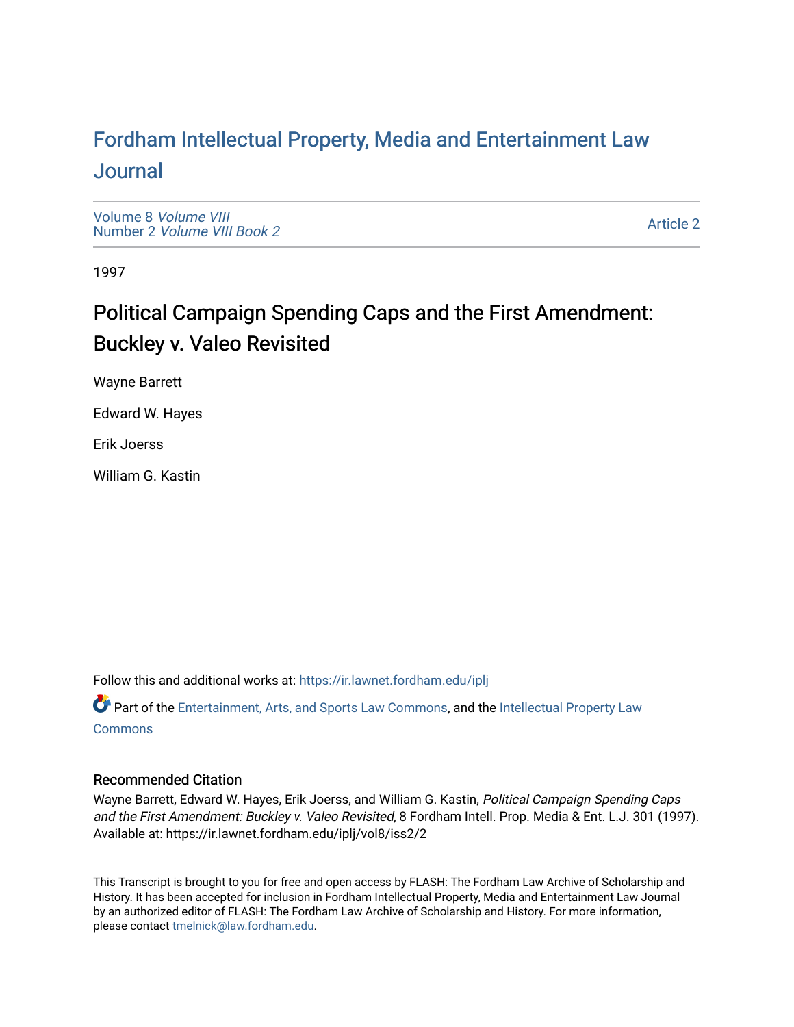# Fordham Intellectual Property, Media and Entertainment Law Journal

Volume 8 *Volume VIII*
Number 2 *Volume VIII Book 2*

Article 2

1997

## Political Campaign Spending Caps and the First Amendment: Buckley v. Valeo Revisited

Wayne Barrett

Edward W. Hayes

Erik Joerss

William G. Kastin

Follow this and additional works at: https://ir.lawnet.fordham.edu/iplj

Part of the Entertainment, Arts, and Sports Law Commons, and the Intellectual Property Law Commons

### Recommended Citation

Wayne Barrett, Edward W. Hayes, Erik Joerss, and William G. Kastin, *Political Campaign Spending Caps and the First Amendment: Buckley v. Valeo Revisited*, 8 Fordham Intell. Prop. Media & Ent. L.J. 301 (1997).
Available at: https://ir.lawnet.fordham.edu/iplj/vol8/iss2/2

This Transcript is brought to you for free and open access by FLASH: The Fordham Law Archive of Scholarship and History. It has been accepted for inclusion in Fordham Intellectual Property, Media and Entertainment Law Journal by an authorized editor of FLASH: The Fordham Law Archive of Scholarship and History. For more information, please contact tmelnick@law.fordham.edu.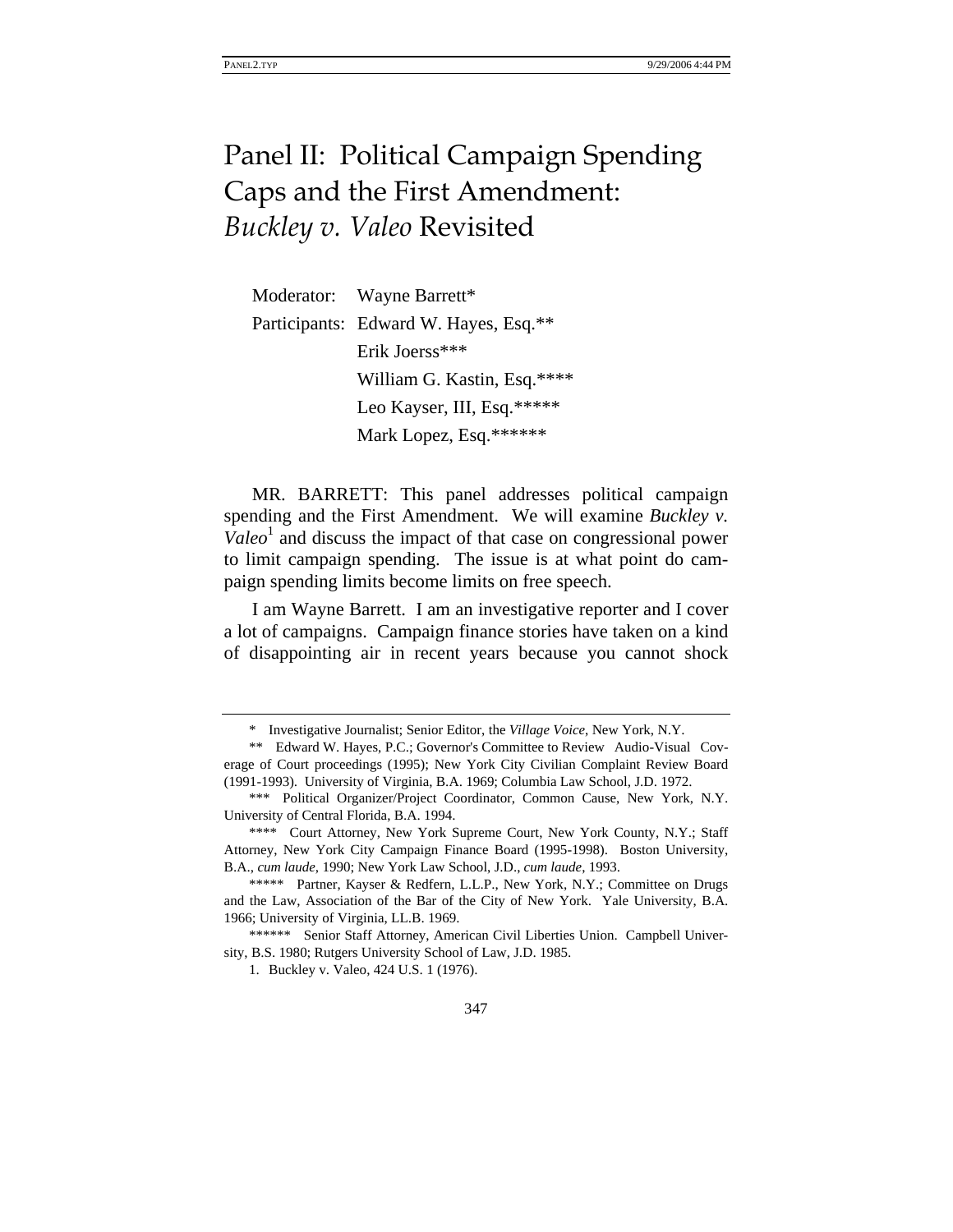# Panel II: Political Campaign Spending Caps and the First Amendment: *Buckley v. Valeo* Revisited

Moderator: Wayne Barrett*

Participants: Edward W. Hayes, Esq.**

Erik Joerss***

William G. Kastin, Esq.****

Leo Kayser, III, Esq.*****

Mark Lopez, Esq.******

MR. BARRETT: This panel addresses political campaign spending and the First Amendment. We will examine *Buckley v. Valeo*[1] and discuss the impact of that case on congressional power to limit campaign spending. The issue is at what point do campaign spending limits become limits on free speech.

I am Wayne Barrett. I am an investigative reporter and I cover a lot of campaigns. Campaign finance stories have taken on a kind of disappointing air in recent years because you cannot shock

---

\* Investigative Journalist; Senior Editor, the *Village Voice*, New York, N.Y.

\*\* Edward W. Hayes, P.C.; Governor's Committee to Review Audio-Visual Coverage of Court proceedings (1995); New York City Civilian Complaint Review Board (1991-1993). University of Virginia, B.A. 1969; Columbia Law School, J.D. 1972.

\*\*\* Political Organizer/Project Coordinator, Common Cause, New York, N.Y. University of Central Florida, B.A. 1994.

\*\*\*\* Court Attorney, New York Supreme Court, New York County, N.Y.; Staff Attorney, New York City Campaign Finance Board (1995-1998). Boston University, B.A., *cum laude*, 1990; New York Law School, J.D., *cum laude*, 1993.

\*\*\*\*\* Partner, Kayser & Redfern, L.L.P., New York, N.Y.; Committee on Drugs and the Law, Association of the Bar of the City of New York. Yale University, B.A. 1966; University of Virginia, LL.B. 1969.

\*\*\*\*\*\* Senior Staff Attorney, American Civil Liberties Union. Campbell University, B.S. 1980; Rutgers University School of Law, J.D. 1985.

1. Buckley v. Valeo, 424 U.S. 1 (1976).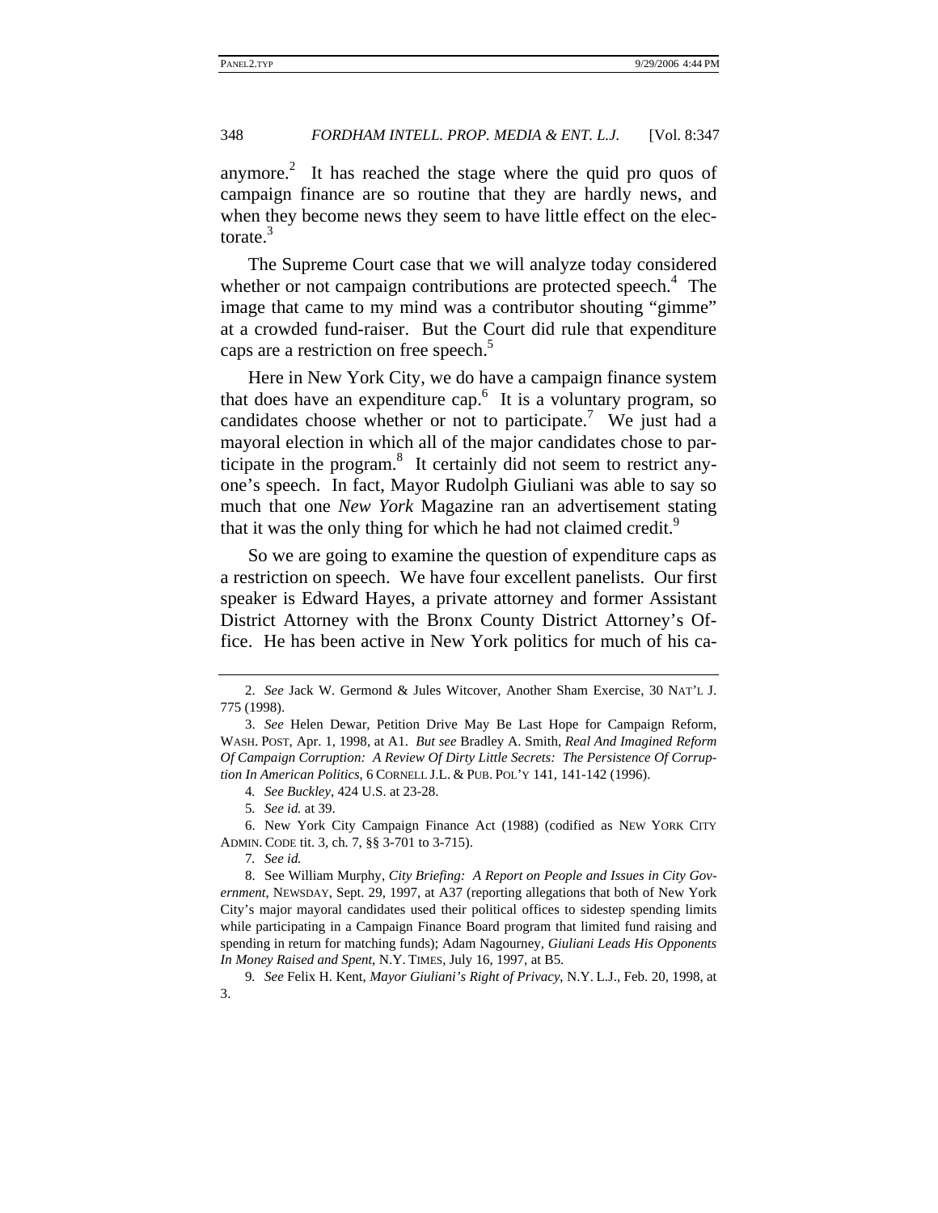anymore.[2] It has reached the stage where the quid pro quos of campaign finance are so routine that they are hardly news, and when they become news they seem to have little effect on the electorate.[3]

The Supreme Court case that we will analyze today considered whether or not campaign contributions are protected speech.[4] The image that came to my mind was a contributor shouting "gimme" at a crowded fund-raiser. But the Court did rule that expenditure caps are a restriction on free speech.[5]

Here in New York City, we do have a campaign finance system that does have an expenditure cap.[6] It is a voluntary program, so candidates choose whether or not to participate.[7] We just had a mayoral election in which all of the major candidates chose to participate in the program.[8] It certainly did not seem to restrict anyone's speech. In fact, Mayor Rudolph Giuliani was able to say so much that one *New York* Magazine ran an advertisement stating that it was the only thing for which he had not claimed credit.[9]

So we are going to examine the question of expenditure caps as a restriction on speech. We have four excellent panelists. Our first speaker is Edward Hayes, a private attorney and former Assistant District Attorney with the Bronx County District Attorney's Office. He has been active in New York politics for much of his ca-

---

2. *See* Jack W. Germond & Jules Witcover, Another Sham Exercise, 30 NAT'L J. 775 (1998).

3. *See* Helen Dewar, Petition Drive May Be Last Hope for Campaign Reform, WASH. POST, Apr. 1, 1998, at A1. *But see* Bradley A. Smith, *Real And Imagined Reform Of Campaign Corruption: A Review Of Dirty Little Secrets: The Persistence Of Corruption In American Politics*, 6 CORNELL J.L. & PUB. POL'Y 141, 141-142 (1996).

4. *See Buckley*, 424 U.S. at 23-28.

5. *See id.* at 39.

6. New York City Campaign Finance Act (1988) (codified as NEW YORK CITY ADMIN. CODE tit. 3, ch. 7, §§ 3-701 to 3-715).

7. *See id.*

8. See William Murphy, *City Briefing: A Report on People and Issues in City Government*, NEWSDAY, Sept. 29, 1997, at A37 (reporting allegations that both of New York City's major mayoral candidates used their political offices to sidestep spending limits while participating in a Campaign Finance Board program that limited fund raising and spending in return for matching funds); Adam Nagourney, *Giuliani Leads His Opponents In Money Raised and Spent*, N.Y. TIMES, July 16, 1997, at B5.

9. *See* Felix H. Kent, *Mayor Giuliani's Right of Privacy*, N.Y. L.J., Feb. 20, 1998, at 3.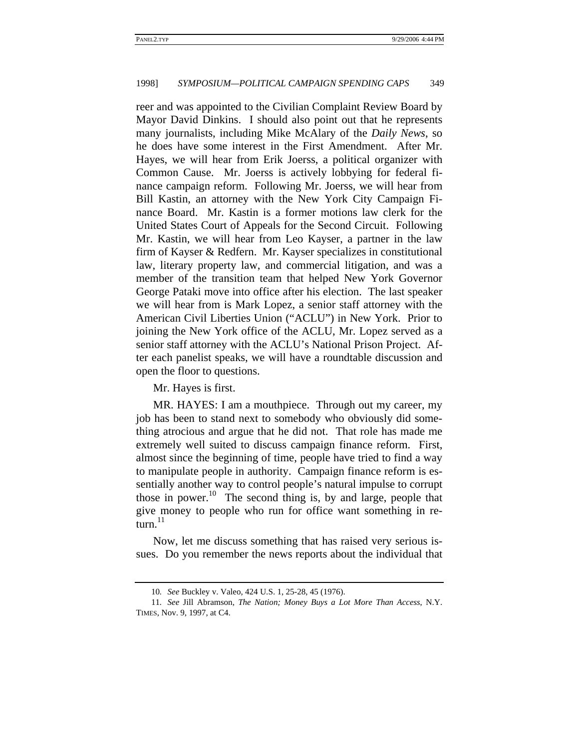reer and was appointed to the Civilian Complaint Review Board by Mayor David Dinkins. I should also point out that he represents many journalists, including Mike McAlary of the *Daily News*, so he does have some interest in the First Amendment. After Mr. Hayes, we will hear from Erik Joerss, a political organizer with Common Cause. Mr. Joerss is actively lobbying for federal finance campaign reform. Following Mr. Joerss, we will hear from Bill Kastin, an attorney with the New York City Campaign Finance Board. Mr. Kastin is a former motions law clerk for the United States Court of Appeals for the Second Circuit. Following Mr. Kastin, we will hear from Leo Kayser, a partner in the law firm of Kayser & Redfern. Mr. Kayser specializes in constitutional law, literary property law, and commercial litigation, and was a member of the transition team that helped New York Governor George Pataki move into office after his election. The last speaker we will hear from is Mark Lopez, a senior staff attorney with the American Civil Liberties Union ("ACLU") in New York. Prior to joining the New York office of the ACLU, Mr. Lopez served as a senior staff attorney with the ACLU's National Prison Project. After each panelist speaks, we will have a roundtable discussion and open the floor to questions.

Mr. Hayes is first.

MR. HAYES: I am a mouthpiece. Through out my career, my job has been to stand next to somebody who obviously did something atrocious and argue that he did not. That role has made me extremely well suited to discuss campaign finance reform. First, almost since the beginning of time, people have tried to find a way to manipulate people in authority. Campaign finance reform is essentially another way to control people's natural impulse to corrupt those in power.[10] The second thing is, by and large, people that give money to people who run for office want something in return.[11]

Now, let me discuss something that has raised very serious issues. Do you remember the news reports about the individual that

---

10. *See* Buckley v. Valeo, 424 U.S. 1, 25-28, 45 (1976).

11. *See* Jill Abramson, *The Nation; Money Buys a Lot More Than Access*, N.Y. TIMES, Nov. 9, 1997, at C4.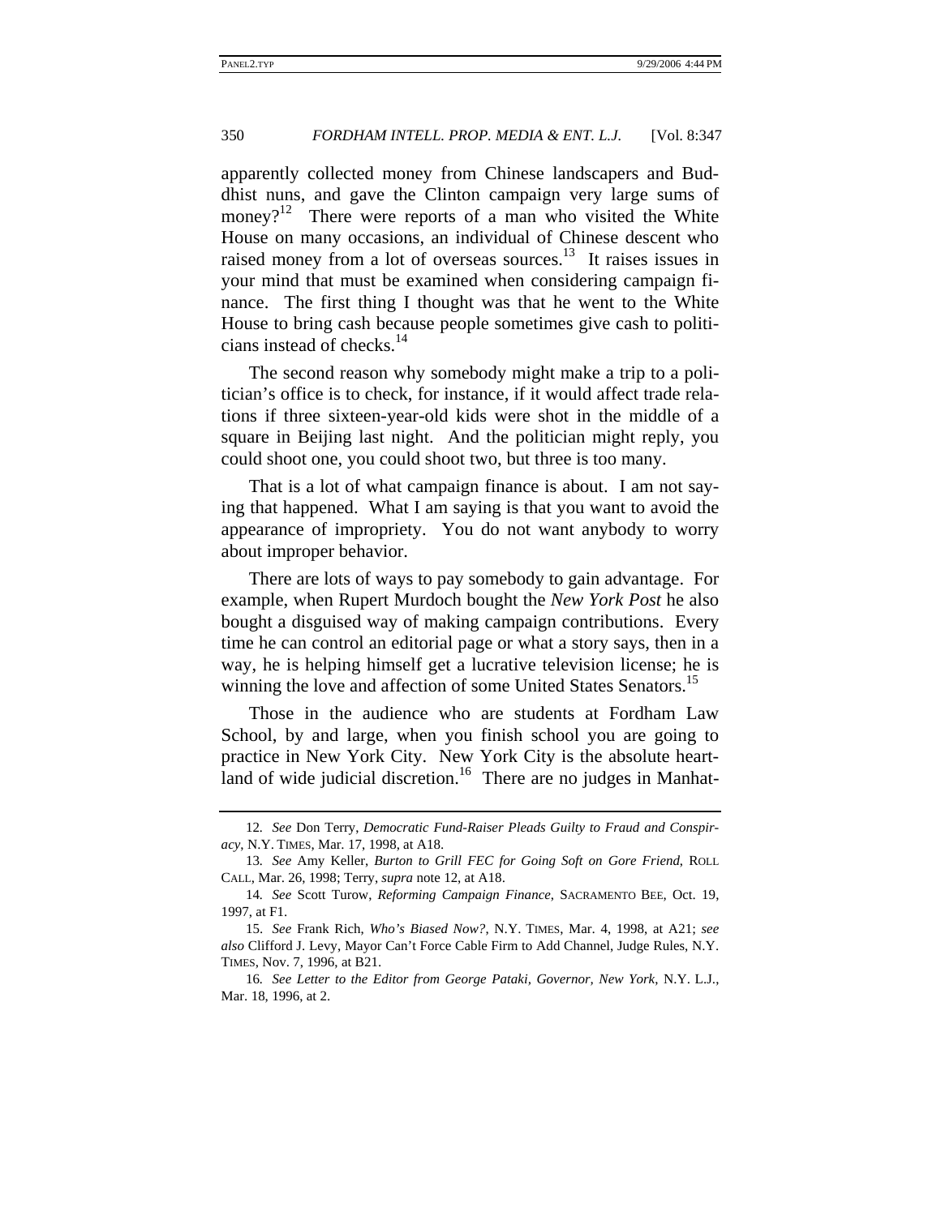apparently collected money from Chinese landscapers and Buddhist nuns, and gave the Clinton campaign very large sums of money?[12] There were reports of a man who visited the White House on many occasions, an individual of Chinese descent who raised money from a lot of overseas sources.[13] It raises issues in your mind that must be examined when considering campaign finance. The first thing I thought was that he went to the White House to bring cash because people sometimes give cash to politicians instead of checks.[14]

The second reason why somebody might make a trip to a politician's office is to check, for instance, if it would affect trade relations if three sixteen-year-old kids were shot in the middle of a square in Beijing last night. And the politician might reply, you could shoot one, you could shoot two, but three is too many.

That is a lot of what campaign finance is about. I am not saying that happened. What I am saying is that you want to avoid the appearance of impropriety. You do not want anybody to worry about improper behavior.

There are lots of ways to pay somebody to gain advantage. For example, when Rupert Murdoch bought the *New York Post* he also bought a disguised way of making campaign contributions. Every time he can control an editorial page or what a story says, then in a way, he is helping himself get a lucrative television license; he is winning the love and affection of some United States Senators.[15]

Those in the audience who are students at Fordham Law School, by and large, when you finish school you are going to practice in New York City. New York City is the absolute heartland of wide judicial discretion.[16] There are no judges in Manhat-

---

12. *See* Don Terry, *Democratic Fund-Raiser Pleads Guilty to Fraud and Conspiracy*, N.Y. TIMES, Mar. 17, 1998, at A18.

13. *See* Amy Keller, *Burton to Grill FEC for Going Soft on Gore Friend*, ROLL CALL, Mar. 26, 1998; Terry, *supra* note 12, at A18.

14. *See* Scott Turow, *Reforming Campaign Finance*, SACRAMENTO BEE, Oct. 19, 1997, at F1.

15. *See* Frank Rich, *Who's Biased Now?*, N.Y. TIMES, Mar. 4, 1998, at A21; *see also* Clifford J. Levy, Mayor Can't Force Cable Firm to Add Channel, Judge Rules, N.Y. TIMES, Nov. 7, 1996, at B21.

16. *See Letter to the Editor from George Pataki, Governor, New York*, N.Y. L.J., Mar. 18, 1996, at 2.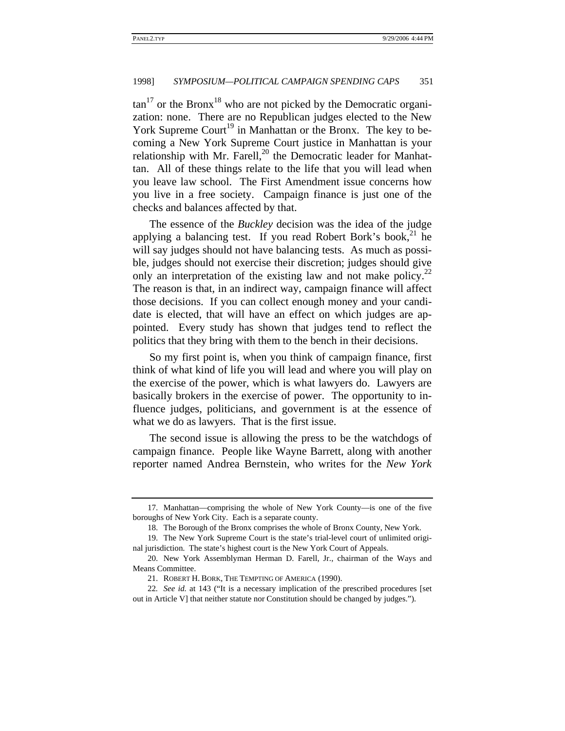tan[17] or the Bronx[18] who are not picked by the Democratic organization: none. There are no Republican judges elected to the New York Supreme Court[19] in Manhattan or the Bronx. The key to becoming a New York Supreme Court justice in Manhattan is your relationship with Mr. Farell,[20] the Democratic leader for Manhattan. All of these things relate to the life that you will lead when you leave law school. The First Amendment issue concerns how you live in a free society. Campaign finance is just one of the checks and balances affected by that.

The essence of the *Buckley* decision was the idea of the judge applying a balancing test. If you read Robert Bork's book,[21] he will say judges should not have balancing tests. As much as possible, judges should not exercise their discretion; judges should give only an interpretation of the existing law and not make policy.[22] The reason is that, in an indirect way, campaign finance will affect those decisions. If you can collect enough money and your candidate is elected, that will have an effect on which judges are appointed. Every study has shown that judges tend to reflect the politics that they bring with them to the bench in their decisions.

So my first point is, when you think of campaign finance, first think of what kind of life you will lead and where you will play on the exercise of the power, which is what lawyers do. Lawyers are basically brokers in the exercise of power. The opportunity to influence judges, politicians, and government is at the essence of what we do as lawyers. That is the first issue.

The second issue is allowing the press to be the watchdogs of campaign finance. People like Wayne Barrett, along with another reporter named Andrea Bernstein, who writes for the *New York*

---

17. Manhattan—comprising the whole of New York County—is one of the five boroughs of New York City. Each is a separate county.

18. The Borough of the Bronx comprises the whole of Bronx County, New York.

19. The New York Supreme Court is the state's trial-level court of unlimited original jurisdiction. The state's highest court is the New York Court of Appeals.

20. New York Assemblyman Herman D. Farell, Jr., chairman of the Ways and Means Committee.

21. ROBERT H. BORK, THE TEMPTING OF AMERICA (1990).

22. *See id.* at 143 ("It is a necessary implication of the prescribed procedures [set out in Article V] that neither statute nor Constitution should be changed by judges.").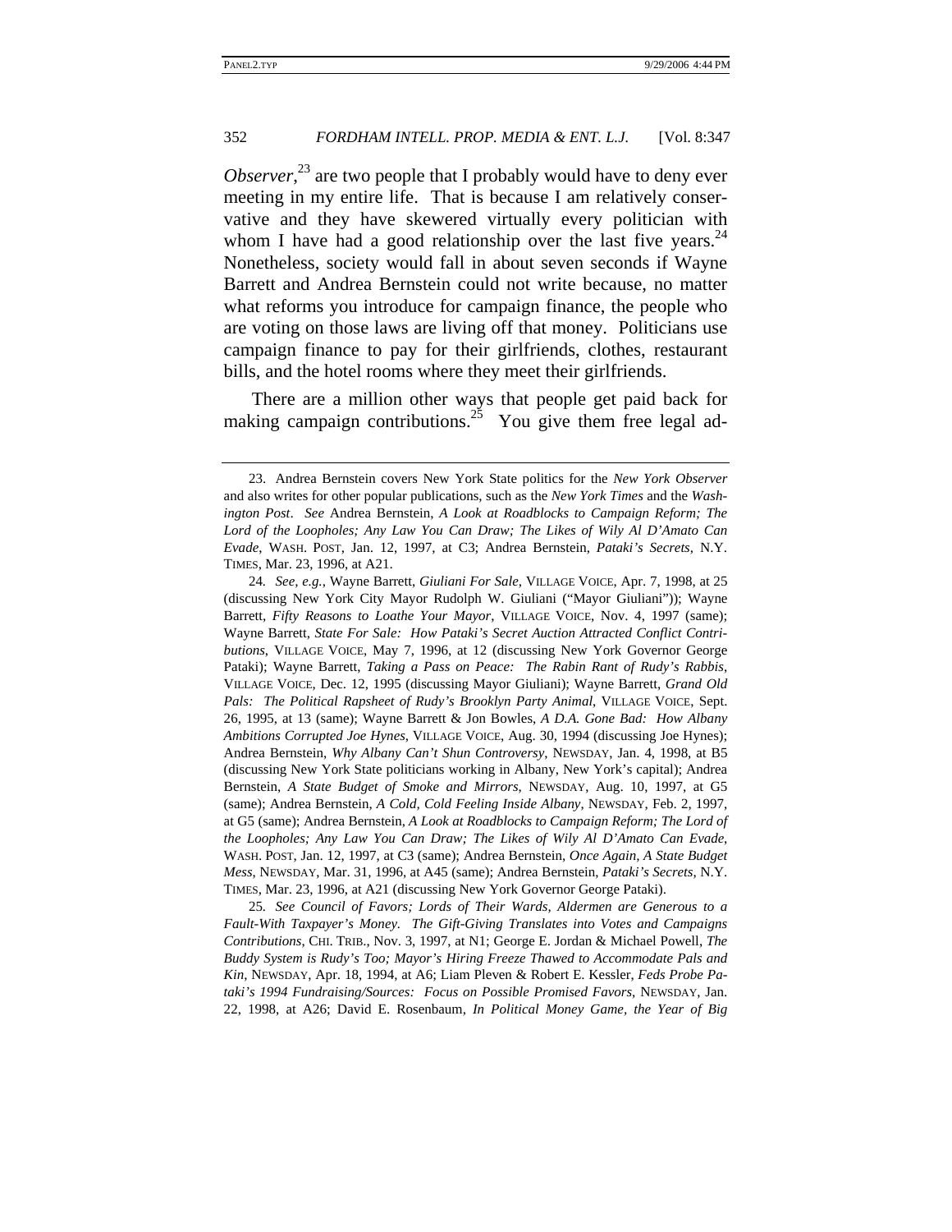*Observer*,[23] are two people that I probably would have to deny ever meeting in my entire life. That is because I am relatively conservative and they have skewered virtually every politician with whom I have had a good relationship over the last five years.[24] Nonetheless, society would fall in about seven seconds if Wayne Barrett and Andrea Bernstein could not write because, no matter what reforms you introduce for campaign finance, the people who are voting on those laws are living off that money. Politicians use campaign finance to pay for their girlfriends, clothes, restaurant bills, and the hotel rooms where they meet their girlfriends.

There are a million other ways that people get paid back for making campaign contributions.[25] You give them free legal ad-

---

23. Andrea Bernstein covers New York State politics for the *New York Observer* and also writes for other popular publications, such as the *New York Times* and the *Washington Post*. *See* Andrea Bernstein, *A Look at Roadblocks to Campaign Reform; The Lord of the Loopholes; Any Law You Can Draw; The Likes of Wily Al D'Amato Can Evade*, WASH. POST, Jan. 12, 1997, at C3; Andrea Bernstein, *Pataki's Secrets*, N.Y. TIMES, Mar. 23, 1996, at A21.

24. *See, e.g.*, Wayne Barrett, *Giuliani For Sale*, VILLAGE VOICE, Apr. 7, 1998, at 25 (discussing New York City Mayor Rudolph W. Giuliani ("Mayor Giuliani")); Wayne Barrett, *Fifty Reasons to Loathe Your Mayor*, VILLAGE VOICE, Nov. 4, 1997 (same); Wayne Barrett, *State For Sale: How Pataki's Secret Auction Attracted Conflict Contributions*, VILLAGE VOICE, May 7, 1996, at 12 (discussing New York Governor George Pataki); Wayne Barrett, *Taking a Pass on Peace: The Rabin Rant of Rudy's Rabbis*, VILLAGE VOICE, Dec. 12, 1995 (discussing Mayor Giuliani); Wayne Barrett, *Grand Old Pals: The Political Rapsheet of Rudy's Brooklyn Party Animal*, VILLAGE VOICE, Sept. 26, 1995, at 13 (same); Wayne Barrett & Jon Bowles, *A D.A. Gone Bad: How Albany Ambitions Corrupted Joe Hynes*, VILLAGE VOICE, Aug. 30, 1994 (discussing Joe Hynes); Andrea Bernstein, *Why Albany Can't Shun Controversy*, NEWSDAY, Jan. 4, 1998, at B5 (discussing New York State politicians working in Albany, New York's capital); Andrea Bernstein, *A State Budget of Smoke and Mirrors*, NEWSDAY, Aug. 10, 1997, at G5 (same); Andrea Bernstein, *A Cold, Cold Feeling Inside Albany*, NEWSDAY, Feb. 2, 1997, at G5 (same); Andrea Bernstein, *A Look at Roadblocks to Campaign Reform; The Lord of the Loopholes; Any Law You Can Draw; The Likes of Wily Al D'Amato Can Evade*, WASH. POST, Jan. 12, 1997, at C3 (same); Andrea Bernstein, *Once Again, A State Budget Mess*, NEWSDAY, Mar. 31, 1996, at A45 (same); Andrea Bernstein, *Pataki's Secrets*, N.Y. TIMES, Mar. 23, 1996, at A21 (discussing New York Governor George Pataki).

25. *See Council of Favors; Lords of Their Wards, Aldermen are Generous to a Fault-With Taxpayer's Money. The Gift-Giving Translates into Votes and Campaigns Contributions*, CHI. TRIB., Nov. 3, 1997, at N1; George E. Jordan & Michael Powell, *The Buddy System is Rudy's Too; Mayor's Hiring Freeze Thawed to Accommodate Pals and Kin*, NEWSDAY, Apr. 18, 1994, at A6; Liam Pleven & Robert E. Kessler, *Feds Probe Pataki's 1994 Fundraising/Sources: Focus on Possible Promised Favors*, NEWSDAY, Jan. 22, 1998, at A26; David E. Rosenbaum, *In Political Money Game, the Year of Big*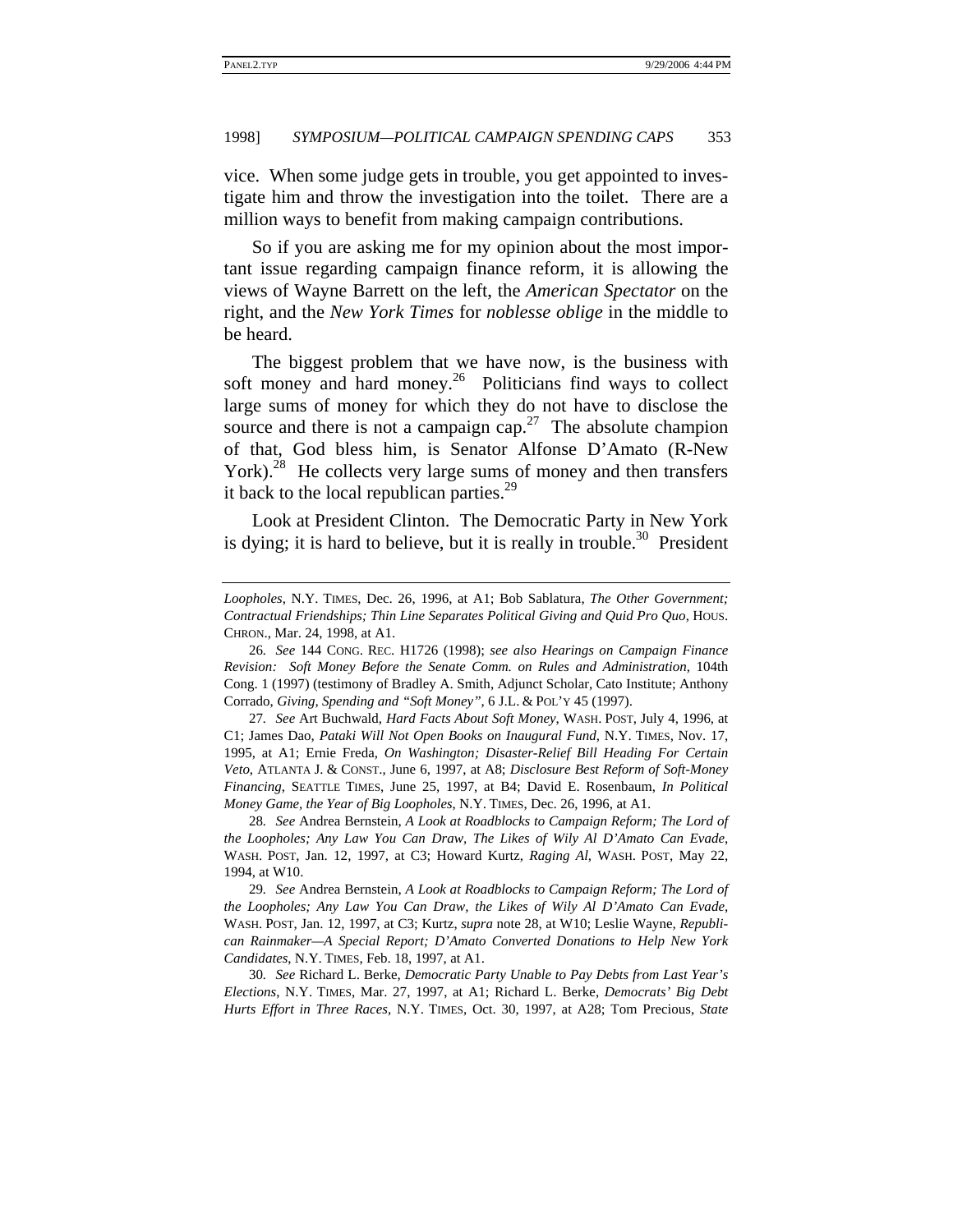vice. When some judge gets in trouble, you get appointed to investigate him and throw the investigation into the toilet. There are a million ways to benefit from making campaign contributions.

So if you are asking me for my opinion about the most important issue regarding campaign finance reform, it is allowing the views of Wayne Barrett on the left, the *American Spectator* on the right, and the *New York Times* for *noblesse oblige* in the middle to be heard.

The biggest problem that we have now, is the business with soft money and hard money.[26] Politicians find ways to collect large sums of money for which they do not have to disclose the source and there is not a campaign cap.[27] The absolute champion of that, God bless him, is Senator Alfonse D'Amato (R-New York).[28] He collects very large sums of money and then transfers it back to the local republican parties.[29]

Look at President Clinton. The Democratic Party in New York is dying; it is hard to believe, but it is really in trouble.[30] President

---

*Loopholes*, N.Y. TIMES, Dec. 26, 1996, at A1; Bob Sablatura, *The Other Government; Contractual Friendships; Thin Line Separates Political Giving and Quid Pro Quo*, HOUS. CHRON., Mar. 24, 1998, at A1.

26. *See* 144 CONG. REC. H1726 (1998); *see also Hearings on Campaign Finance Revision: Soft Money Before the Senate Comm. on Rules and Administration*, 104th Cong. 1 (1997) (testimony of Bradley A. Smith, Adjunct Scholar, Cato Institute; Anthony Corrado, *Giving, Spending and "Soft Money"*, 6 J.L. & POL'Y 45 (1997).

27. *See* Art Buchwald, *Hard Facts About Soft Money*, WASH. POST, July 4, 1996, at C1; James Dao, *Pataki Will Not Open Books on Inaugural Fund*, N.Y. TIMES, Nov. 17, 1995, at A1; Ernie Freda, *On Washington; Disaster-Relief Bill Heading For Certain Veto*, ATLANTA J. & CONST., June 6, 1997, at A8; *Disclosure Best Reform of Soft-Money Financing*, SEATTLE TIMES, June 25, 1997, at B4; David E. Rosenbaum, *In Political Money Game, the Year of Big Loopholes*, N.Y. TIMES, Dec. 26, 1996, at A1.

28. *See* Andrea Bernstein, *A Look at Roadblocks to Campaign Reform; The Lord of the Loopholes; Any Law You Can Draw, The Likes of Wily Al D'Amato Can Evade*, WASH. POST, Jan. 12, 1997, at C3; Howard Kurtz, *Raging Al*, WASH. POST, May 22, 1994, at W10.

29. *See* Andrea Bernstein, *A Look at Roadblocks to Campaign Reform; The Lord of the Loopholes; Any Law You Can Draw, the Likes of Wily Al D'Amato Can Evade*, WASH. POST, Jan. 12, 1997, at C3; Kurtz, *supra* note 28, at W10; Leslie Wayne, *Republican Rainmaker—A Special Report; D'Amato Converted Donations to Help New York Candidates*, N.Y. TIMES, Feb. 18, 1997, at A1.

30. *See* Richard L. Berke, *Democratic Party Unable to Pay Debts from Last Year's Elections*, N.Y. TIMES, Mar. 27, 1997, at A1; Richard L. Berke, *Democrats' Big Debt Hurts Effort in Three Races*, N.Y. TIMES, Oct. 30, 1997, at A28; Tom Precious, *State*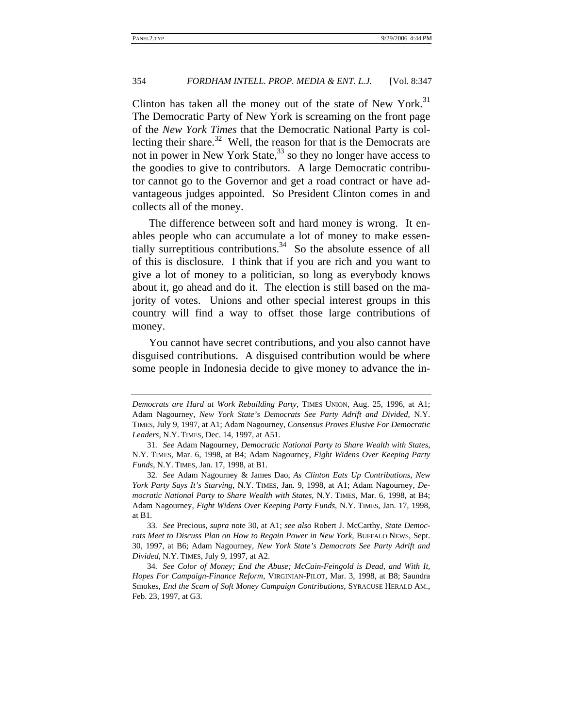Clinton has taken all the money out of the state of New York.[31] The Democratic Party of New York is screaming on the front page of the *New York Times* that the Democratic National Party is collecting their share.[32] Well, the reason for that is the Democrats are not in power in New York State,[33] so they no longer have access to the goodies to give to contributors. A large Democratic contributor cannot go to the Governor and get a road contract or have advantageous judges appointed. So President Clinton comes in and collects all of the money.

The difference between soft and hard money is wrong. It enables people who can accumulate a lot of money to make essentially surreptitious contributions.[34] So the absolute essence of all of this is disclosure. I think that if you are rich and you want to give a lot of money to a politician, so long as everybody knows about it, go ahead and do it. The election is still based on the majority of votes. Unions and other special interest groups in this country will find a way to offset those large contributions of money.

You cannot have secret contributions, and you also cannot have disguised contributions. A disguised contribution would be where some people in Indonesia decide to give money to advance the in-

---

*Democrats are Hard at Work Rebuilding Party*, TIMES UNION, Aug. 25, 1996, at A1; Adam Nagourney, *New York State's Democrats See Party Adrift and Divided*, N.Y. TIMES, July 9, 1997, at A1; Adam Nagourney, *Consensus Proves Elusive For Democratic Leaders*, N.Y. TIMES, Dec. 14, 1997, at A51.

31. *See* Adam Nagourney, *Democratic National Party to Share Wealth with States*, N.Y. TIMES, Mar. 6, 1998, at B4; Adam Nagourney, *Fight Widens Over Keeping Party Funds*, N.Y. TIMES, Jan. 17, 1998, at B1.

32. *See* Adam Nagourney & James Dao, *As Clinton Eats Up Contributions, New York Party Says It's Starving*, N.Y. TIMES, Jan. 9, 1998, at A1; Adam Nagourney, *Democratic National Party to Share Wealth with States*, N.Y. TIMES, Mar. 6, 1998, at B4; Adam Nagourney, *Fight Widens Over Keeping Party Funds*, N.Y. TIMES, Jan. 17, 1998, at B1.

33. *See* Precious, *supra* note 30, at A1; *see also* Robert J. McCarthy, *State Democrats Meet to Discuss Plan on How to Regain Power in New York*, BUFFALO NEWS, Sept. 30, 1997, at B6; Adam Nagourney, *New York State's Democrats See Party Adrift and Divided*, N.Y. TIMES, July 9, 1997, at A2.

34. *See Color of Money; End the Abuse; McCain-Feingold is Dead, and With It, Hopes For Campaign-Finance Reform*, VIRGINIAN-PILOT, Mar. 3, 1998, at B8; Saundra Smokes, *End the Scam of Soft Money Campaign Contributions*, SYRACUSE HERALD AM., Feb. 23, 1997, at G3.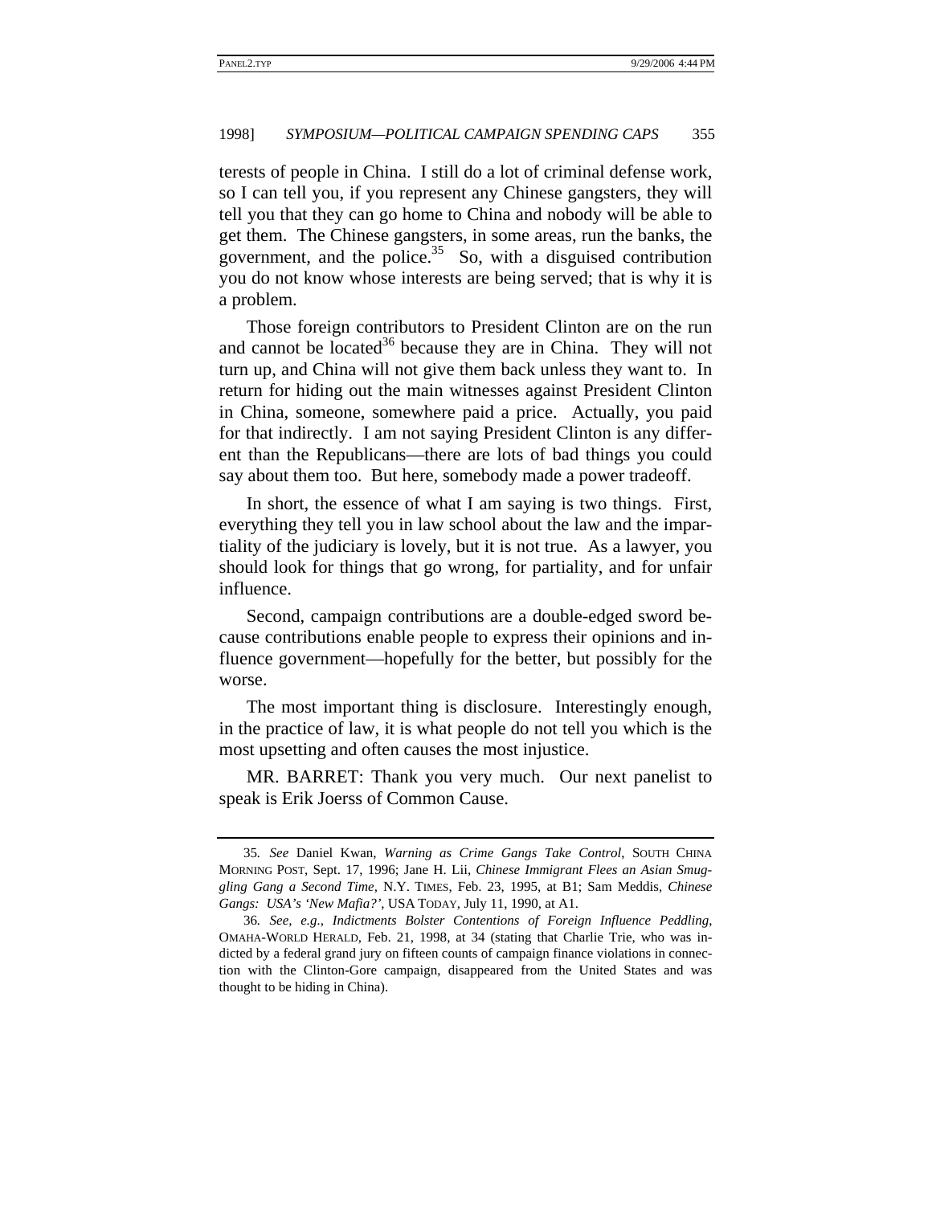terests of people in China. I still do a lot of criminal defense work, so I can tell you, if you represent any Chinese gangsters, they will tell you that they can go home to China and nobody will be able to get them. The Chinese gangsters, in some areas, run the banks, the government, and the police.[35] So, with a disguised contribution you do not know whose interests are being served; that is why it is a problem.

Those foreign contributors to President Clinton are on the run and cannot be located[36] because they are in China. They will not turn up, and China will not give them back unless they want to. In return for hiding out the main witnesses against President Clinton in China, someone, somewhere paid a price. Actually, you paid for that indirectly. I am not saying President Clinton is any different than the Republicans—there are lots of bad things you could say about them too. But here, somebody made a power tradeoff.

In short, the essence of what I am saying is two things. First, everything they tell you in law school about the law and the impartiality of the judiciary is lovely, but it is not true. As a lawyer, you should look for things that go wrong, for partiality, and for unfair influence.

Second, campaign contributions are a double-edged sword because contributions enable people to express their opinions and influence government—hopefully for the better, but possibly for the worse.

The most important thing is disclosure. Interestingly enough, in the practice of law, it is what people do not tell you which is the most upsetting and often causes the most injustice.

MR. BARRET: Thank you very much. Our next panelist to speak is Erik Joerss of Common Cause.

---

35. *See* Daniel Kwan, *Warning as Crime Gangs Take Control*, SOUTH CHINA MORNING POST, Sept. 17, 1996; Jane H. Lii, *Chinese Immigrant Flees an Asian Smuggling Gang a Second Time*, N.Y. TIMES, Feb. 23, 1995, at B1; Sam Meddis, *Chinese Gangs: USA's 'New Mafia?'*, USA TODAY, July 11, 1990, at A1.

36. *See, e.g.*, *Indictments Bolster Contentions of Foreign Influence Peddling*, OMAHA-WORLD HERALD, Feb. 21, 1998, at 34 (stating that Charlie Trie, who was indicted by a federal grand jury on fifteen counts of campaign finance violations in connection with the Clinton-Gore campaign, disappeared from the United States and was thought to be hiding in China).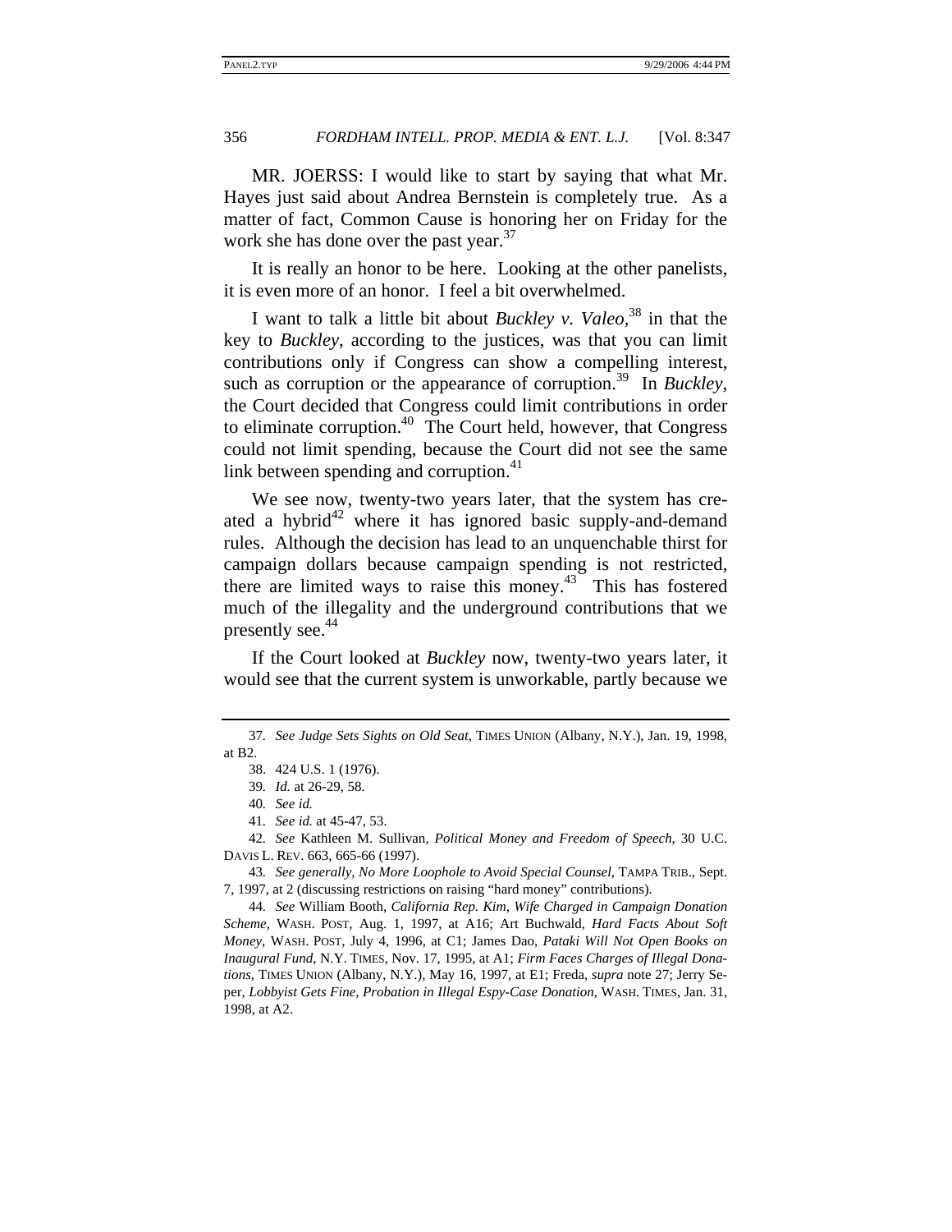MR. JOERSS: I would like to start by saying that what Mr. Hayes just said about Andrea Bernstein is completely true. As a matter of fact, Common Cause is honoring her on Friday for the work she has done over the past year.[37]

It is really an honor to be here. Looking at the other panelists, it is even more of an honor. I feel a bit overwhelmed.

I want to talk a little bit about *Buckley v. Valeo*,[38] in that the key to *Buckley*, according to the justices, was that you can limit contributions only if Congress can show a compelling interest, such as corruption or the appearance of corruption.[39] In *Buckley*, the Court decided that Congress could limit contributions in order to eliminate corruption.[40] The Court held, however, that Congress could not limit spending, because the Court did not see the same link between spending and corruption.[41]

We see now, twenty-two years later, that the system has created a hybrid[42] where it has ignored basic supply-and-demand rules. Although the decision has lead to an unquenchable thirst for campaign dollars because campaign spending is not restricted, there are limited ways to raise this money.[43] This has fostered much of the illegality and the underground contributions that we presently see.[44]

If the Court looked at *Buckley* now, twenty-two years later, it would see that the current system is unworkable, partly because we

---

37. *See Judge Sets Sights on Old Seat*, TIMES UNION (Albany, N.Y.), Jan. 19, 1998, at B2.

38. 424 U.S. 1 (1976).

39. *Id.* at 26-29, 58.

40. *See id.*

41. *See id.* at 45-47, 53.

42. *See* Kathleen M. Sullivan, *Political Money and Freedom of Speech*, 30 U.C. DAVIS L. REV. 663, 665-66 (1997).

43. *See generally*, *No More Loophole to Avoid Special Counsel*, TAMPA TRIB., Sept. 7, 1997, at 2 (discussing restrictions on raising "hard money" contributions).

44. *See* William Booth, *California Rep. Kim, Wife Charged in Campaign Donation Scheme*, WASH. POST, Aug. 1, 1997, at A16; Art Buchwald, *Hard Facts About Soft Money*, WASH. POST, July 4, 1996, at C1; James Dao, *Pataki Will Not Open Books on Inaugural Fund*, N.Y. TIMES, Nov. 17, 1995, at A1; *Firm Faces Charges of Illegal Donations*, TIMES UNION (Albany, N.Y.), May 16, 1997, at E1; Freda, *supra* note 27; Jerry Seper, *Lobbyist Gets Fine, Probation in Illegal Espy-Case Donation*, WASH. TIMES, Jan. 31, 1998, at A2.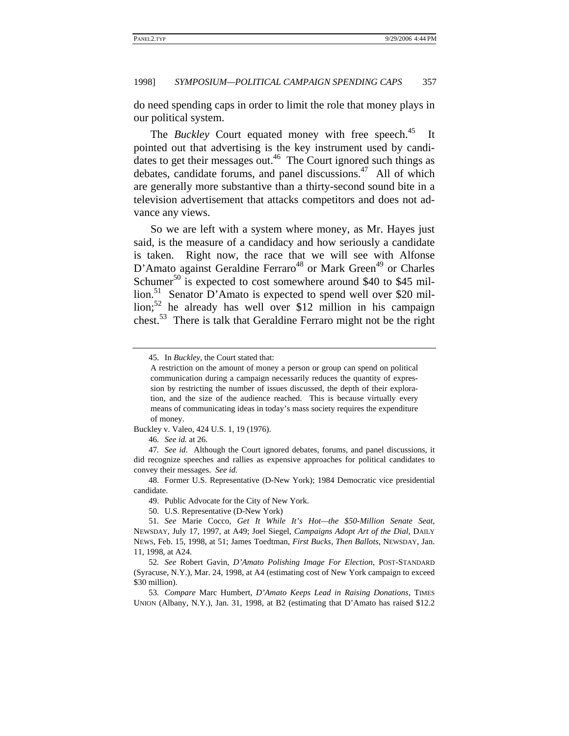do need spending caps in order to limit the role that money plays in our political system.

The *Buckley* Court equated money with free speech.[45] It pointed out that advertising is the key instrument used by candidates to get their messages out.[46] The Court ignored such things as debates, candidate forums, and panel discussions.[47] All of which are generally more substantive than a thirty-second sound bite in a television advertisement that attacks competitors and does not advance any views.

So we are left with a system where money, as Mr. Hayes just said, is the measure of a candidacy and how seriously a candidate is taken. Right now, the race that we will see with Alfonse D'Amato against Geraldine Ferraro[48] or Mark Green[49] or Charles Schumer[50] is expected to cost somewhere around $40 to $45 million.[51] Senator D'Amato is expected to spend well over $20 million;[52] he already has well over $12 million in his campaign chest.[53] There is talk that Geraldine Ferraro might not be the right

---

45. In *Buckley*, the Court stated that:

> A restriction on the amount of money a person or group can spend on political communication during a campaign necessarily reduces the quantity of expression by restricting the number of issues discussed, the depth of their exploration, and the size of the audience reached. This is because virtually every means of communicating ideas in today's mass society requires the expenditure of money.

Buckley v. Valeo, 424 U.S. 1, 19 (1976).

46. *See id.* at 26.

47. *See id.* Although the Court ignored debates, forums, and panel discussions, it did recognize speeches and rallies as expensive approaches for political candidates to convey their messages. *See id.*

48. Former U.S. Representative (D-New York); 1984 Democratic vice presidential candidate.

49. Public Advocate for the City of New York.

50. U.S. Representative (D-New York)

51. *See* Marie Cocco, *Get It While It's Hot—the $50-Million Senate Seat*, NEWSDAY, July 17, 1997, at A49; Joel Siegel, *Campaigns Adopt Art of the Dial*, DAILY NEWS, Feb. 15, 1998, at 51; James Toedtman, *First Bucks, Then Ballots*, NEWSDAY, Jan. 11, 1998, at A24.

52. *See* Robert Gavin, *D'Amato Polishing Image For Election*, POST-STANDARD (Syracuse, N.Y.), Mar. 24, 1998, at A4 (estimating cost of New York campaign to exceed $30 million).

53. *Compare* Marc Humbert, *D'Amato Keeps Lead in Raising Donations*, TIMES UNION (Albany, N.Y.), Jan. 31, 1998, at B2 (estimating that D'Amato has raised $12.2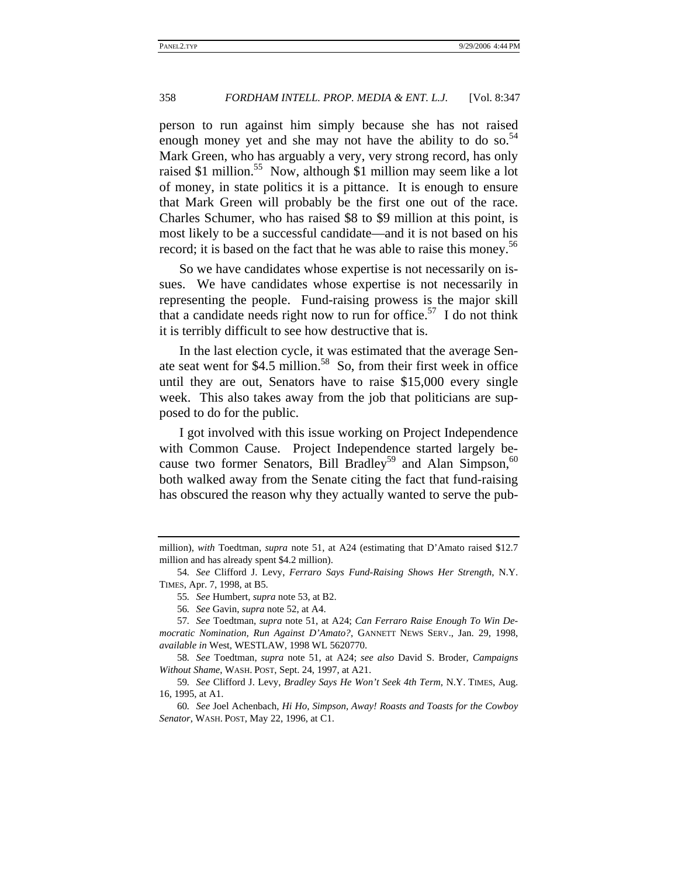person to run against him simply because she has not raised enough money yet and she may not have the ability to do so.[54] Mark Green, who has arguably a very, very strong record, has only raised $1 million.[55] Now, although $1 million may seem like a lot of money, in state politics it is a pittance. It is enough to ensure that Mark Green will probably be the first one out of the race. Charles Schumer, who has raised $8 to $9 million at this point, is most likely to be a successful candidate—and it is not based on his record; it is based on the fact that he was able to raise this money.[56]

So we have candidates whose expertise is not necessarily on issues. We have candidates whose expertise is not necessarily in representing the people. Fund-raising prowess is the major skill that a candidate needs right now to run for office.[57] I do not think it is terribly difficult to see how destructive that is.

In the last election cycle, it was estimated that the average Senate seat went for $4.5 million.[58] So, from their first week in office until they are out, Senators have to raise $15,000 every single week. This also takes away from the job that politicians are supposed to do for the public.

I got involved with this issue working on Project Independence with Common Cause. Project Independence started largely because two former Senators, Bill Bradley[59] and Alan Simpson,[60] both walked away from the Senate citing the fact that fund-raising has obscured the reason why they actually wanted to serve the pub-

---

million), *with* Toedtman, *supra* note 51, at A24 (estimating that D'Amato raised $12.7 million and has already spent $4.2 million).

54. *See* Clifford J. Levy, *Ferraro Says Fund-Raising Shows Her Strength*, N.Y. TIMES, Apr. 7, 1998, at B5.

55. *See* Humbert, *supra* note 53, at B2.

56. *See* Gavin, *supra* note 52, at A4.

57. *See* Toedtman, *supra* note 51, at A24; *Can Ferraro Raise Enough To Win Democratic Nomination, Run Against D'Amato?*, GANNETT NEWS SERV., Jan. 29, 1998, *available in* West, WESTLAW, 1998 WL 5620770.

58. *See* Toedtman, *supra* note 51, at A24; *see also* David S. Broder, *Campaigns Without Shame*, WASH. POST, Sept. 24, 1997, at A21.

59. *See* Clifford J. Levy, *Bradley Says He Won't Seek 4th Term*, N.Y. TIMES, Aug. 16, 1995, at A1.

60. *See* Joel Achenbach, *Hi Ho, Simpson, Away! Roasts and Toasts for the Cowboy Senator*, WASH. POST, May 22, 1996, at C1.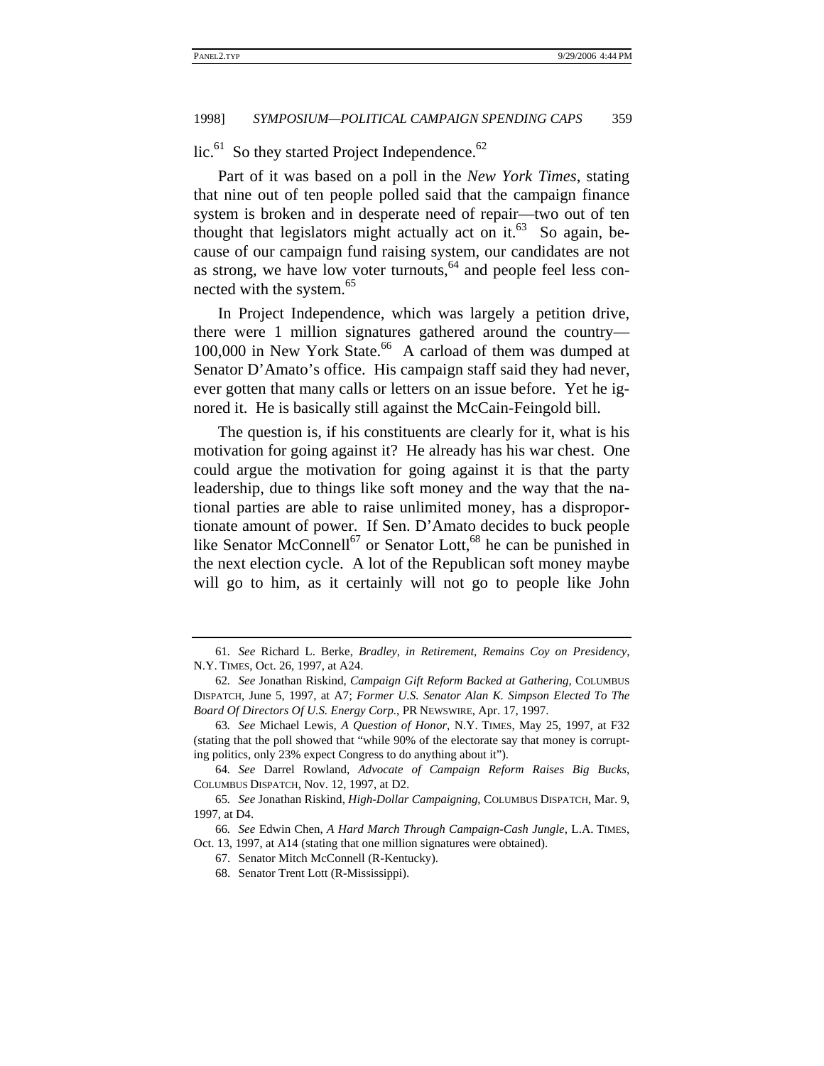lic.[61] So they started Project Independence.[62]

Part of it was based on a poll in the *New York Times*, stating that nine out of ten people polled said that the campaign finance system is broken and in desperate need of repair—two out of ten thought that legislators might actually act on it.[63] So again, because of our campaign fund raising system, our candidates are not as strong, we have low voter turnouts,[64] and people feel less connected with the system.[65]

In Project Independence, which was largely a petition drive, there were 1 million signatures gathered around the country—100,000 in New York State.[66] A carload of them was dumped at Senator D'Amato's office. His campaign staff said they had never, ever gotten that many calls or letters on an issue before. Yet he ignored it. He is basically still against the McCain-Feingold bill.

The question is, if his constituents are clearly for it, what is his motivation for going against it? He already has his war chest. One could argue the motivation for going against it is that the party leadership, due to things like soft money and the way that the national parties are able to raise unlimited money, has a disproportionate amount of power. If Sen. D'Amato decides to buck people like Senator McConnell[67] or Senator Lott,[68] he can be punished in the next election cycle. A lot of the Republican soft money maybe will go to him, as it certainly will not go to people like John

---

61. *See* Richard L. Berke, *Bradley, in Retirement, Remains Coy on Presidency*, N.Y. TIMES, Oct. 26, 1997, at A24.

62. *See* Jonathan Riskind, *Campaign Gift Reform Backed at Gathering*, COLUMBUS DISPATCH, June 5, 1997, at A7; *Former U.S. Senator Alan K. Simpson Elected To The Board Of Directors Of U.S. Energy Corp.*, PR NEWSWIRE, Apr. 17, 1997.

63. *See* Michael Lewis, *A Question of Honor*, N.Y. TIMES, May 25, 1997, at F32 (stating that the poll showed that "while 90% of the electorate say that money is corrupting politics, only 23% expect Congress to do anything about it").

64. *See* Darrel Rowland, *Advocate of Campaign Reform Raises Big Bucks*, COLUMBUS DISPATCH, Nov. 12, 1997, at D2.

65. *See* Jonathan Riskind, *High-Dollar Campaigning*, COLUMBUS DISPATCH, Mar. 9, 1997, at D4.

66. *See* Edwin Chen, *A Hard March Through Campaign-Cash Jungle*, L.A. TIMES, Oct. 13, 1997, at A14 (stating that one million signatures were obtained).

67. Senator Mitch McConnell (R-Kentucky).

68. Senator Trent Lott (R-Mississippi).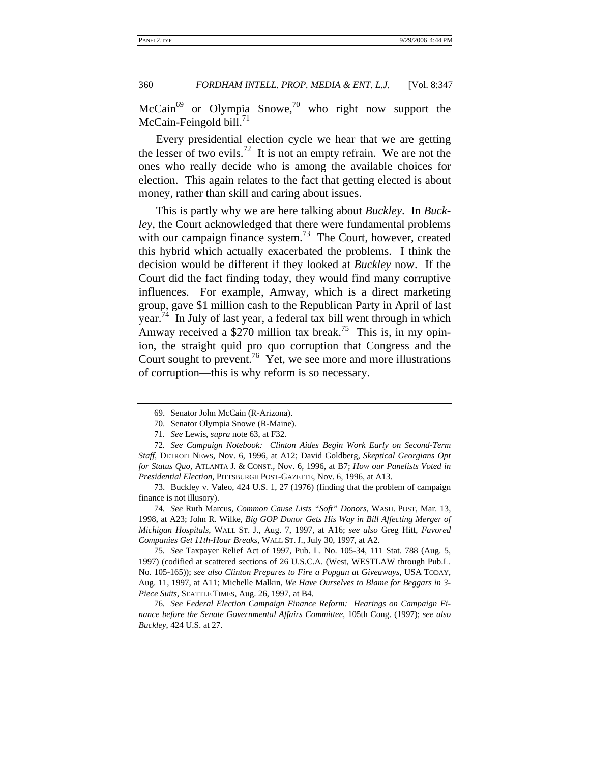McCain[69] or Olympia Snowe,[70] who right now support the McCain-Feingold bill.[71]

Every presidential election cycle we hear that we are getting the lesser of two evils.[72] It is not an empty refrain. We are not the ones who really decide who is among the available choices for election. This again relates to the fact that getting elected is about money, rather than skill and caring about issues.

This is partly why we are here talking about *Buckley*. In *Buckley*, the Court acknowledged that there were fundamental problems with our campaign finance system.[73] The Court, however, created this hybrid which actually exacerbated the problems. I think the decision would be different if they looked at *Buckley* now. If the Court did the fact finding today, they would find many corruptive influences. For example, Amway, which is a direct marketing group, gave $1 million cash to the Republican Party in April of last year.[74] In July of last year, a federal tax bill went through in which Amway received a $270 million tax break.[75] This is, in my opinion, the straight quid pro quo corruption that Congress and the Court sought to prevent.[76] Yet, we see more and more illustrations of corruption—this is why reform is so necessary.

---

69. Senator John McCain (R-Arizona).

70. Senator Olympia Snowe (R-Maine).

71. *See* Lewis, *supra* note 63, at F32.

72. *See Campaign Notebook: Clinton Aides Begin Work Early on Second-Term Staff*, DETROIT NEWS, Nov. 6, 1996, at A12; David Goldberg, *Skeptical Georgians Opt for Status Quo*, ATLANTA J. & CONST., Nov. 6, 1996, at B7; *How our Panelists Voted in Presidential Election*, PITTSBURGH POST-GAZETTE, Nov. 6, 1996, at A13.

73. Buckley v. Valeo, 424 U.S. 1, 27 (1976) (finding that the problem of campaign finance is not illusory).

74. *See* Ruth Marcus, *Common Cause Lists "Soft" Donors*, WASH. POST, Mar. 13, 1998, at A23; John R. Wilke, *Big GOP Donor Gets His Way in Bill Affecting Merger of Michigan Hospitals*, WALL ST. J., Aug. 7, 1997, at A16; *see also* Greg Hitt, *Favored Companies Get 11th-Hour Breaks*, WALL ST. J., July 30, 1997, at A2.

75. *See* Taxpayer Relief Act of 1997, Pub. L. No. 105-34, 111 Stat. 788 (Aug. 5, 1997) (codified at scattered sections of 26 U.S.C.A. (West, WESTLAW through Pub.L. No. 105-165)); *see also Clinton Prepares to Fire a Popgun at Giveaways*, USA TODAY, Aug. 11, 1997, at A11; Michelle Malkin, *We Have Ourselves to Blame for Beggars in 3-Piece Suits*, SEATTLE TIMES, Aug. 26, 1997, at B4.

76. *See Federal Election Campaign Finance Reform: Hearings on Campaign Finance before the Senate Governmental Affairs Committee*, 105th Cong. (1997); *see also Buckley*, 424 U.S. at 27.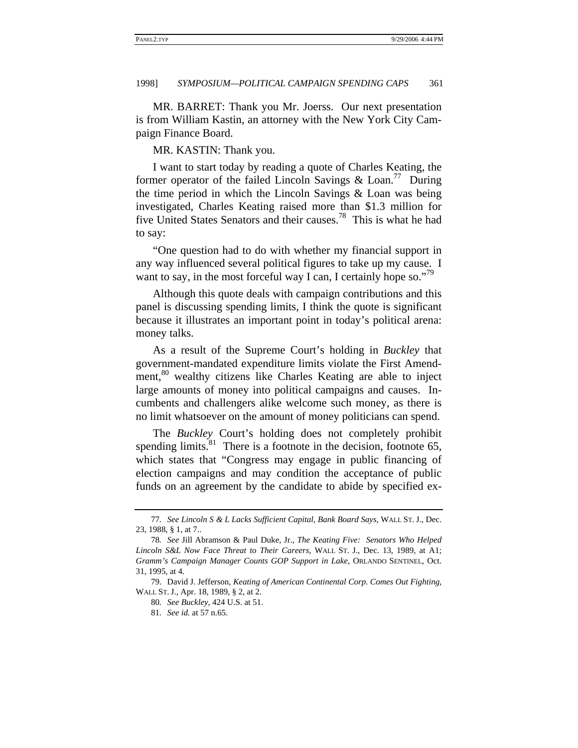MR. BARRET: Thank you Mr. Joerss. Our next presentation is from William Kastin, an attorney with the New York City Campaign Finance Board.

MR. KASTIN: Thank you.

I want to start today by reading a quote of Charles Keating, the former operator of the failed Lincoln Savings & Loan.[77] During the time period in which the Lincoln Savings & Loan was being investigated, Charles Keating raised more than $1.3 million for five United States Senators and their causes.[78] This is what he had to say:

"One question had to do with whether my financial support in any way influenced several political figures to take up my cause. I want to say, in the most forceful way I can, I certainly hope so."[79]

Although this quote deals with campaign contributions and this panel is discussing spending limits, I think the quote is significant because it illustrates an important point in today's political arena: money talks.

As a result of the Supreme Court's holding in *Buckley* that government-mandated expenditure limits violate the First Amendment,[80] wealthy citizens like Charles Keating are able to inject large amounts of money into political campaigns and causes. Incumbents and challengers alike welcome such money, as there is no limit whatsoever on the amount of money politicians can spend.

The *Buckley* Court's holding does not completely prohibit spending limits.[81] There is a footnote in the decision, footnote 65, which states that "Congress may engage in public financing of election campaigns and may condition the acceptance of public funds on an agreement by the candidate to abide by specified ex-

---

77. *See Lincoln S & L Lacks Sufficient Capital, Bank Board Says*, WALL ST. J., Dec. 23, 1988, § 1, at 7..

78. *See* Jill Abramson & Paul Duke, Jr., *The Keating Five: Senators Who Helped Lincoln S&L Now Face Threat to Their Careers*, WALL ST. J., Dec. 13, 1989, at A1; *Gramm's Campaign Manager Counts GOP Support in Lake*, ORLANDO SENTINEL, Oct. 31, 1995, at 4.

79. David J. Jefferson, *Keating of American Continental Corp. Comes Out Fighting*, WALL ST. J., Apr. 18, 1989, § 2, at 2.

80. *See Buckley*, 424 U.S. at 51.

81. *See id.* at 57 n.65.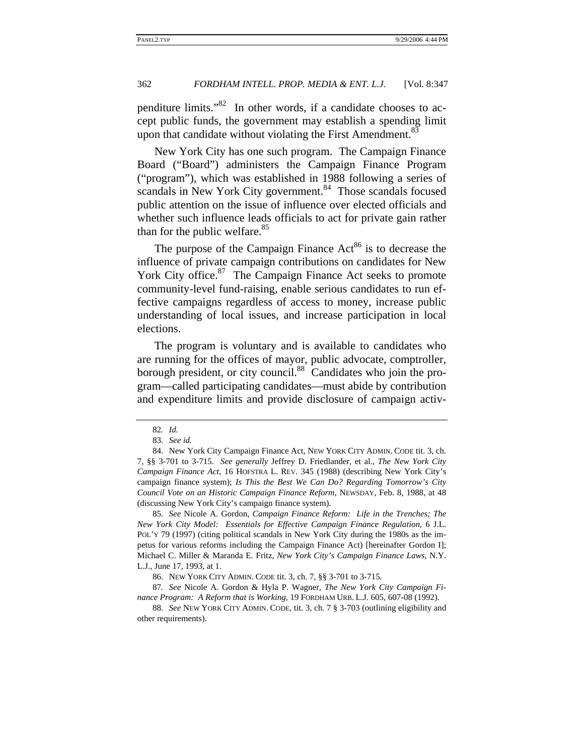penditure limits."[82] In other words, if a candidate chooses to accept public funds, the government may establish a spending limit upon that candidate without violating the First Amendment.[83]

New York City has one such program. The Campaign Finance Board ("Board") administers the Campaign Finance Program ("program"), which was established in 1988 following a series of scandals in New York City government.[84] Those scandals focused public attention on the issue of influence over elected officials and whether such influence leads officials to act for private gain rather than for the public welfare.[85]

The purpose of the Campaign Finance Act[86] is to decrease the influence of private campaign contributions on candidates for New York City office.[87] The Campaign Finance Act seeks to promote community-level fund-raising, enable serious candidates to run effective campaigns regardless of access to money, increase public understanding of local issues, and increase participation in local elections.

The program is voluntary and is available to candidates who are running for the offices of mayor, public advocate, comptroller, borough president, or city council.[88] Candidates who join the program—called participating candidates—must abide by contribution and expenditure limits and provide disclosure of campaign activ-

---

82. *Id.*

83. *See id.*

84. New York City Campaign Finance Act, NEW YORK CITY ADMIN. CODE tit. 3, ch. 7, §§ 3-701 to 3-715. *See generally* Jeffrey D. Friedlander, et al., *The New York City Campaign Finance Act*, 16 HOFSTRA L. REV. 345 (1988) (describing New York City's campaign finance system); *Is This the Best We Can Do? Regarding Tomorrow's City Council Vote on an Historic Campaign Finance Reform*, NEWSDAY, Feb. 8, 1988, at 48 (discussing New York City's campaign finance system).

85. *See* Nicole A. Gordon, *Campaign Finance Reform: Life in the Trenches; The New York City Model: Essentials for Effective Campaign Finance Regulation*, 6 J.L. POL'Y 79 (1997) (citing political scandals in New York City during the 1980s as the impetus for various reforms including the Campaign Finance Act) [hereinafter Gordon I]; Michael C. Miller & Maranda E. Fritz, *New York City's Campaign Finance Laws*, N.Y. L.J., June 17, 1993, at 1.

86. NEW YORK CITY ADMIN. CODE tit. 3, ch. 7, §§ 3-701 to 3-715.

87. *See* Nicole A. Gordon & Hyla P. Wagner, *The New York City Campaign Finance Program: A Reform that is Working,* 19 FORDHAM URB. L.J. 605, 607-08 (1992).

88. *See* NEW YORK CITY ADMIN. CODE, tit. 3, ch. 7 § 3-703 (outlining eligibility and other requirements).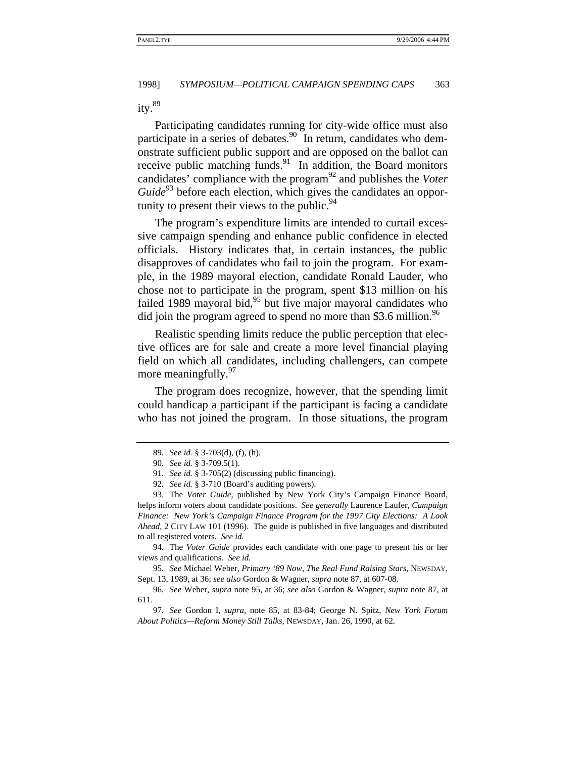ity.[89]

Participating candidates running for city-wide office must also participate in a series of debates.[90] In return, candidates who demonstrate sufficient public support and are opposed on the ballot can receive public matching funds.[91] In addition, the Board monitors candidates' compliance with the program[92] and publishes the *Voter Guide*[93] before each election, which gives the candidates an opportunity to present their views to the public.[94]

The program's expenditure limits are intended to curtail excessive campaign spending and enhance public confidence in elected officials. History indicates that, in certain instances, the public disapproves of candidates who fail to join the program. For example, in the 1989 mayoral election, candidate Ronald Lauder, who chose not to participate in the program, spent $13 million on his failed 1989 mayoral bid,[95] but five major mayoral candidates who did join the program agreed to spend no more than $3.6 million.[96]

Realistic spending limits reduce the public perception that elective offices are for sale and create a more level financial playing field on which all candidates, including challengers, can compete more meaningfully.[97]

The program does recognize, however, that the spending limit could handicap a participant if the participant is facing a candidate who has not joined the program. In those situations, the program

---

89. *See id.* § 3-703(d), (f), (h).

90. *See id.* § 3-709.5(1).

91. *See id.* § 3-705(2) (discussing public financing).

92. *See id.* § 3-710 (Board's auditing powers).

93. The *Voter Guide*, published by New York City's Campaign Finance Board, helps inform voters about candidate positions. *See generally* Laurence Laufer, *Campaign Finance: New York's Campaign Finance Program for the 1997 City Elections: A Look Ahead*, 2 CITY LAW 101 (1996). The guide is published in five languages and distributed to all registered voters. *See id.*

94. The *Voter Guide* provides each candidate with one page to present his or her views and qualifications. *See id.*

95. *See* Michael Weber, *Primary '89 Now, The Real Fund Raising Stars*, NEWSDAY, Sept. 13, 1989, at 36; *see also* Gordon & Wagner, *supra* note 87, at 607-08.

96. *See* Weber, *supra* note 95, at 36; *see also* Gordon & Wagner, *supra* note 87, at 611.

97. *See* Gordon I, *supra*, note 85, at 83-84; George N. Spitz, *New York Forum About Politics—Reform Money Still Talks*, NEWSDAY, Jan. 26, 1990, at 62.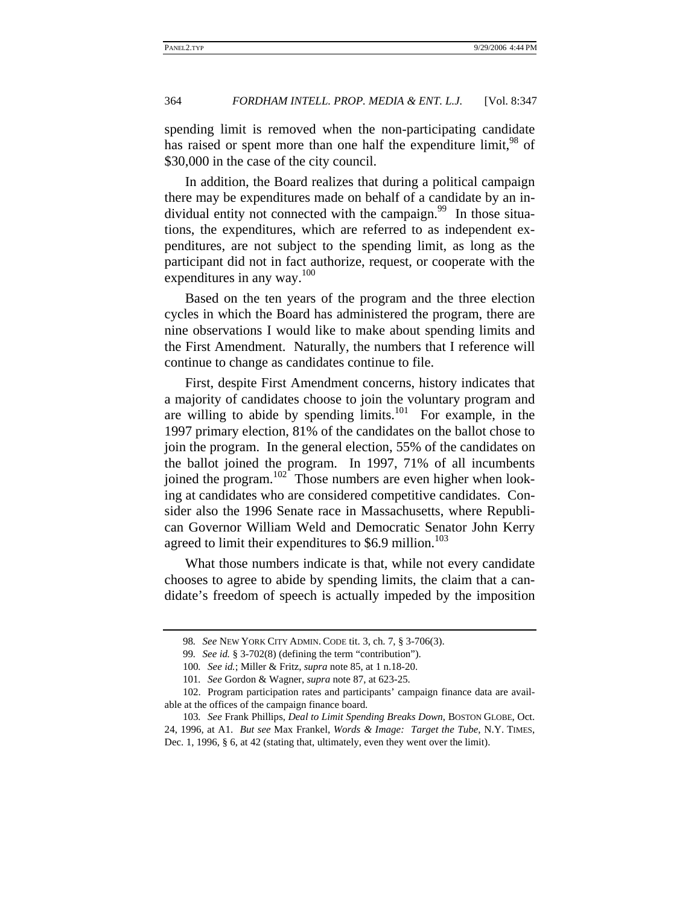spending limit is removed when the non-participating candidate has raised or spent more than one half the expenditure limit,[98] of $30,000 in the case of the city council.

In addition, the Board realizes that during a political campaign there may be expenditures made on behalf of a candidate by an individual entity not connected with the campaign.[99] In those situations, the expenditures, which are referred to as independent expenditures, are not subject to the spending limit, as long as the participant did not in fact authorize, request, or cooperate with the expenditures in any way.[100]

Based on the ten years of the program and the three election cycles in which the Board has administered the program, there are nine observations I would like to make about spending limits and the First Amendment. Naturally, the numbers that I reference will continue to change as candidates continue to file.

First, despite First Amendment concerns, history indicates that a majority of candidates choose to join the voluntary program and are willing to abide by spending limits.[101] For example, in the 1997 primary election, 81% of the candidates on the ballot chose to join the program. In the general election, 55% of the candidates on the ballot joined the program. In 1997, 71% of all incumbents joined the program.[102] Those numbers are even higher when looking at candidates who are considered competitive candidates. Consider also the 1996 Senate race in Massachusetts, where Republican Governor William Weld and Democratic Senator John Kerry agreed to limit their expenditures to $6.9 million.[103]

What those numbers indicate is that, while not every candidate chooses to agree to abide by spending limits, the claim that a candidate's freedom of speech is actually impeded by the imposition

---

98. *See* NEW YORK CITY ADMIN. CODE tit. 3, ch. 7, § 3-706(3).

99. *See id.* § 3-702(8) (defining the term "contribution").

100. *See id.*; Miller & Fritz, *supra* note 85, at 1 n.18-20.

101. *See* Gordon & Wagner, *supra* note 87, at 623-25.

102. Program participation rates and participants' campaign finance data are available at the offices of the campaign finance board.

103. *See* Frank Phillips, *Deal to Limit Spending Breaks Down*, BOSTON GLOBE, Oct. 24, 1996, at A1. *But see* Max Frankel, *Words & Image: Target the Tube*, N.Y. TIMES, Dec. 1, 1996, § 6, at 42 (stating that, ultimately, even they went over the limit).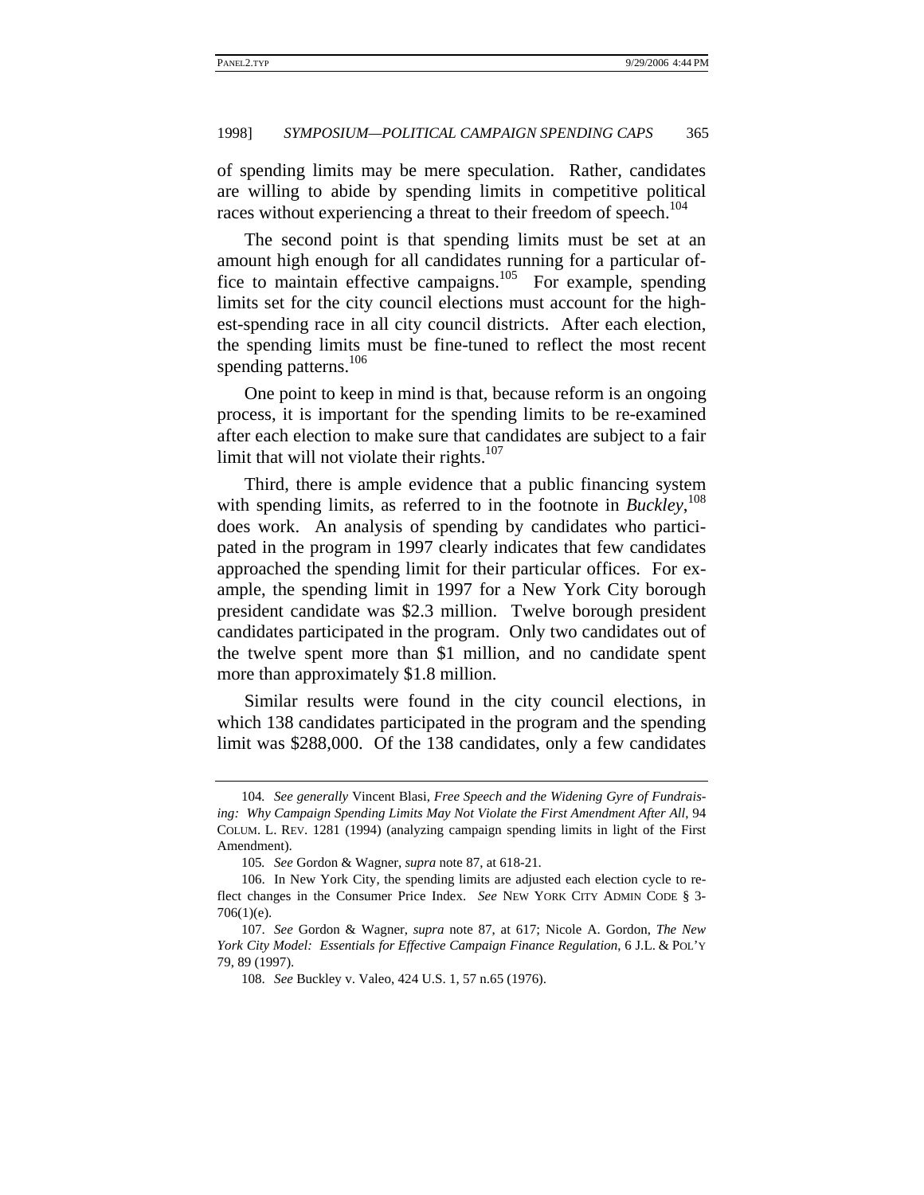of spending limits may be mere speculation. Rather, candidates are willing to abide by spending limits in competitive political races without experiencing a threat to their freedom of speech.[104]

The second point is that spending limits must be set at an amount high enough for all candidates running for a particular office to maintain effective campaigns.[105] For example, spending limits set for the city council elections must account for the highest-spending race in all city council districts. After each election, the spending limits must be fine-tuned to reflect the most recent spending patterns.[106]

One point to keep in mind is that, because reform is an ongoing process, it is important for the spending limits to be re-examined after each election to make sure that candidates are subject to a fair limit that will not violate their rights.[107]

Third, there is ample evidence that a public financing system with spending limits, as referred to in the footnote in *Buckley*,[108] does work. An analysis of spending by candidates who participated in the program in 1997 clearly indicates that few candidates approached the spending limit for their particular offices. For example, the spending limit in 1997 for a New York City borough president candidate was $2.3 million. Twelve borough president candidates participated in the program. Only two candidates out of the twelve spent more than $1 million, and no candidate spent more than approximately $1.8 million.

Similar results were found in the city council elections, in which 138 candidates participated in the program and the spending limit was $288,000. Of the 138 candidates, only a few candidates

---

104. *See generally* Vincent Blasi, *Free Speech and the Widening Gyre of Fundraising: Why Campaign Spending Limits May Not Violate the First Amendment After All*, 94 COLUM. L. REV. 1281 (1994) (analyzing campaign spending limits in light of the First Amendment).

105. *See* Gordon & Wagner, *supra* note 87, at 618-21.

106. In New York City, the spending limits are adjusted each election cycle to reflect changes in the Consumer Price Index. *See* NEW YORK CITY ADMIN CODE § 3-706(1)(e).

107. *See* Gordon & Wagner, *supra* note 87, at 617; Nicole A. Gordon, *The New York City Model: Essentials for Effective Campaign Finance Regulation*, 6 J.L. & POL'Y 79, 89 (1997).

108. *See* Buckley v. Valeo, 424 U.S. 1, 57 n.65 (1976).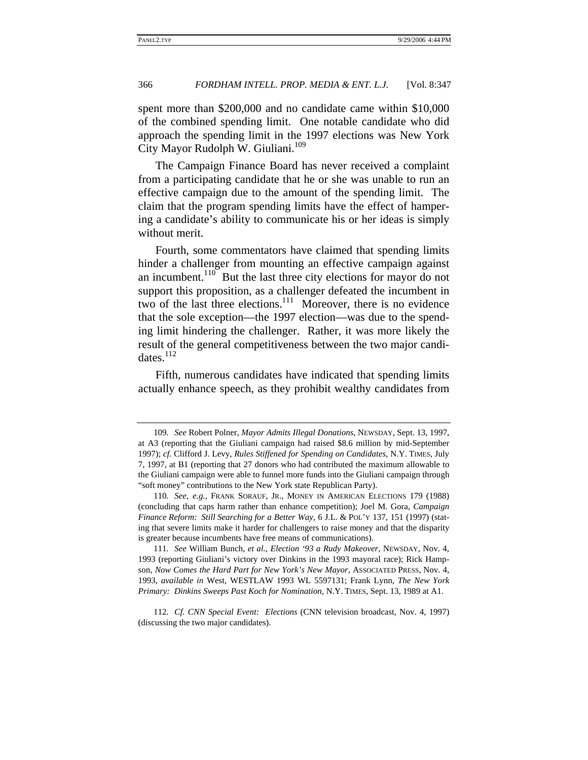spent more than $200,000 and no candidate came within $10,000 of the combined spending limit. One notable candidate who did approach the spending limit in the 1997 elections was New York City Mayor Rudolph W. Giuliani.[109]

The Campaign Finance Board has never received a complaint from a participating candidate that he or she was unable to run an effective campaign due to the amount of the spending limit. The claim that the program spending limits have the effect of hampering a candidate's ability to communicate his or her ideas is simply without merit.

Fourth, some commentators have claimed that spending limits hinder a challenger from mounting an effective campaign against an incumbent.[110] But the last three city elections for mayor do not support this proposition, as a challenger defeated the incumbent in two of the last three elections.[111] Moreover, there is no evidence that the sole exception—the 1997 election—was due to the spending limit hindering the challenger. Rather, it was more likely the result of the general competitiveness between the two major candidates.[112]

Fifth, numerous candidates have indicated that spending limits actually enhance speech, as they prohibit wealthy candidates from

---

109. *See* Robert Polner, *Mayor Admits Illegal Donations*, NEWSDAY, Sept. 13, 1997, at A3 (reporting that the Giuliani campaign had raised $8.6 million by mid-September 1997); *cf.* Clifford J. Levy, *Rules Stiffened for Spending on Candidates*, N.Y. TIMES, July 7, 1997, at B1 (reporting that 27 donors who had contributed the maximum allowable to the Giuliani campaign were able to funnel more funds into the Giuliani campaign through "soft money" contributions to the New York state Republican Party).

110. *See, e.g.*, FRANK SORAUF, JR., MONEY IN AMERICAN ELECTIONS 179 (1988) (concluding that caps harm rather than enhance competition); Joel M. Gora, *Campaign Finance Reform: Still Searching for a Better Way*, 6 J.L. & POL'Y 137, 151 (1997) (stating that severe limits make it harder for challengers to raise money and that the disparity is greater because incumbents have free means of communications).

111. *See* William Bunch, *et al.*, *Election '93 a Rudy Makeover*, NEWSDAY, Nov. 4, 1993 (reporting Giuliani's victory over Dinkins in the 1993 mayoral race); Rick Hampson, *Now Comes the Hard Part for New York's New Mayor*, ASSOCIATED PRESS, Nov. 4, 1993, *available in* West, WESTLAW 1993 WL 5597131; Frank Lynn, *The New York Primary: Dinkins Sweeps Past Koch for Nomination*, N.Y. TIMES, Sept. 13, 1989 at A1.

112. *Cf. CNN Special Event: Elections* (CNN television broadcast, Nov. 4, 1997) (discussing the two major candidates).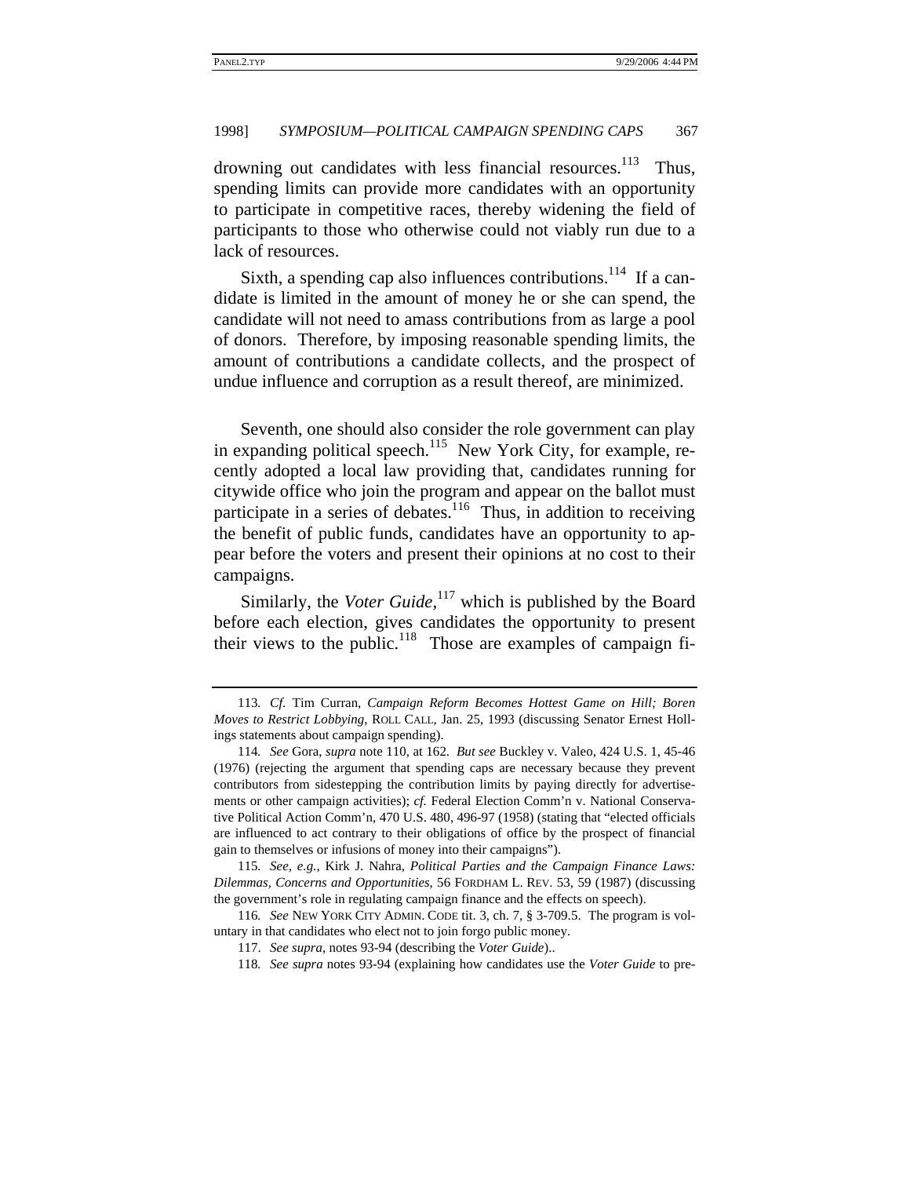drowning out candidates with less financial resources.[113] Thus, spending limits can provide more candidates with an opportunity to participate in competitive races, thereby widening the field of participants to those who otherwise could not viably run due to a lack of resources.

Sixth, a spending cap also influences contributions.[114] If a candidate is limited in the amount of money he or she can spend, the candidate will not need to amass contributions from as large a pool of donors. Therefore, by imposing reasonable spending limits, the amount of contributions a candidate collects, and the prospect of undue influence and corruption as a result thereof, are minimized.

Seventh, one should also consider the role government can play in expanding political speech.[115] New York City, for example, recently adopted a local law providing that, candidates running for citywide office who join the program and appear on the ballot must participate in a series of debates.[116] Thus, in addition to receiving the benefit of public funds, candidates have an opportunity to appear before the voters and present their opinions at no cost to their campaigns.

Similarly, the *Voter Guide*,[117] which is published by the Board before each election, gives candidates the opportunity to present their views to the public.[118] Those are examples of campaign fi-

---

113. *Cf.* Tim Curran, *Campaign Reform Becomes Hottest Game on Hill; Boren Moves to Restrict Lobbying*, ROLL CALL, Jan. 25, 1993 (discussing Senator Ernest Hollings statements about campaign spending).

114. *See* Gora, *supra* note 110, at 162. *But see* Buckley v. Valeo, 424 U.S. 1, 45-46 (1976) (rejecting the argument that spending caps are necessary because they prevent contributors from sidestepping the contribution limits by paying directly for advertisements or other campaign activities); *cf.* Federal Election Comm'n v. National Conservative Political Action Comm'n, 470 U.S. 480, 496-97 (1958) (stating that "elected officials are influenced to act contrary to their obligations of office by the prospect of financial gain to themselves or infusions of money into their campaigns").

115. *See, e.g.*, Kirk J. Nahra, *Political Parties and the Campaign Finance Laws: Dilemmas, Concerns and Opportunities*, 56 FORDHAM L. REV. 53, 59 (1987) (discussing the government's role in regulating campaign finance and the effects on speech).

116. *See* NEW YORK CITY ADMIN. CODE tit. 3, ch. 7, § 3-709.5. The program is voluntary in that candidates who elect not to join forgo public money.

117. *See supra*, notes 93-94 (describing the *Voter Guide*)..

118. *See supra* notes 93-94 (explaining how candidates use the *Voter Guide* to pre-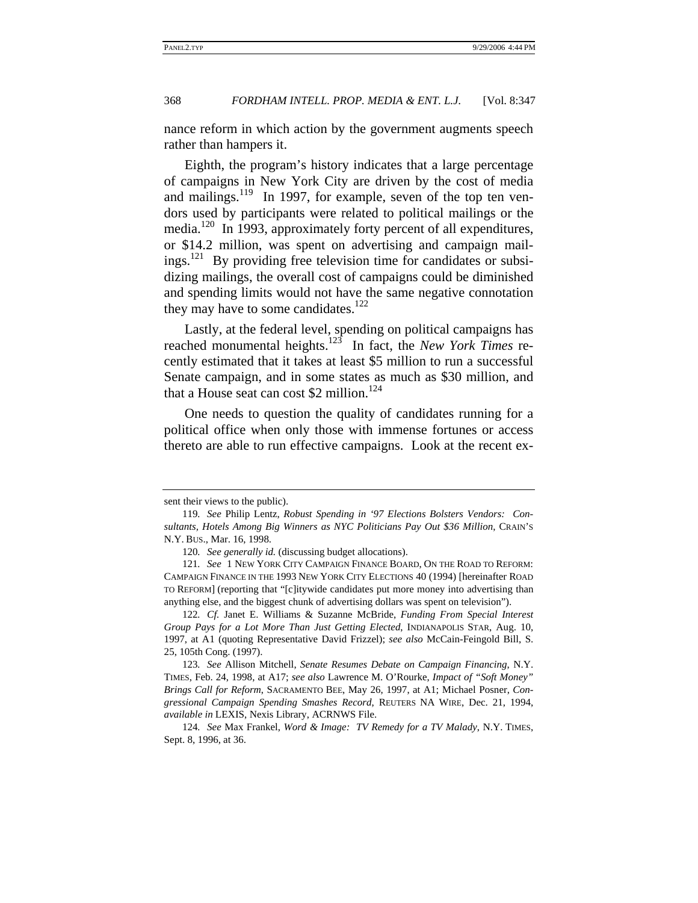nance reform in which action by the government augments speech rather than hampers it.

Eighth, the program's history indicates that a large percentage of campaigns in New York City are driven by the cost of media and mailings.[119] In 1997, for example, seven of the top ten vendors used by participants were related to political mailings or the media.[120] In 1993, approximately forty percent of all expenditures, or $14.2 million, was spent on advertising and campaign mailings.[121] By providing free television time for candidates or subsidizing mailings, the overall cost of campaigns could be diminished and spending limits would not have the same negative connotation they may have to some candidates.[122]

Lastly, at the federal level, spending on political campaigns has reached monumental heights.[123] In fact, the *New York Times* recently estimated that it takes at least $5 million to run a successful Senate campaign, and in some states as much as $30 million, and that a House seat can cost $2 million.[124]

One needs to question the quality of candidates running for a political office when only those with immense fortunes or access thereto are able to run effective campaigns. Look at the recent ex-

---

sent their views to the public).

119. *See* Philip Lentz, *Robust Spending in '97 Elections Bolsters Vendors: Consultants, Hotels Among Big Winners as NYC Politicians Pay Out $36 Million*, CRAIN'S N.Y. BUS., Mar. 16, 1998.

120. *See generally id.* (discussing budget allocations).

121. *See* 1 NEW YORK CITY CAMPAIGN FINANCE BOARD, ON THE ROAD TO REFORM: CAMPAIGN FINANCE IN THE 1993 NEW YORK CITY ELECTIONS 40 (1994) [hereinafter ROAD TO REFORM] (reporting that "[c]itywide candidates put more money into advertising than anything else, and the biggest chunk of advertising dollars was spent on television").

122. *Cf.* Janet E. Williams & Suzanne McBride, *Funding From Special Interest Group Pays for a Lot More Than Just Getting Elected*, INDIANAPOLIS STAR, Aug. 10, 1997, at A1 (quoting Representative David Frizzel); *see also* McCain-Feingold Bill, S. 25, 105th Cong. (1997).

123. *See* Allison Mitchell, *Senate Resumes Debate on Campaign Financing*, N.Y. TIMES, Feb. 24, 1998, at A17; *see also* Lawrence M. O'Rourke, *Impact of "Soft Money" Brings Call for Reform*, SACRAMENTO BEE, May 26, 1997, at A1; Michael Posner, *Congressional Campaign Spending Smashes Record*, REUTERS NA WIRE, Dec. 21, 1994, *available in* LEXIS, Nexis Library, ACRNWS File.

124. *See* Max Frankel, *Word & Image: TV Remedy for a TV Malady*, N.Y. TIMES, Sept. 8, 1996, at 36.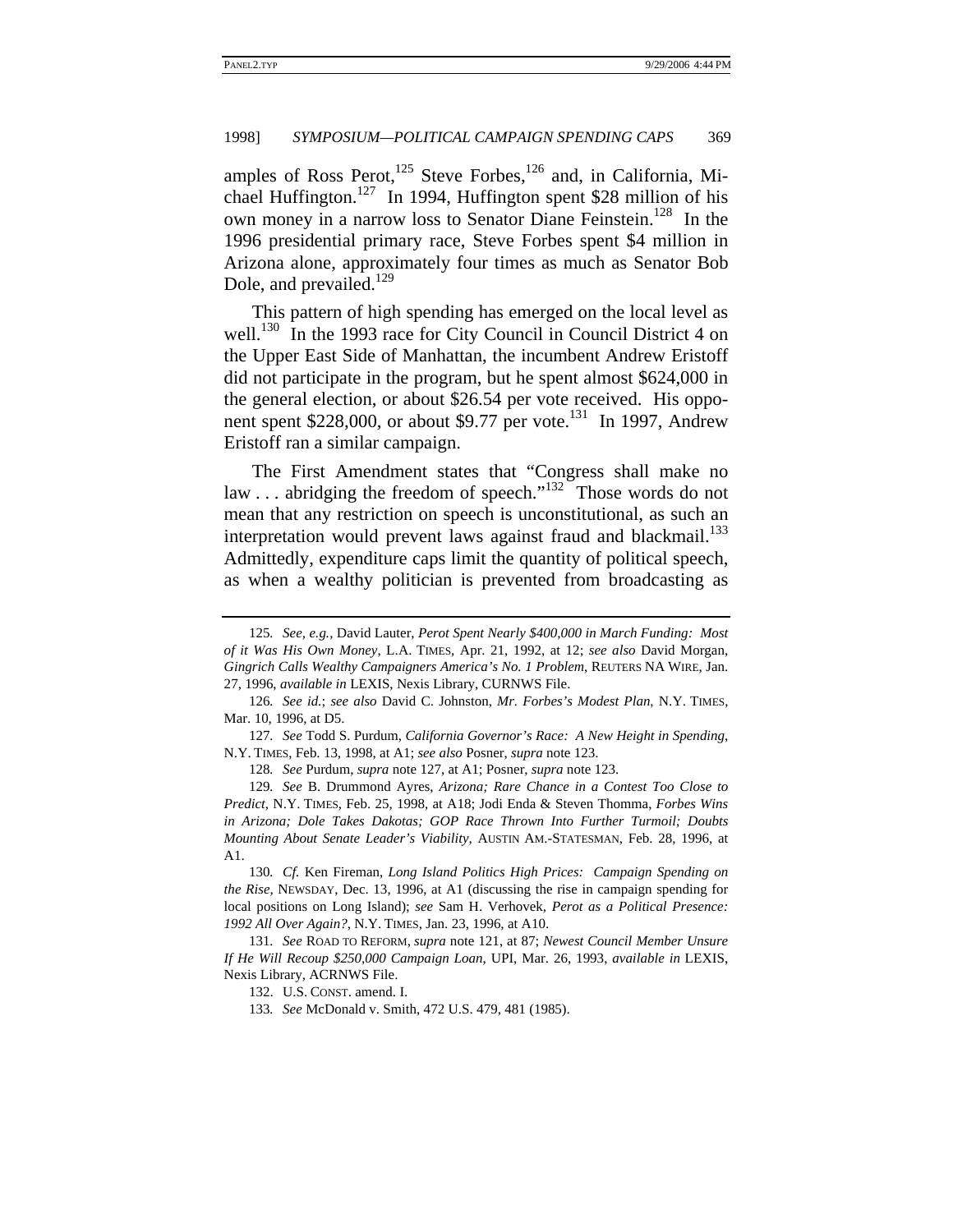amples of Ross Perot,[125] Steve Forbes,[126] and, in California, Michael Huffington.[127] In 1994, Huffington spent $28 million of his own money in a narrow loss to Senator Diane Feinstein.[128] In the 1996 presidential primary race, Steve Forbes spent $4 million in Arizona alone, approximately four times as much as Senator Bob Dole, and prevailed.[129]

This pattern of high spending has emerged on the local level as well.[130] In the 1993 race for City Council in Council District 4 on the Upper East Side of Manhattan, the incumbent Andrew Eristoff did not participate in the program, but he spent almost $624,000 in the general election, or about $26.54 per vote received. His opponent spent $228,000, or about $9.77 per vote.[131] In 1997, Andrew Eristoff ran a similar campaign.

The First Amendment states that "Congress shall make no law . . . abridging the freedom of speech."[132] Those words do not mean that any restriction on speech is unconstitutional, as such an interpretation would prevent laws against fraud and blackmail.[133] Admittedly, expenditure caps limit the quantity of political speech, as when a wealthy politician is prevented from broadcasting as

---

125. *See, e.g.*, David Lauter, *Perot Spent Nearly $400,000 in March Funding: Most of it Was His Own Money*, L.A. TIMES, Apr. 21, 1992, at 12; *see also* David Morgan, *Gingrich Calls Wealthy Campaigners America's No. 1 Problem*, REUTERS NA WIRE, Jan. 27, 1996, *available in* LEXIS, Nexis Library, CURNWS File.

126. *See id.*; *see also* David C. Johnston, *Mr. Forbes's Modest Plan*, N.Y. TIMES, Mar. 10, 1996, at D5.

127. *See* Todd S. Purdum, *California Governor's Race: A New Height in Spending*, N.Y. TIMES, Feb. 13, 1998, at A1; *see also* Posner, *supra* note 123.

128. *See* Purdum, *supra* note 127, at A1; Posner, *supra* note 123.

129. *See* B. Drummond Ayres, *Arizona; Rare Chance in a Contest Too Close to Predict*, N.Y. TIMES, Feb. 25, 1998, at A18; Jodi Enda & Steven Thomma, *Forbes Wins in Arizona; Dole Takes Dakotas; GOP Race Thrown Into Further Turmoil; Doubts Mounting About Senate Leader's Viability*, AUSTIN AM.-STATESMAN, Feb. 28, 1996, at A1.

130. *Cf.* Ken Fireman, *Long Island Politics High Prices: Campaign Spending on the Rise*, NEWSDAY, Dec. 13, 1996, at A1 (discussing the rise in campaign spending for local positions on Long Island); *see* Sam H. Verhovek, *Perot as a Political Presence: 1992 All Over Again?*, N.Y. TIMES, Jan. 23, 1996, at A10.

131. *See* ROAD TO REFORM, *supra* note 121, at 87; *Newest Council Member Unsure If He Will Recoup $250,000 Campaign Loan*, UPI, Mar. 26, 1993, *available in* LEXIS, Nexis Library, ACRNWS File.

132. U.S. CONST. amend. I.

133. *See* McDonald v. Smith, 472 U.S. 479, 481 (1985).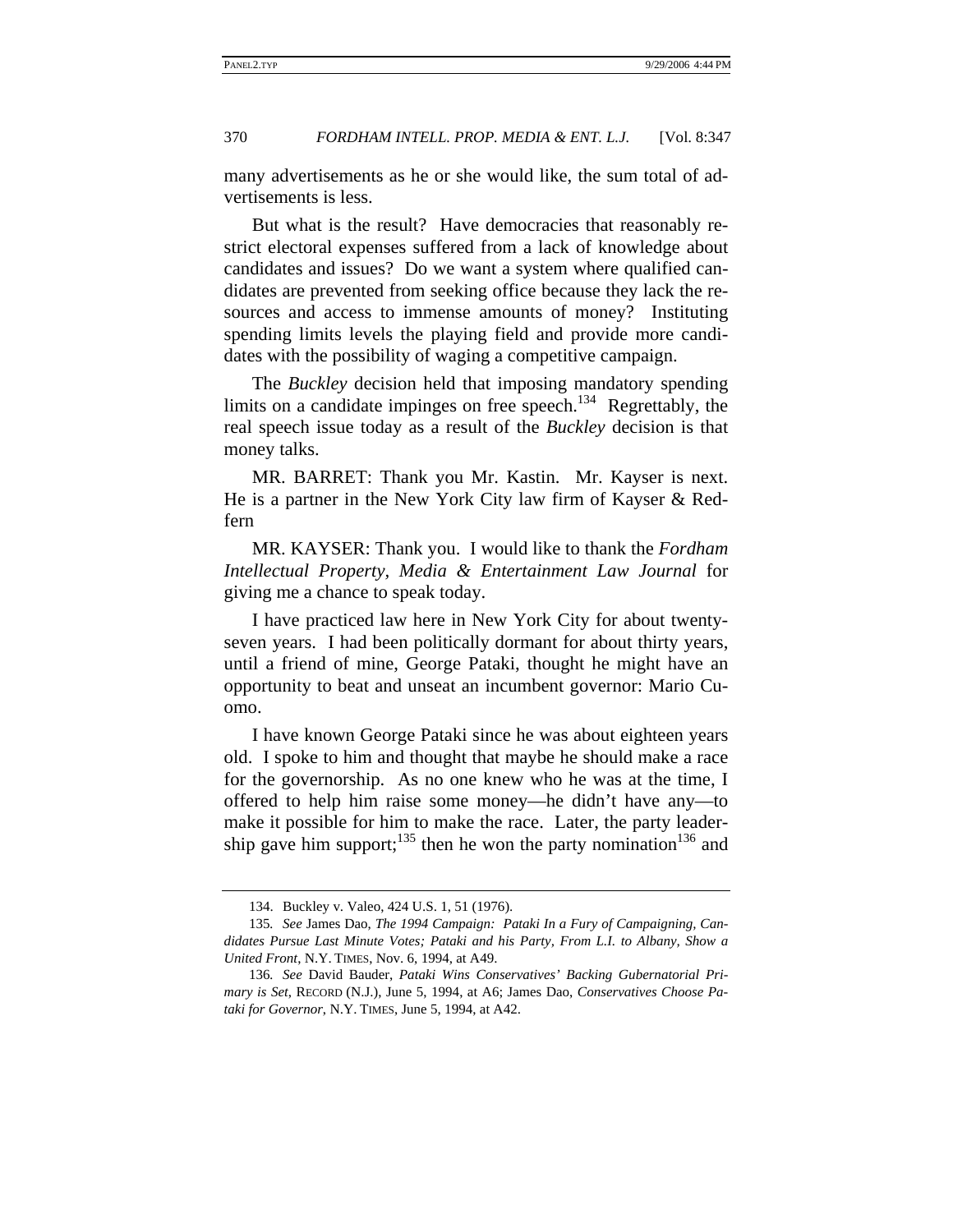many advertisements as he or she would like, the sum total of advertisements is less.

But what is the result? Have democracies that reasonably restrict electoral expenses suffered from a lack of knowledge about candidates and issues? Do we want a system where qualified candidates are prevented from seeking office because they lack the resources and access to immense amounts of money? Instituting spending limits levels the playing field and provide more candidates with the possibility of waging a competitive campaign.

The *Buckley* decision held that imposing mandatory spending limits on a candidate impinges on free speech.[134] Regrettably, the real speech issue today as a result of the *Buckley* decision is that money talks.

MR. BARRET: Thank you Mr. Kastin. Mr. Kayser is next. He is a partner in the New York City law firm of Kayser & Redfern

MR. KAYSER: Thank you. I would like to thank the *Fordham Intellectual Property, Media & Entertainment Law Journal* for giving me a chance to speak today.

I have practiced law here in New York City for about twenty-seven years. I had been politically dormant for about thirty years, until a friend of mine, George Pataki, thought he might have an opportunity to beat and unseat an incumbent governor: Mario Cuomo.

I have known George Pataki since he was about eighteen years old. I spoke to him and thought that maybe he should make a race for the governorship. As no one knew who he was at the time, I offered to help him raise some money—he didn't have any—to make it possible for him to make the race. Later, the party leadership gave him support;[135] then he won the party nomination[136] and

---

134. Buckley v. Valeo, 424 U.S. 1, 51 (1976).

135. *See* James Dao, *The 1994 Campaign: Pataki In a Fury of Campaigning, Candidates Pursue Last Minute Votes; Pataki and his Party, From L.I. to Albany, Show a United Front*, N.Y. TIMES, Nov. 6, 1994, at A49.

136. *See* David Bauder, *Pataki Wins Conservatives' Backing Gubernatorial Primary is Set*, RECORD (N.J.), June 5, 1994, at A6; James Dao, *Conservatives Choose Pataki for Governor*, N.Y. TIMES, June 5, 1994, at A42.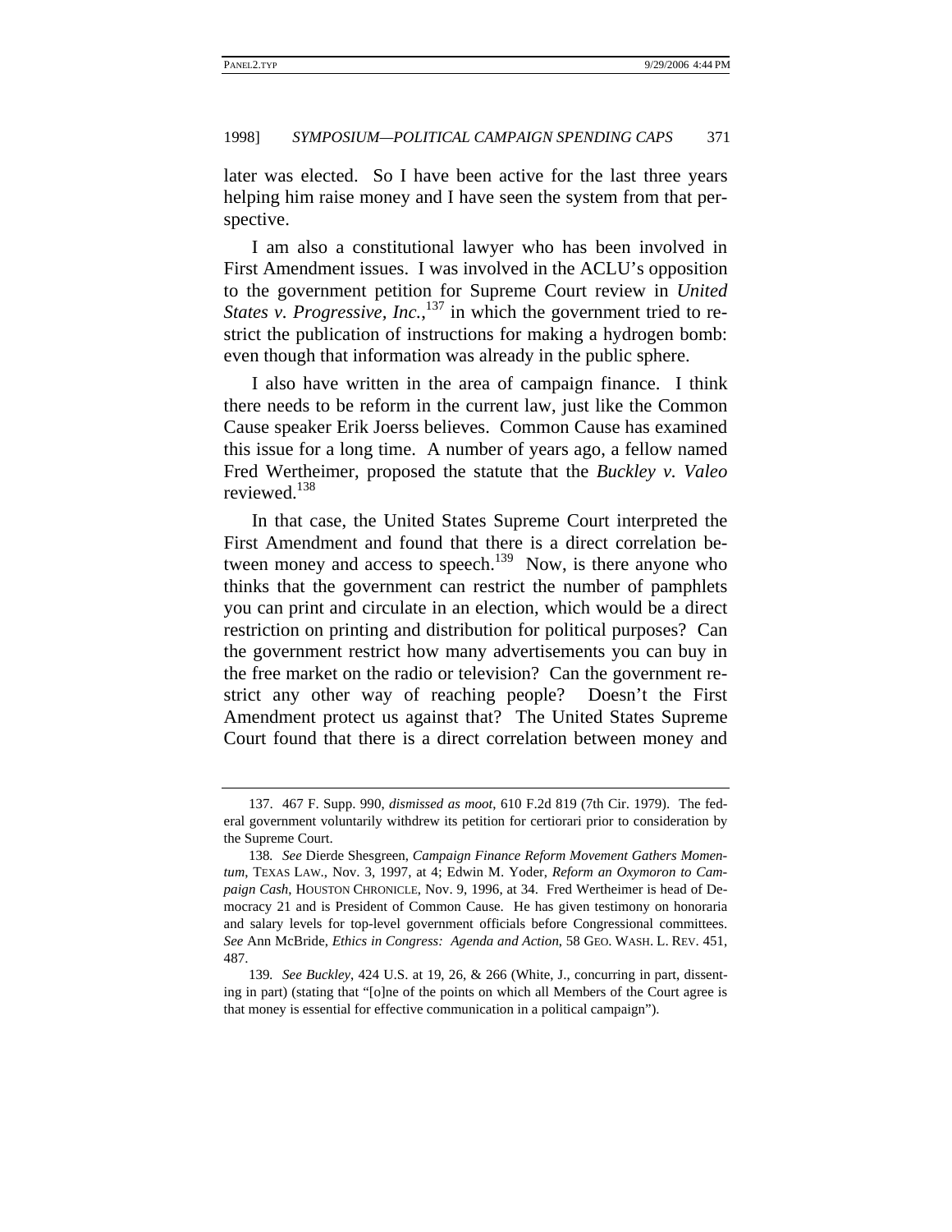later was elected. So I have been active for the last three years helping him raise money and I have seen the system from that perspective.

I am also a constitutional lawyer who has been involved in First Amendment issues. I was involved in the ACLU's opposition to the government petition for Supreme Court review in *United States v. Progressive, Inc.*,[137] in which the government tried to restrict the publication of instructions for making a hydrogen bomb: even though that information was already in the public sphere.

I also have written in the area of campaign finance. I think there needs to be reform in the current law, just like the Common Cause speaker Erik Joerss believes. Common Cause has examined this issue for a long time. A number of years ago, a fellow named Fred Wertheimer, proposed the statute that the *Buckley v. Valeo* reviewed.[138]

In that case, the United States Supreme Court interpreted the First Amendment and found that there is a direct correlation between money and access to speech.[139] Now, is there anyone who thinks that the government can restrict the number of pamphlets you can print and circulate in an election, which would be a direct restriction on printing and distribution for political purposes? Can the government restrict how many advertisements you can buy in the free market on the radio or television? Can the government restrict any other way of reaching people? Doesn't the First Amendment protect us against that? The United States Supreme Court found that there is a direct correlation between money and

---

137. 467 F. Supp. 990, *dismissed as moot*, 610 F.2d 819 (7th Cir. 1979). The federal government voluntarily withdrew its petition for certiorari prior to consideration by the Supreme Court.

138. *See* Dierde Shesgreen, *Campaign Finance Reform Movement Gathers Momentum*, TEXAS LAW., Nov. 3, 1997, at 4; Edwin M. Yoder, *Reform an Oxymoron to Campaign Cash*, HOUSTON CHRONICLE, Nov. 9, 1996, at 34. Fred Wertheimer is head of Democracy 21 and is President of Common Cause. He has given testimony on honoraria and salary levels for top-level government officials before Congressional committees. *See* Ann McBride, *Ethics in Congress: Agenda and Action*, 58 GEO. WASH. L. REV. 451, 487.

139. *See Buckley*, 424 U.S. at 19, 26, & 266 (White, J., concurring in part, dissenting in part) (stating that "[o]ne of the points on which all Members of the Court agree is that money is essential for effective communication in a political campaign").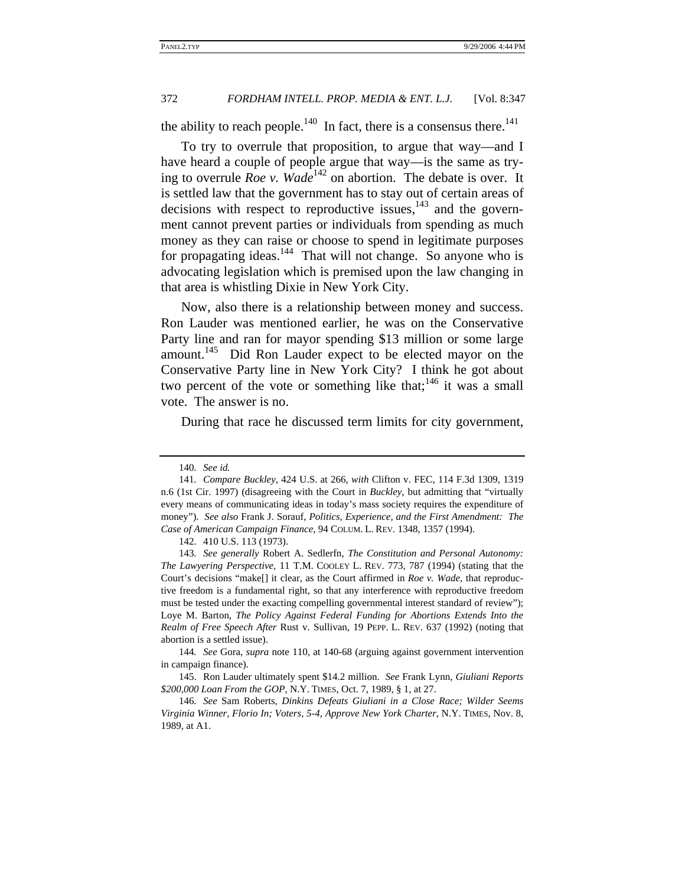the ability to reach people.[140] In fact, there is a consensus there.[141]

To try to overrule that proposition, to argue that way—and I have heard a couple of people argue that way—is the same as trying to overrule *Roe v. Wade*[142] on abortion. The debate is over. It is settled law that the government has to stay out of certain areas of decisions with respect to reproductive issues,[143] and the government cannot prevent parties or individuals from spending as much money as they can raise or choose to spend in legitimate purposes for propagating ideas.[144] That will not change. So anyone who is advocating legislation which is premised upon the law changing in that area is whistling Dixie in New York City.

Now, also there is a relationship between money and success. Ron Lauder was mentioned earlier, he was on the Conservative Party line and ran for mayor spending $13 million or some large amount.[145] Did Ron Lauder expect to be elected mayor on the Conservative Party line in New York City? I think he got about two percent of the vote or something like that;[146] it was a small vote. The answer is no.

During that race he discussed term limits for city government,

---

140. *See id.*

141. *Compare Buckley*, 424 U.S. at 266, *with* Clifton v. FEC, 114 F.3d 1309, 1319 n.6 (1st Cir. 1997) (disagreeing with the Court in *Buckley*, but admitting that "virtually every means of communicating ideas in today's mass society requires the expenditure of money"). *See also* Frank J. Sorauf, *Politics, Experience, and the First Amendment: The Case of American Campaign Finance*, 94 COLUM. L. REV. 1348, 1357 (1994).

142. 410 U.S. 113 (1973).

143. *See generally* Robert A. Sedlerfn, *The Constitution and Personal Autonomy: The Lawyering Perspective*, 11 T.M. COOLEY L. REV. 773, 787 (1994) (stating that the Court's decisions "make[] it clear, as the Court affirmed in *Roe v. Wade*, that reproductive freedom is a fundamental right, so that any interference with reproductive freedom must be tested under the exacting compelling governmental interest standard of review"); Loye M. Barton, *The Policy Against Federal Funding for Abortions Extends Into the Realm of Free Speech After* Rust v. Sullivan, 19 PEPP. L. REV. 637 (1992) (noting that abortion is a settled issue).

144. *See* Gora, *supra* note 110, at 140-68 (arguing against government intervention in campaign finance).

145. Ron Lauder ultimately spent $14.2 million. *See* Frank Lynn, *Giuliani Reports $200,000 Loan From the GOP*, N.Y. TIMES, Oct. 7, 1989, § 1, at 27.

146. *See* Sam Roberts, *Dinkins Defeats Giuliani in a Close Race; Wilder Seems Virginia Winner, Florio In; Voters, 5-4, Approve New York Charter*, N.Y. TIMES, Nov. 8, 1989, at A1.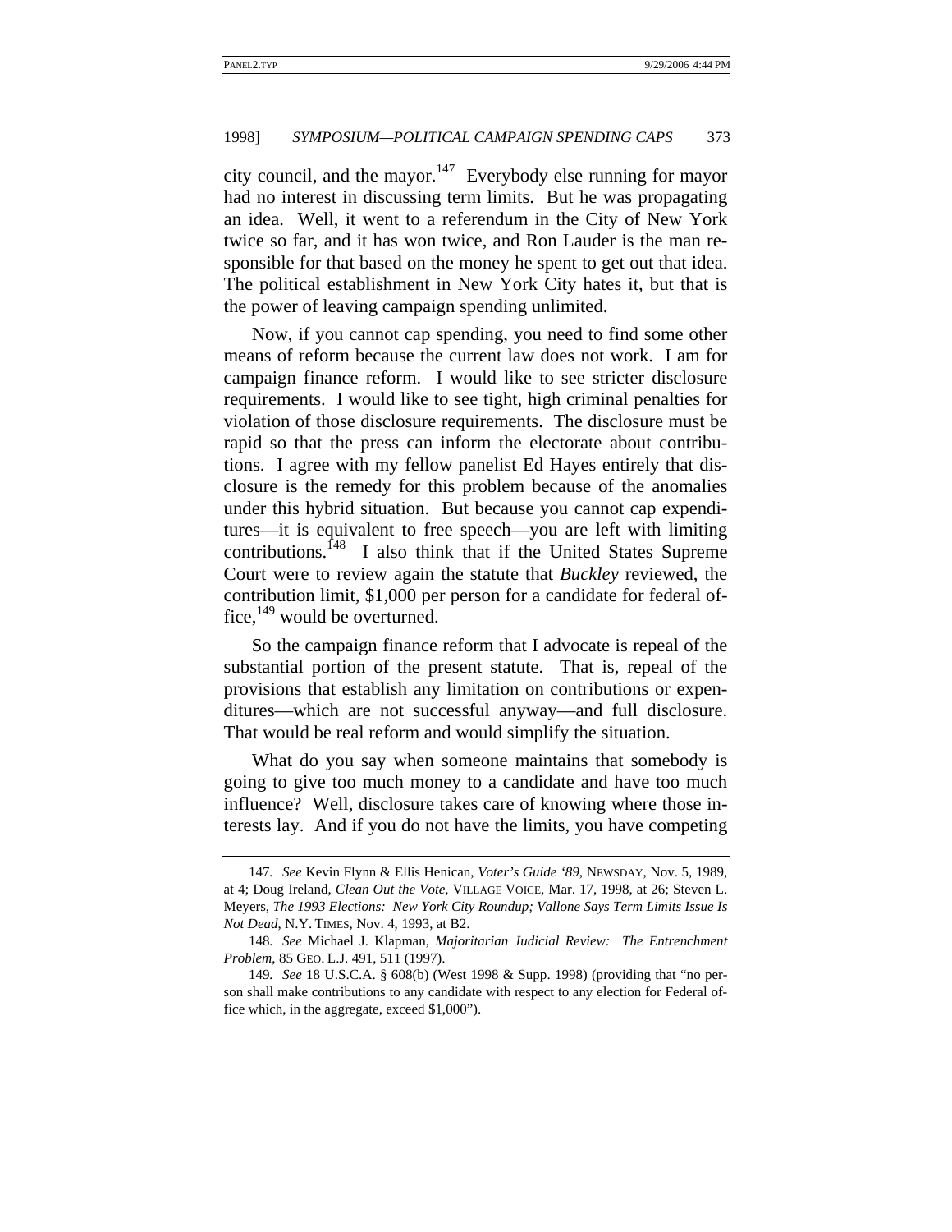city council, and the mayor.[147] Everybody else running for mayor had no interest in discussing term limits. But he was propagating an idea. Well, it went to a referendum in the City of New York twice so far, and it has won twice, and Ron Lauder is the man responsible for that based on the money he spent to get out that idea. The political establishment in New York City hates it, but that is the power of leaving campaign spending unlimited.

Now, if you cannot cap spending, you need to find some other means of reform because the current law does not work. I am for campaign finance reform. I would like to see stricter disclosure requirements. I would like to see tight, high criminal penalties for violation of those disclosure requirements. The disclosure must be rapid so that the press can inform the electorate about contributions. I agree with my fellow panelist Ed Hayes entirely that disclosure is the remedy for this problem because of the anomalies under this hybrid situation. But because you cannot cap expenditures—it is equivalent to free speech—you are left with limiting contributions.[148] I also think that if the United States Supreme Court were to review again the statute that *Buckley* reviewed, the contribution limit, $1,000 per person for a candidate for federal office,[149] would be overturned.

So the campaign finance reform that I advocate is repeal of the substantial portion of the present statute. That is, repeal of the provisions that establish any limitation on contributions or expenditures—which are not successful anyway—and full disclosure. That would be real reform and would simplify the situation.

What do you say when someone maintains that somebody is going to give too much money to a candidate and have too much influence? Well, disclosure takes care of knowing where those interests lay. And if you do not have the limits, you have competing

---

147. *See* Kevin Flynn & Ellis Henican, *Voter's Guide '89*, NEWSDAY, Nov. 5, 1989, at 4; Doug Ireland, *Clean Out the Vote*, VILLAGE VOICE, Mar. 17, 1998, at 26; Steven L. Meyers, *The 1993 Elections: New York City Roundup; Vallone Says Term Limits Issue Is Not Dead*, N.Y. TIMES, Nov. 4, 1993, at B2.

148. *See* Michael J. Klapman, *Majoritarian Judicial Review: The Entrenchment Problem*, 85 GEO. L.J. 491, 511 (1997).

149. *See* 18 U.S.C.A. § 608(b) (West 1998 & Supp. 1998) (providing that "no person shall make contributions to any candidate with respect to any election for Federal office which, in the aggregate, exceed $1,000").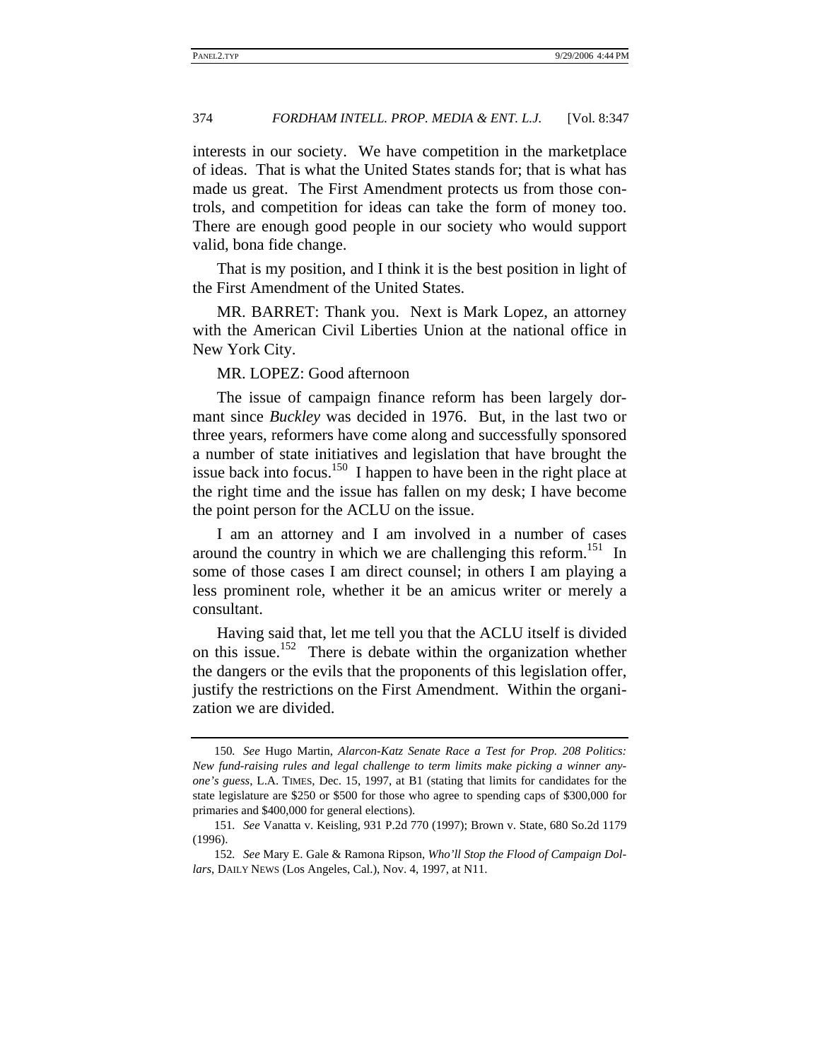interests in our society. We have competition in the marketplace of ideas. That is what the United States stands for; that is what has made us great. The First Amendment protects us from those controls, and competition for ideas can take the form of money too. There are enough good people in our society who would support valid, bona fide change.

That is my position, and I think it is the best position in light of the First Amendment of the United States.

MR. BARRET: Thank you. Next is Mark Lopez, an attorney with the American Civil Liberties Union at the national office in New York City.

MR. LOPEZ: Good afternoon

The issue of campaign finance reform has been largely dormant since *Buckley* was decided in 1976. But, in the last two or three years, reformers have come along and successfully sponsored a number of state initiatives and legislation that have brought the issue back into focus.[150] I happen to have been in the right place at the right time and the issue has fallen on my desk; I have become the point person for the ACLU on the issue.

I am an attorney and I am involved in a number of cases around the country in which we are challenging this reform.[151] In some of those cases I am direct counsel; in others I am playing a less prominent role, whether it be an amicus writer or merely a consultant.

Having said that, let me tell you that the ACLU itself is divided on this issue.[152] There is debate within the organization whether the dangers or the evils that the proponents of this legislation offer, justify the restrictions on the First Amendment. Within the organization we are divided.

---

150. *See* Hugo Martin, *Alarcon-Katz Senate Race a Test for Prop. 208 Politics: New fund-raising rules and legal challenge to term limits make picking a winner anyone's guess*, L.A. TIMES, Dec. 15, 1997, at B1 (stating that limits for candidates for the state legislature are $250 or $500 for those who agree to spending caps of $300,000 for primaries and $400,000 for general elections).

151. *See* Vanatta v. Keisling, 931 P.2d 770 (1997); Brown v. State, 680 So.2d 1179 (1996).

152. *See* Mary E. Gale & Ramona Ripson, *Who'll Stop the Flood of Campaign Dollars*, DAILY NEWS (Los Angeles, Cal.), Nov. 4, 1997, at N11.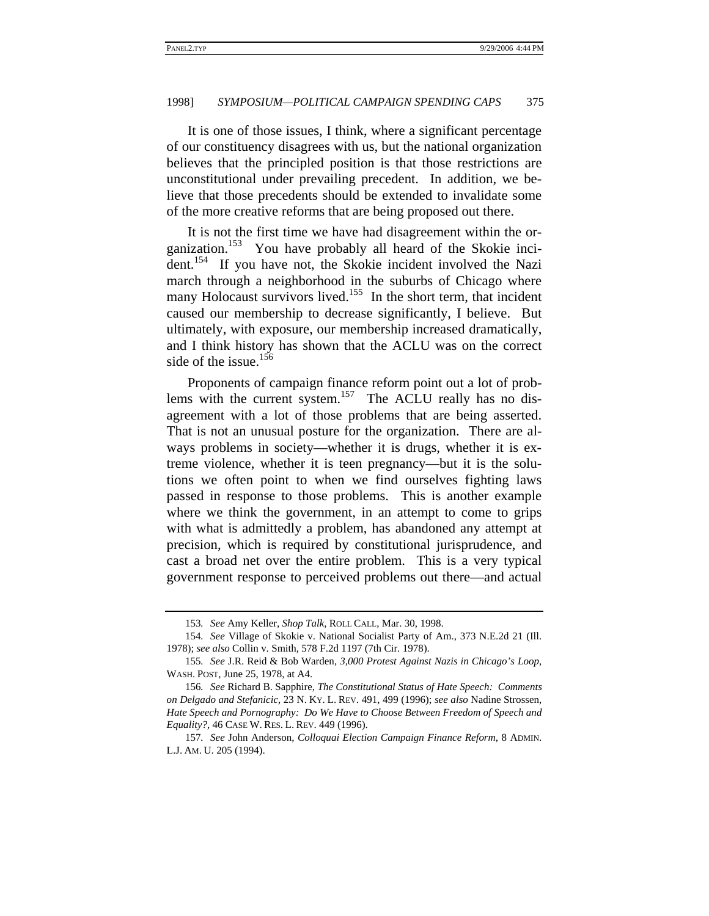It is one of those issues, I think, where a significant percentage of our constituency disagrees with us, but the national organization believes that the principled position is that those restrictions are unconstitutional under prevailing precedent. In addition, we believe that those precedents should be extended to invalidate some of the more creative reforms that are being proposed out there.

It is not the first time we have had disagreement within the organization.[153] You have probably all heard of the Skokie incident.[154] If you have not, the Skokie incident involved the Nazi march through a neighborhood in the suburbs of Chicago where many Holocaust survivors lived.[155] In the short term, that incident caused our membership to decrease significantly, I believe. But ultimately, with exposure, our membership increased dramatically, and I think history has shown that the ACLU was on the correct side of the issue.[156]

Proponents of campaign finance reform point out a lot of problems with the current system.[157] The ACLU really has no disagreement with a lot of those problems that are being asserted. That is not an unusual posture for the organization. There are always problems in society—whether it is drugs, whether it is extreme violence, whether it is teen pregnancy—but it is the solutions we often point to when we find ourselves fighting laws passed in response to those problems. This is another example where we think the government, in an attempt to come to grips with what is admittedly a problem, has abandoned any attempt at precision, which is required by constitutional jurisprudence, and cast a broad net over the entire problem. This is a very typical government response to perceived problems out there—and actual

---

153. *See* Amy Keller, *Shop Talk*, ROLL CALL, Mar. 30, 1998.

154. *See* Village of Skokie v. National Socialist Party of Am., 373 N.E.2d 21 (Ill. 1978); *see also* Collin v. Smith, 578 F.2d 1197 (7th Cir. 1978).

155. *See* J.R. Reid & Bob Warden, *3,000 Protest Against Nazis in Chicago's Loop*, WASH. POST, June 25, 1978, at A4.

156. *See* Richard B. Sapphire, *The Constitutional Status of Hate Speech: Comments on Delgado and Stefanicic*, 23 N. KY. L. REV. 491, 499 (1996); *see also* Nadine Strossen, *Hate Speech and Pornography: Do We Have to Choose Between Freedom of Speech and Equality?*, 46 CASE W. RES. L. REV. 449 (1996).

157. *See* John Anderson, *Colloquai Election Campaign Finance Reform*, 8 ADMIN. L.J. AM. U. 205 (1994).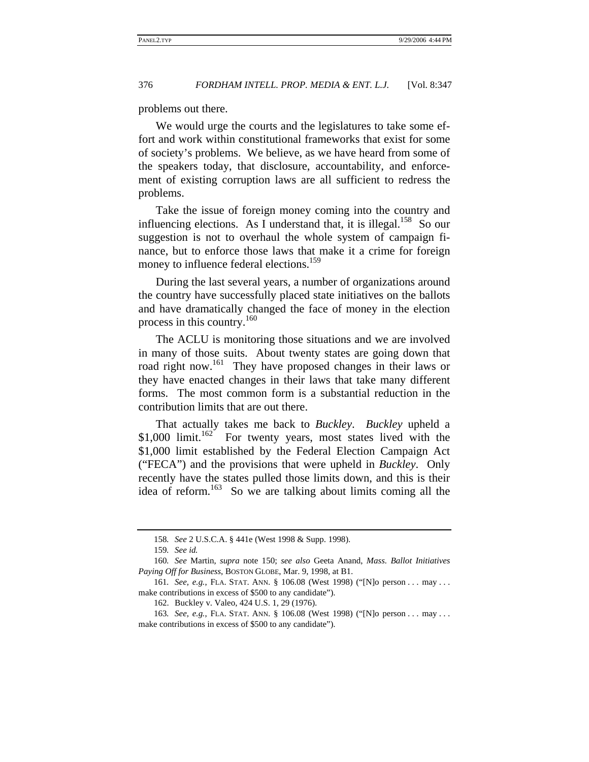problems out there.

We would urge the courts and the legislatures to take some effort and work within constitutional frameworks that exist for some of society's problems. We believe, as we have heard from some of the speakers today, that disclosure, accountability, and enforcement of existing corruption laws are all sufficient to redress the problems.

Take the issue of foreign money coming into the country and influencing elections. As I understand that, it is illegal.[158] So our suggestion is not to overhaul the whole system of campaign finance, but to enforce those laws that make it a crime for foreign money to influence federal elections.[159]

During the last several years, a number of organizations around the country have successfully placed state initiatives on the ballots and have dramatically changed the face of money in the election process in this country.[160]

The ACLU is monitoring those situations and we are involved in many of those suits. About twenty states are going down that road right now.[161] They have proposed changes in their laws or they have enacted changes in their laws that take many different forms. The most common form is a substantial reduction in the contribution limits that are out there.

That actually takes me back to *Buckley*. *Buckley* upheld a $1,000 limit.[162] For twenty years, most states lived with the $1,000 limit established by the Federal Election Campaign Act ("FECA") and the provisions that were upheld in *Buckley*. Only recently have the states pulled those limits down, and this is their idea of reform.[163] So we are talking about limits coming all the

---

158. *See* 2 U.S.C.A. § 441e (West 1998 & Supp. 1998).

159. *See id.*

160. *See* Martin, *supra* note 150; *see also* Geeta Anand, *Mass. Ballot Initiatives Paying Off for Business*, BOSTON GLOBE, Mar. 9, 1998, at B1.

161. *See, e.g.*, FLA. STAT. ANN. § 106.08 (West 1998) ("[N]o person . . . may . . . make contributions in excess of $500 to any candidate").

162. Buckley v. Valeo, 424 U.S. 1, 29 (1976).

163. *See, e.g.*, FLA. STAT. ANN. § 106.08 (West 1998) ("[N]o person . . . may . . . make contributions in excess of $500 to any candidate").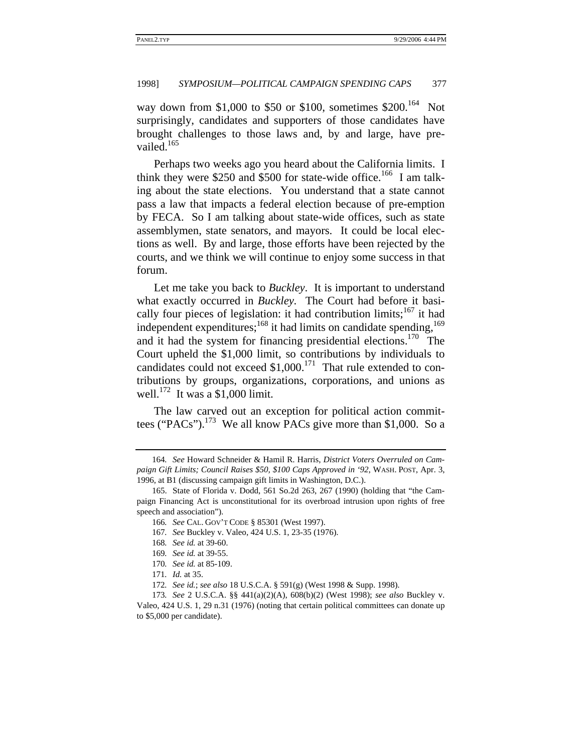way down from $1,000 to $50 or $100, sometimes $200.[164] Not surprisingly, candidates and supporters of those candidates have brought challenges to those laws and, by and large, have prevailed.[165]

Perhaps two weeks ago you heard about the California limits. I think they were $250 and $500 for state-wide office.[166] I am talking about the state elections. You understand that a state cannot pass a law that impacts a federal election because of pre-emption by FECA. So I am talking about state-wide offices, such as state assemblymen, state senators, and mayors. It could be local elections as well. By and large, those efforts have been rejected by the courts, and we think we will continue to enjoy some success in that forum.

Let me take you back to *Buckley*. It is important to understand what exactly occurred in *Buckley*. The Court had before it basically four pieces of legislation: it had contribution limits;[167] it had independent expenditures;[168] it had limits on candidate spending,[169] and it had the system for financing presidential elections.[170] The Court upheld the $1,000 limit, so contributions by individuals to candidates could not exceed $1,000.[171] That rule extended to contributions by groups, organizations, corporations, and unions as well.[172] It was a $1,000 limit.

The law carved out an exception for political action committees ("PACs").[173] We all know PACs give more than $1,000. So a

---

164. *See* Howard Schneider & Hamil R. Harris, *District Voters Overruled on Campaign Gift Limits; Council Raises $50, $100 Caps Approved in '92*, WASH. POST, Apr. 3, 1996, at B1 (discussing campaign gift limits in Washington, D.C.).

165. State of Florida v. Dodd, 561 So.2d 263, 267 (1990) (holding that "the Campaign Financing Act is unconstitutional for its overbroad intrusion upon rights of free speech and association").

166. *See* CAL. GOV'T CODE § 85301 (West 1997).

167. *See* Buckley v. Valeo, 424 U.S. 1, 23-35 (1976).

168. *See id.* at 39-60.

169. *See id.* at 39-55.

170. *See id.* at 85-109.

171. *Id.* at 35.

172. *See id.*; *see also* 18 U.S.C.A. § 591(g) (West 1998 & Supp. 1998).

173. *See* 2 U.S.C.A. §§ 441(a)(2)(A), 608(b)(2) (West 1998); *see also* Buckley v. Valeo, 424 U.S. 1, 29 n.31 (1976) (noting that certain political committees can donate up to $5,000 per candidate).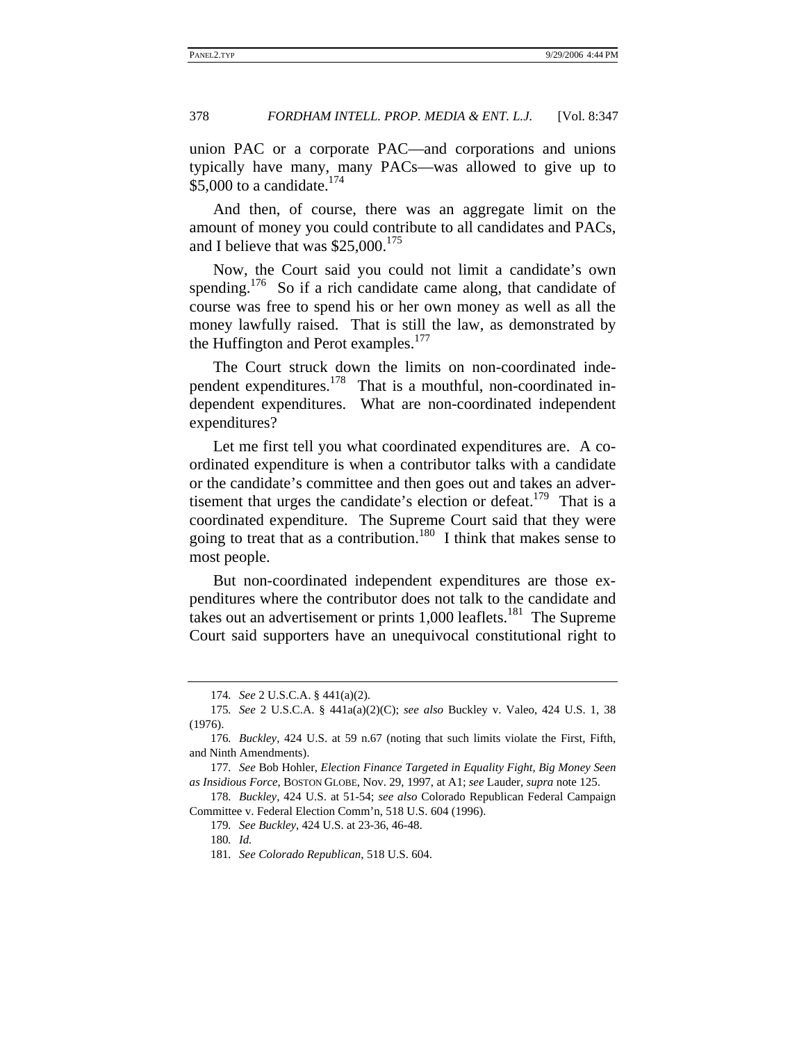union PAC or a corporate PAC—and corporations and unions typically have many, many PACs—was allowed to give up to \$5,000 to a candidate.[174]

And then, of course, there was an aggregate limit on the amount of money you could contribute to all candidates and PACs, and I believe that was \$25,000.[175]

Now, the Court said you could not limit a candidate's own spending.[176] So if a rich candidate came along, that candidate of course was free to spend his or her own money as well as all the money lawfully raised. That is still the law, as demonstrated by the Huffington and Perot examples.[177]

The Court struck down the limits on non-coordinated independent expenditures.[178] That is a mouthful, non-coordinated independent expenditures. What are non-coordinated independent expenditures?

Let me first tell you what coordinated expenditures are. A coordinated expenditure is when a contributor talks with a candidate or the candidate's committee and then goes out and takes an advertisement that urges the candidate's election or defeat.[179] That is a coordinated expenditure. The Supreme Court said that they were going to treat that as a contribution.[180] I think that makes sense to most people.

But non-coordinated independent expenditures are those expenditures where the contributor does not talk to the candidate and takes out an advertisement or prints 1,000 leaflets.[181] The Supreme Court said supporters have an unequivocal constitutional right to

---

174. *See* 2 U.S.C.A. § 441(a)(2).

175. *See* 2 U.S.C.A. § 441a(a)(2)(C); *see also* Buckley v. Valeo, 424 U.S. 1, 38 (1976).

176. *Buckley*, 424 U.S. at 59 n.67 (noting that such limits violate the First, Fifth, and Ninth Amendments).

177. *See* Bob Hohler, *Election Finance Targeted in Equality Fight, Big Money Seen as Insidious Force*, BOSTON GLOBE, Nov. 29, 1997, at A1; *see* Lauder, *supra* note 125.

178. *Buckley*, 424 U.S. at 51-54; *see also* Colorado Republican Federal Campaign Committee v. Federal Election Comm'n, 518 U.S. 604 (1996).

179. *See Buckley*, 424 U.S. at 23-36, 46-48.

180. *Id.*

181. *See Colorado Republican*, 518 U.S. 604.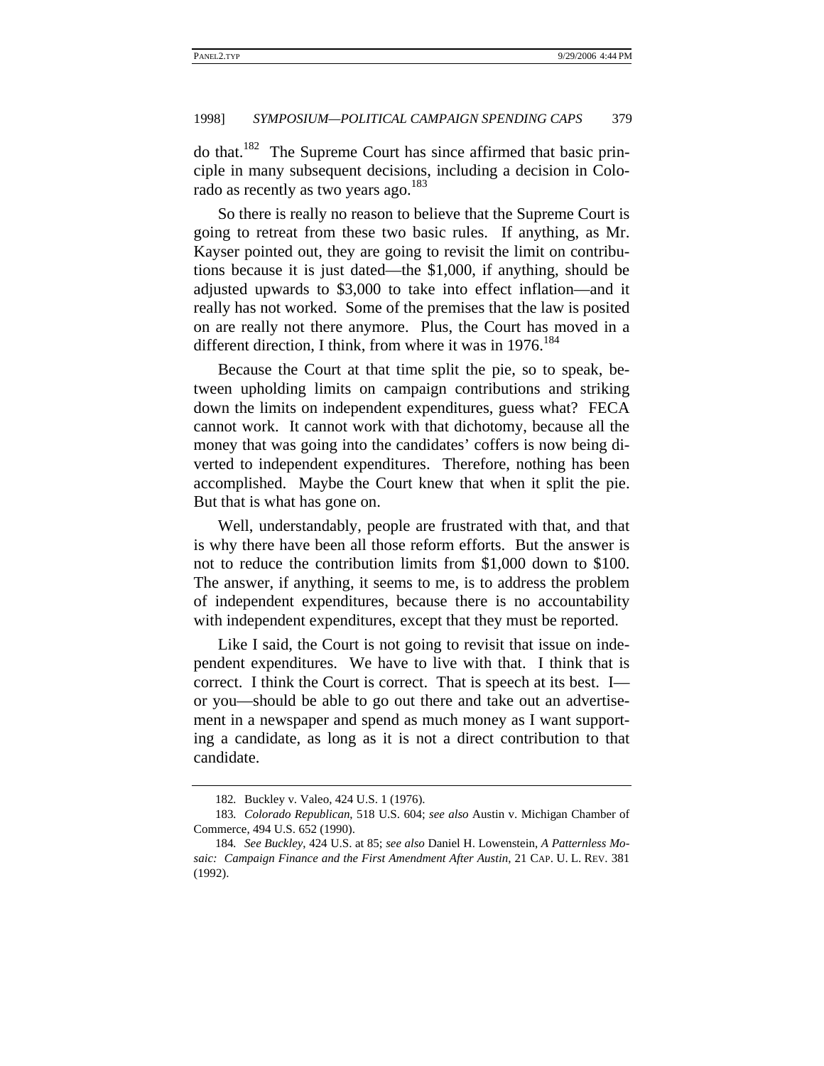do that.[182] The Supreme Court has since affirmed that basic principle in many subsequent decisions, including a decision in Colorado as recently as two years ago.[183]

So there is really no reason to believe that the Supreme Court is going to retreat from these two basic rules. If anything, as Mr. Kayser pointed out, they are going to revisit the limit on contributions because it is just dated—the $1,000, if anything, should be adjusted upwards to $3,000 to take into effect inflation—and it really has not worked. Some of the premises that the law is posited on are really not there anymore. Plus, the Court has moved in a different direction, I think, from where it was in 1976.[184]

Because the Court at that time split the pie, so to speak, between upholding limits on campaign contributions and striking down the limits on independent expenditures, guess what? FECA cannot work. It cannot work with that dichotomy, because all the money that was going into the candidates' coffers is now being diverted to independent expenditures. Therefore, nothing has been accomplished. Maybe the Court knew that when it split the pie. But that is what has gone on.

Well, understandably, people are frustrated with that, and that is why there have been all those reform efforts. But the answer is not to reduce the contribution limits from $1,000 down to $100. The answer, if anything, it seems to me, is to address the problem of independent expenditures, because there is no accountability with independent expenditures, except that they must be reported.

Like I said, the Court is not going to revisit that issue on independent expenditures. We have to live with that. I think that is correct. I think the Court is correct. That is speech at its best. I—or you—should be able to go out there and take out an advertisement in a newspaper and spend as much money as I want supporting a candidate, as long as it is not a direct contribution to that candidate.

---

182. Buckley v. Valeo, 424 U.S. 1 (1976).

183. *Colorado Republican*, 518 U.S. 604; *see also* Austin v. Michigan Chamber of Commerce, 494 U.S. 652 (1990).

184. *See Buckley*, 424 U.S. at 85; *see also* Daniel H. Lowenstein, *A Patternless Mosaic: Campaign Finance and the First Amendment After Austin*, 21 CAP. U. L. REV. 381 (1992).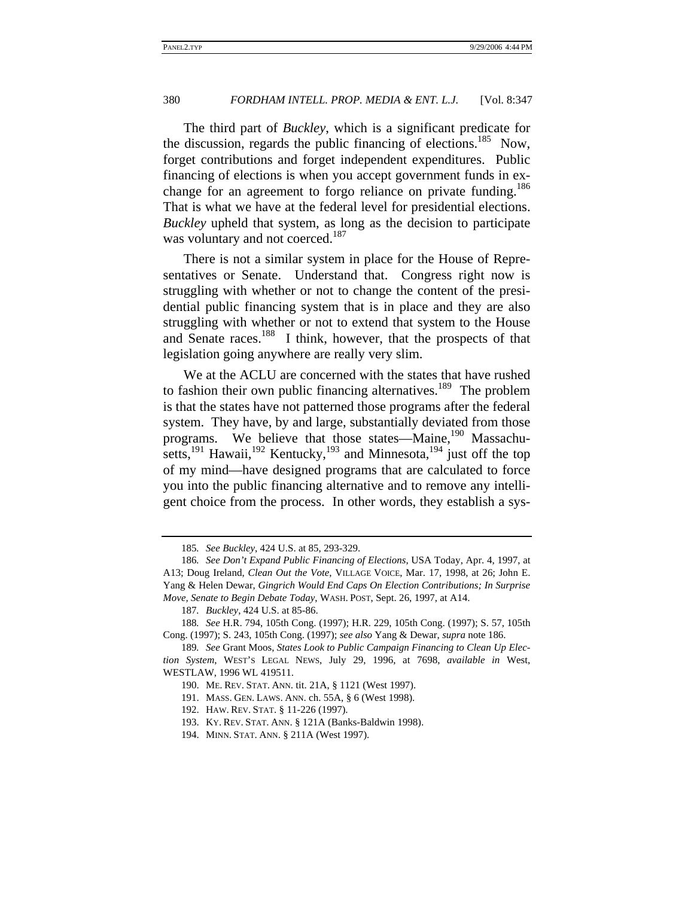The third part of *Buckley*, which is a significant predicate for the discussion, regards the public financing of elections.[185] Now, forget contributions and forget independent expenditures. Public financing of elections is when you accept government funds in exchange for an agreement to forgo reliance on private funding.[186] That is what we have at the federal level for presidential elections. *Buckley* upheld that system, as long as the decision to participate was voluntary and not coerced.[187]

There is not a similar system in place for the House of Representatives or Senate. Understand that. Congress right now is struggling with whether or not to change the content of the presidential public financing system that is in place and they are also struggling with whether or not to extend that system to the House and Senate races.[188] I think, however, that the prospects of that legislation going anywhere are really very slim.

We at the ACLU are concerned with the states that have rushed to fashion their own public financing alternatives.[189] The problem is that the states have not patterned those programs after the federal system. They have, by and large, substantially deviated from those programs. We believe that those states—Maine,[190] Massachusetts,[191] Hawaii,[192] Kentucky,[193] and Minnesota,[194] just off the top of my mind—have designed programs that are calculated to force you into the public financing alternative and to remove any intelligent choice from the process. In other words, they establish a sys-

---

185. *See Buckley*, 424 U.S. at 85, 293-329.

186. *See Don't Expand Public Financing of Elections*, USA Today, Apr. 4, 1997, at A13; Doug Ireland, *Clean Out the Vote*, VILLAGE VOICE, Mar. 17, 1998, at 26; John E. Yang & Helen Dewar, *Gingrich Would End Caps On Election Contributions; In Surprise Move, Senate to Begin Debate Today*, WASH. POST, Sept. 26, 1997, at A14.

187. *Buckley*, 424 U.S. at 85-86.

188. *See* H.R. 794, 105th Cong. (1997); H.R. 229, 105th Cong. (1997); S. 57, 105th Cong. (1997); S. 243, 105th Cong. (1997); *see also* Yang & Dewar, *supra* note 186.

189. *See* Grant Moos, *States Look to Public Campaign Financing to Clean Up Election System*, WEST'S LEGAL NEWS, July 29, 1996, at 7698, *available in* West, WESTLAW, 1996 WL 419511.

190. ME. REV. STAT. ANN. tit. 21A, § 1121 (West 1997).

191. MASS. GEN. LAWS. ANN. ch. 55A, § 6 (West 1998).

192. HAW. REV. STAT. § 11-226 (1997).

193. KY. REV. STAT. ANN. § 121A (Banks-Baldwin 1998).

194. MINN. STAT. ANN. § 211A (West 1997).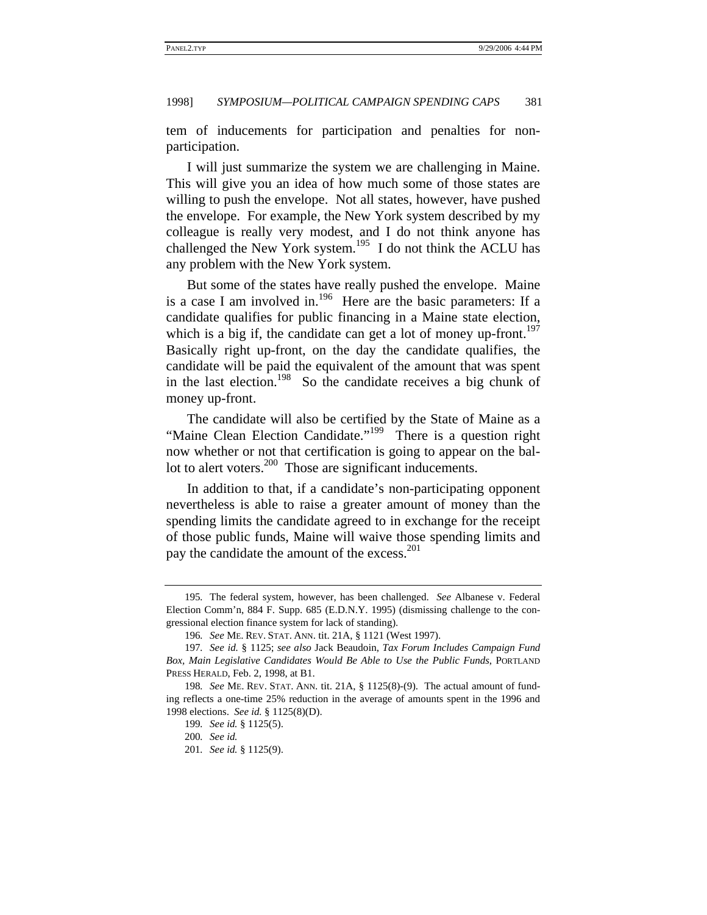tem of inducements for participation and penalties for non-participation.

I will just summarize the system we are challenging in Maine. This will give you an idea of how much some of those states are willing to push the envelope. Not all states, however, have pushed the envelope. For example, the New York system described by my colleague is really very modest, and I do not think anyone has challenged the New York system.[195] I do not think the ACLU has any problem with the New York system.

But some of the states have really pushed the envelope. Maine is a case I am involved in.[196] Here are the basic parameters: If a candidate qualifies for public financing in a Maine state election, which is a big if, the candidate can get a lot of money up-front.[197] Basically right up-front, on the day the candidate qualifies, the candidate will be paid the equivalent of the amount that was spent in the last election.[198] So the candidate receives a big chunk of money up-front.

The candidate will also be certified by the State of Maine as a "Maine Clean Election Candidate."[199] There is a question right now whether or not that certification is going to appear on the ballot to alert voters.[200] Those are significant inducements.

In addition to that, if a candidate's non-participating opponent nevertheless is able to raise a greater amount of money than the spending limits the candidate agreed to in exchange for the receipt of those public funds, Maine will waive those spending limits and pay the candidate the amount of the excess.[201]

---

195. The federal system, however, has been challenged. *See* Albanese v. Federal Election Comm'n, 884 F. Supp. 685 (E.D.N.Y. 1995) (dismissing challenge to the congressional election finance system for lack of standing).

196. *See* ME. REV. STAT. ANN. tit. 21A, § 1121 (West 1997).

197. *See id.* § 1125; *see also* Jack Beaudoin, *Tax Forum Includes Campaign Fund Box, Main Legislative Candidates Would Be Able to Use the Public Funds*, PORTLAND PRESS HERALD, Feb. 2, 1998, at B1.

198. *See* ME. REV. STAT. ANN. tit. 21A, § 1125(8)-(9). The actual amount of funding reflects a one-time 25% reduction in the average of amounts spent in the 1996 and 1998 elections. *See id.* § 1125(8)(D).

199. *See id.* § 1125(5).

200. *See id.*

201. *See id.* § 1125(9).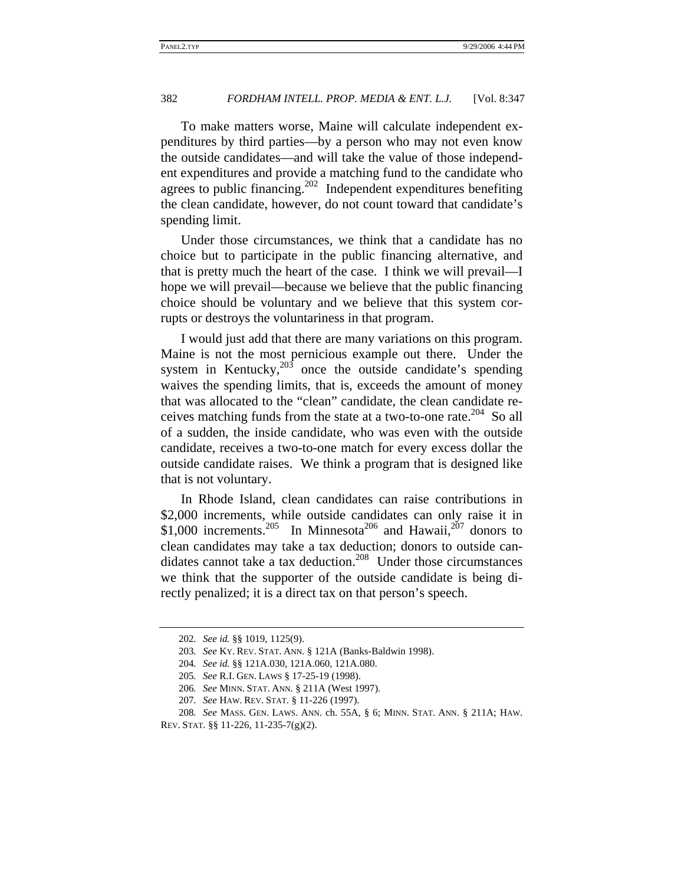To make matters worse, Maine will calculate independent expenditures by third parties—by a person who may not even know the outside candidates—and will take the value of those independent expenditures and provide a matching fund to the candidate who agrees to public financing.[202] Independent expenditures benefiting the clean candidate, however, do not count toward that candidate's spending limit.

Under those circumstances, we think that a candidate has no choice but to participate in the public financing alternative, and that is pretty much the heart of the case. I think we will prevail—I hope we will prevail—because we believe that the public financing choice should be voluntary and we believe that this system corrupts or destroys the voluntariness in that program.

I would just add that there are many variations on this program. Maine is not the most pernicious example out there. Under the system in Kentucky,[203] once the outside candidate's spending waives the spending limits, that is, exceeds the amount of money that was allocated to the "clean" candidate, the clean candidate receives matching funds from the state at a two-to-one rate.[204] So all of a sudden, the inside candidate, who was even with the outside candidate, receives a two-to-one match for every excess dollar the outside candidate raises. We think a program that is designed like that is not voluntary.

In Rhode Island, clean candidates can raise contributions in $2,000 increments, while outside candidates can only raise it in $1,000 increments.[205] In Minnesota[206] and Hawaii,[207] donors to clean candidates may take a tax deduction; donors to outside candidates cannot take a tax deduction.[208] Under those circumstances we think that the supporter of the outside candidate is being directly penalized; it is a direct tax on that person's speech.

---

202. *See id.* §§ 1019, 1125(9).

203. *See* KY. REV. STAT. ANN. § 121A (Banks-Baldwin 1998).

204. *See id.* §§ 121A.030, 121A.060, 121A.080.

205. *See* R.I. GEN. LAWS § 17-25-19 (1998).

206. *See* MINN. STAT. ANN. § 211A (West 1997).

207. *See* HAW. REV. STAT. § 11-226 (1997).

208. *See* MASS. GEN. LAWS. ANN. ch. 55A, § 6; MINN. STAT. ANN. § 211A; HAW. REV. STAT. §§ 11-226, 11-235-7(g)(2).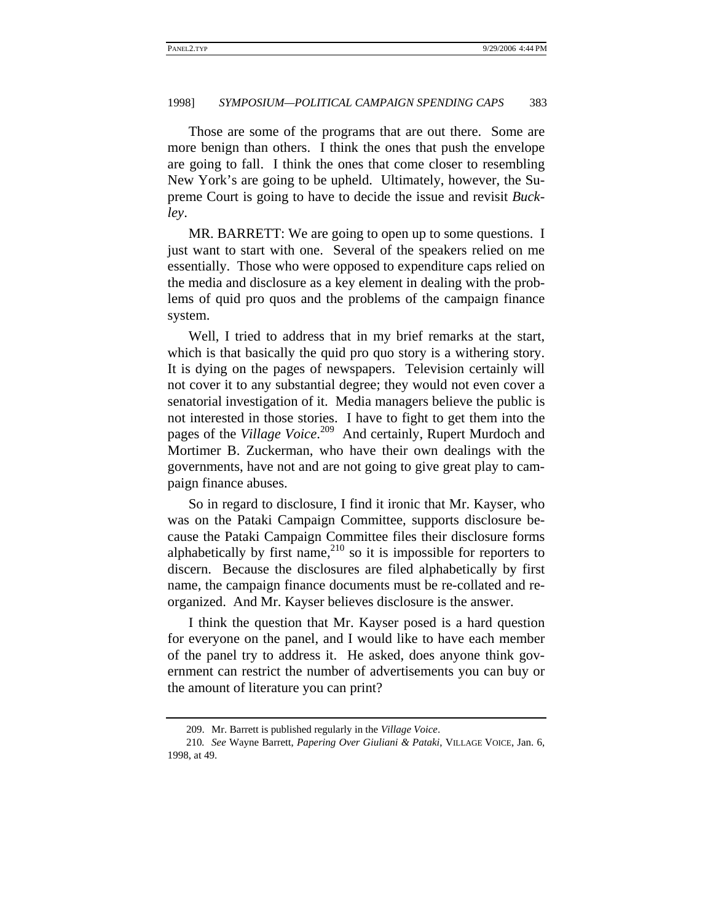Those are some of the programs that are out there. Some are more benign than others. I think the ones that push the envelope are going to fall. I think the ones that come closer to resembling New York's are going to be upheld. Ultimately, however, the Supreme Court is going to have to decide the issue and revisit *Buckley*.

MR. BARRETT: We are going to open up to some questions. I just want to start with one. Several of the speakers relied on me essentially. Those who were opposed to expenditure caps relied on the media and disclosure as a key element in dealing with the problems of quid pro quos and the problems of the campaign finance system.

Well, I tried to address that in my brief remarks at the start, which is that basically the quid pro quo story is a withering story. It is dying on the pages of newspapers. Television certainly will not cover it to any substantial degree; they would not even cover a senatorial investigation of it. Media managers believe the public is not interested in those stories. I have to fight to get them into the pages of the *Village Voice*.[209] And certainly, Rupert Murdoch and Mortimer B. Zuckerman, who have their own dealings with the governments, have not and are not going to give great play to campaign finance abuses.

So in regard to disclosure, I find it ironic that Mr. Kayser, who was on the Pataki Campaign Committee, supports disclosure because the Pataki Campaign Committee files their disclosure forms alphabetically by first name,[210] so it is impossible for reporters to discern. Because the disclosures are filed alphabetically by first name, the campaign finance documents must be re-collated and reorganized. And Mr. Kayser believes disclosure is the answer.

I think the question that Mr. Kayser posed is a hard question for everyone on the panel, and I would like to have each member of the panel try to address it. He asked, does anyone think government can restrict the number of advertisements you can buy or the amount of literature you can print?

---

209. Mr. Barrett is published regularly in the *Village Voice*.

210. *See* Wayne Barrett, *Papering Over Giuliani & Pataki*, VILLAGE VOICE, Jan. 6, 1998, at 49.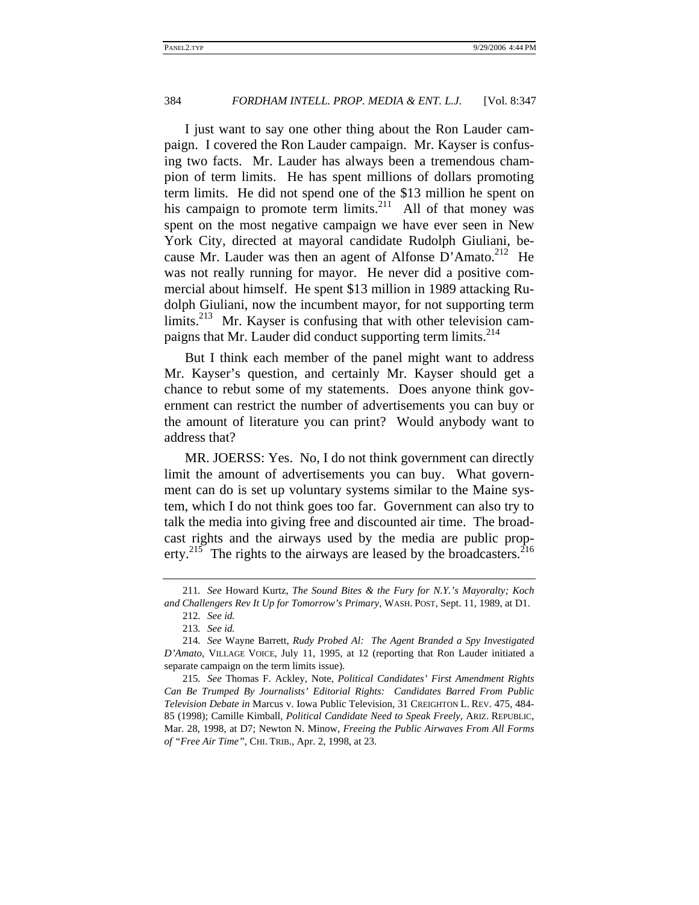I just want to say one other thing about the Ron Lauder campaign. I covered the Ron Lauder campaign. Mr. Kayser is confusing two facts. Mr. Lauder has always been a tremendous champion of term limits. He has spent millions of dollars promoting term limits. He did not spend one of the $13 million he spent on his campaign to promote term limits.[211] All of that money was spent on the most negative campaign we have ever seen in New York City, directed at mayoral candidate Rudolph Giuliani, because Mr. Lauder was then an agent of Alfonse D'Amato.[212] He was not really running for mayor. He never did a positive commercial about himself. He spent $13 million in 1989 attacking Rudolph Giuliani, now the incumbent mayor, for not supporting term limits.[213] Mr. Kayser is confusing that with other television campaigns that Mr. Lauder did conduct supporting term limits.[214]

But I think each member of the panel might want to address Mr. Kayser's question, and certainly Mr. Kayser should get a chance to rebut some of my statements. Does anyone think government can restrict the number of advertisements you can buy or the amount of literature you can print? Would anybody want to address that?

MR. JOERSS: Yes. No, I do not think government can directly limit the amount of advertisements you can buy. What government can do is set up voluntary systems similar to the Maine system, which I do not think goes too far. Government can also try to talk the media into giving free and discounted air time. The broadcast rights and the airways used by the media are public property.[215] The rights to the airways are leased by the broadcasters.[216]

---

211. *See* Howard Kurtz, *The Sound Bites & the Fury for N.Y.'s Mayoralty; Koch and Challengers Rev It Up for Tomorrow's Primary*, WASH. POST, Sept. 11, 1989, at D1.

212. *See id.*

213. *See id.*

214. *See* Wayne Barrett, *Rudy Probed Al: The Agent Branded a Spy Investigated D'Amato*, VILLAGE VOICE, July 11, 1995, at 12 (reporting that Ron Lauder initiated a separate campaign on the term limits issue).

215. *See* Thomas F. Ackley, Note, *Political Candidates' First Amendment Rights Can Be Trumped By Journalists' Editorial Rights: Candidates Barred From Public Television Debate in* Marcus v. Iowa Public Television, 31 CREIGHTON L. REV. 475, 484-85 (1998); Camille Kimball, *Political Candidate Need to Speak Freely*, ARIZ. REPUBLIC, Mar. 28, 1998, at D7; Newton N. Minow, *Freeing the Public Airwaves From All Forms of "Free Air Time"*, CHI. TRIB., Apr. 2, 1998, at 23.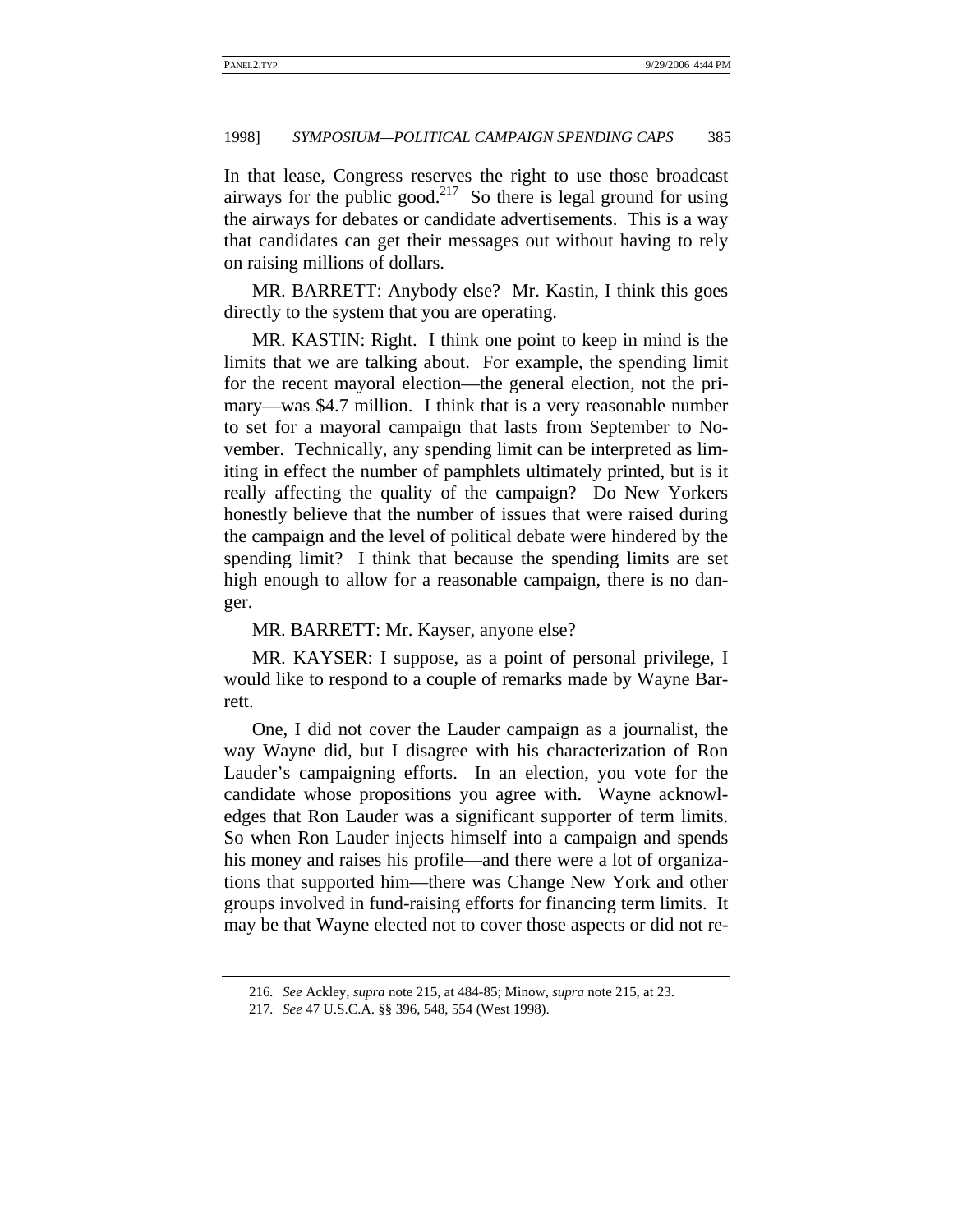In that lease, Congress reserves the right to use those broadcast airways for the public good.[217] So there is legal ground for using the airways for debates or candidate advertisements. This is a way that candidates can get their messages out without having to rely on raising millions of dollars.

MR. BARRETT: Anybody else? Mr. Kastin, I think this goes directly to the system that you are operating.

MR. KASTIN: Right. I think one point to keep in mind is the limits that we are talking about. For example, the spending limit for the recent mayoral election—the general election, not the primary—was $4.7 million. I think that is a very reasonable number to set for a mayoral campaign that lasts from September to November. Technically, any spending limit can be interpreted as limiting in effect the number of pamphlets ultimately printed, but is it really affecting the quality of the campaign? Do New Yorkers honestly believe that the number of issues that were raised during the campaign and the level of political debate were hindered by the spending limit? I think that because the spending limits are set high enough to allow for a reasonable campaign, there is no danger.

MR. BARRETT: Mr. Kayser, anyone else?

MR. KAYSER: I suppose, as a point of personal privilege, I would like to respond to a couple of remarks made by Wayne Barrett.

One, I did not cover the Lauder campaign as a journalist, the way Wayne did, but I disagree with his characterization of Ron Lauder's campaigning efforts. In an election, you vote for the candidate whose propositions you agree with. Wayne acknowledges that Ron Lauder was a significant supporter of term limits. So when Ron Lauder injects himself into a campaign and spends his money and raises his profile—and there were a lot of organizations that supported him—there was Change New York and other groups involved in fund-raising efforts for financing term limits. It may be that Wayne elected not to cover those aspects or did not re-

---

216. *See* Ackley, *supra* note 215, at 484-85; Minow, *supra* note 215, at 23.

217. *See* 47 U.S.C.A. §§ 396, 548, 554 (West 1998).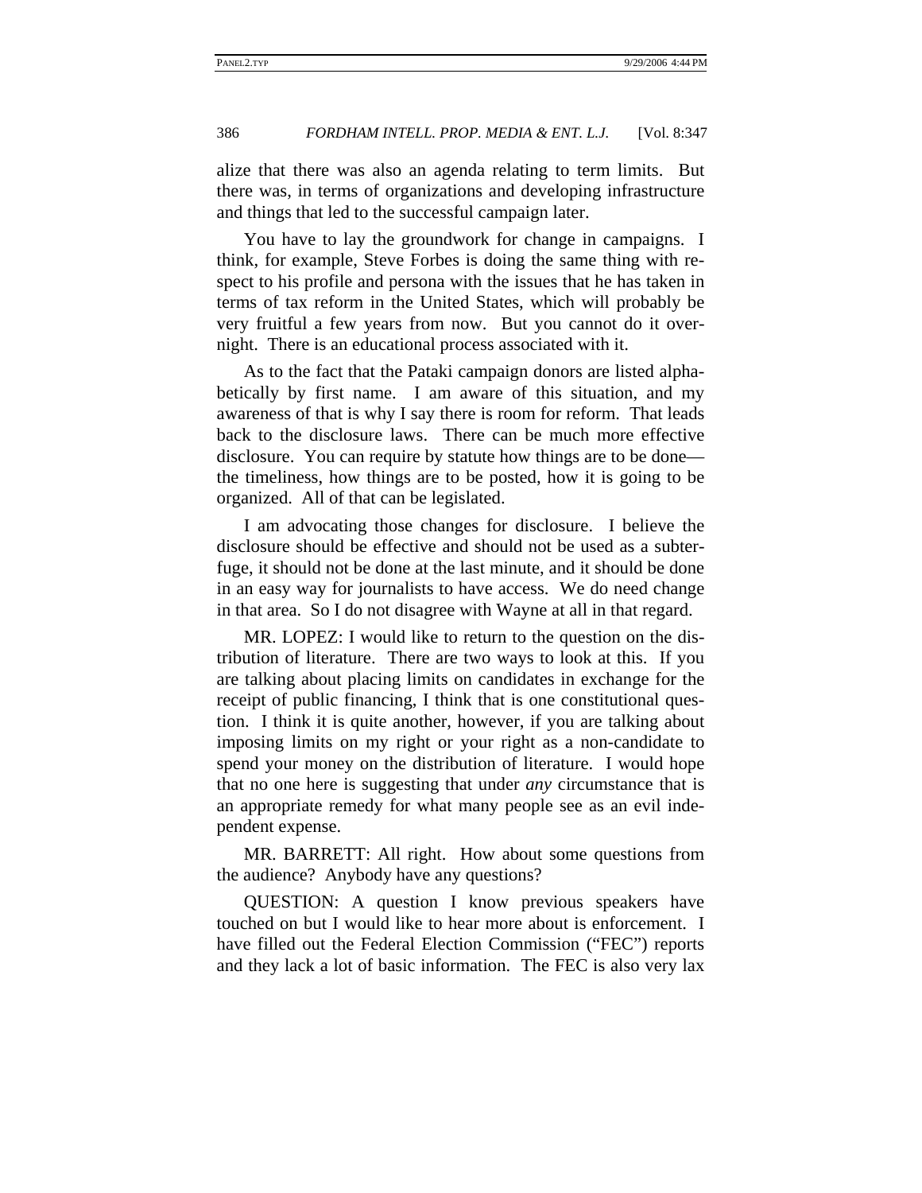alize that there was also an agenda relating to term limits. But there was, in terms of organizations and developing infrastructure and things that led to the successful campaign later.

You have to lay the groundwork for change in campaigns. I think, for example, Steve Forbes is doing the same thing with respect to his profile and persona with the issues that he has taken in terms of tax reform in the United States, which will probably be very fruitful a few years from now. But you cannot do it overnight. There is an educational process associated with it.

As to the fact that the Pataki campaign donors are listed alphabetically by first name. I am aware of this situation, and my awareness of that is why I say there is room for reform. That leads back to the disclosure laws. There can be much more effective disclosure. You can require by statute how things are to be done—the timeliness, how things are to be posted, how it is going to be organized. All of that can be legislated.

I am advocating those changes for disclosure. I believe the disclosure should be effective and should not be used as a subterfuge, it should not be done at the last minute, and it should be done in an easy way for journalists to have access. We do need change in that area. So I do not disagree with Wayne at all in that regard.

MR. LOPEZ: I would like to return to the question on the distribution of literature. There are two ways to look at this. If you are talking about placing limits on candidates in exchange for the receipt of public financing, I think that is one constitutional question. I think it is quite another, however, if you are talking about imposing limits on my right or your right as a non-candidate to spend your money on the distribution of literature. I would hope that no one here is suggesting that under *any* circumstance that is an appropriate remedy for what many people see as an evil independent expense.

MR. BARRETT: All right. How about some questions from the audience? Anybody have any questions?

QUESTION: A question I know previous speakers have touched on but I would like to hear more about is enforcement. I have filled out the Federal Election Commission ("FEC") reports and they lack a lot of basic information. The FEC is also very lax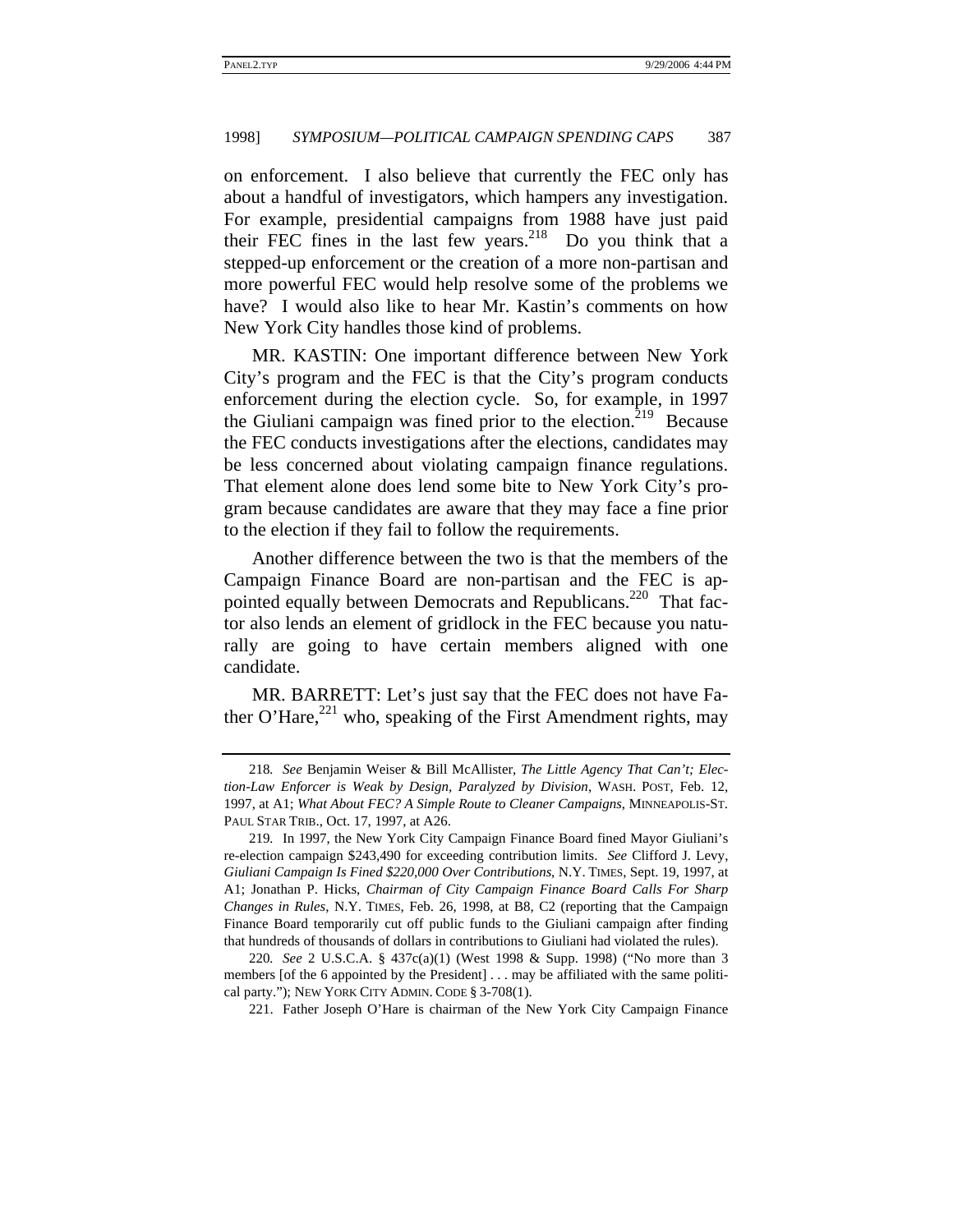on enforcement. I also believe that currently the FEC only has about a handful of investigators, which hampers any investigation. For example, presidential campaigns from 1988 have just paid their FEC fines in the last few years.[218] Do you think that a stepped-up enforcement or the creation of a more non-partisan and more powerful FEC would help resolve some of the problems we have? I would also like to hear Mr. Kastin's comments on how New York City handles those kind of problems.

MR. KASTIN: One important difference between New York City's program and the FEC is that the City's program conducts enforcement during the election cycle. So, for example, in 1997 the Giuliani campaign was fined prior to the election.[219] Because the FEC conducts investigations after the elections, candidates may be less concerned about violating campaign finance regulations. That element alone does lend some bite to New York City's program because candidates are aware that they may face a fine prior to the election if they fail to follow the requirements.

Another difference between the two is that the members of the Campaign Finance Board are non-partisan and the FEC is appointed equally between Democrats and Republicans.[220] That factor also lends an element of gridlock in the FEC because you naturally are going to have certain members aligned with one candidate.

MR. BARRETT: Let's just say that the FEC does not have Father O'Hare,[221] who, speaking of the First Amendment rights, may

---

218. *See* Benjamin Weiser & Bill McAllister, *The Little Agency That Can't; Election-Law Enforcer is Weak by Design, Paralyzed by Division*, WASH. POST, Feb. 12, 1997, at A1; *What About FEC? A Simple Route to Cleaner Campaigns*, MINNEAPOLIS-ST. PAUL STAR TRIB., Oct. 17, 1997, at A26.

219. In 1997, the New York City Campaign Finance Board fined Mayor Giuliani's re-election campaign $243,490 for exceeding contribution limits. *See* Clifford J. Levy, *Giuliani Campaign Is Fined $220,000 Over Contributions*, N.Y. TIMES, Sept. 19, 1997, at A1; Jonathan P. Hicks, *Chairman of City Campaign Finance Board Calls For Sharp Changes in Rules*, N.Y. TIMES, Feb. 26, 1998, at B8, C2 (reporting that the Campaign Finance Board temporarily cut off public funds to the Giuliani campaign after finding that hundreds of thousands of dollars in contributions to Giuliani had violated the rules).

220. *See* 2 U.S.C.A. § 437c(a)(1) (West 1998 & Supp. 1998) ("No more than 3 members [of the 6 appointed by the President] . . . may be affiliated with the same political party."); NEW YORK CITY ADMIN. CODE § 3-708(1).

221. Father Joseph O'Hare is chairman of the New York City Campaign Finance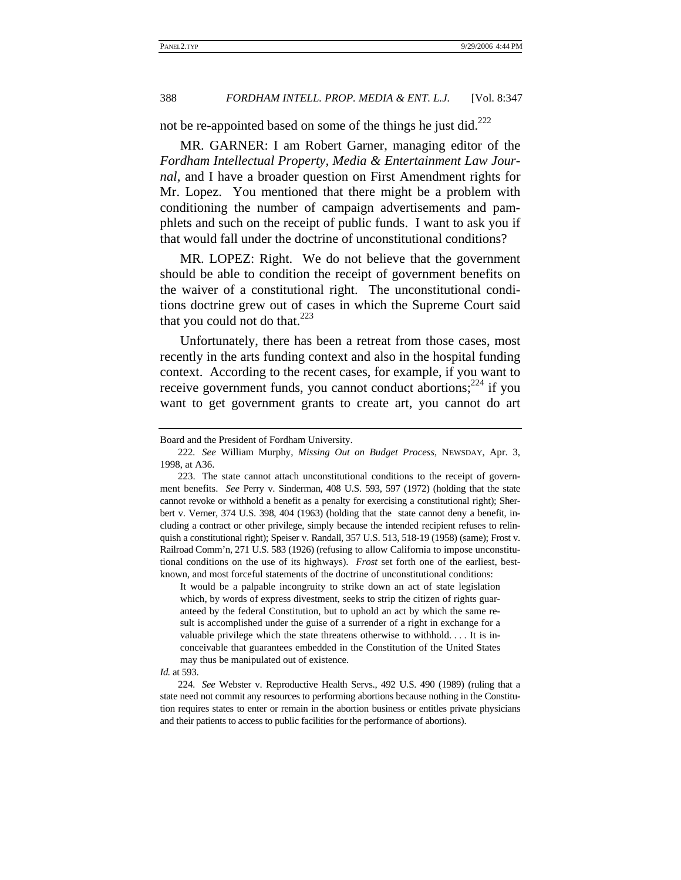not be re-appointed based on some of the things he just did.[222]

MR. GARNER: I am Robert Garner, managing editor of the *Fordham Intellectual Property, Media & Entertainment Law Journal*, and I have a broader question on First Amendment rights for Mr. Lopez. You mentioned that there might be a problem with conditioning the number of campaign advertisements and pamphlets and such on the receipt of public funds. I want to ask you if that would fall under the doctrine of unconstitutional conditions?

MR. LOPEZ: Right. We do not believe that the government should be able to condition the receipt of government benefits on the waiver of a constitutional right. The unconstitutional conditions doctrine grew out of cases in which the Supreme Court said that you could not do that.[223]

Unfortunately, there has been a retreat from those cases, most recently in the arts funding context and also in the hospital funding context. According to the recent cases, for example, if you want to receive government funds, you cannot conduct abortions;[224] if you want to get government grants to create art, you cannot do art

---

Board and the President of Fordham University.

222. *See* William Murphy, *Missing Out on Budget Process*, NEWSDAY, Apr. 3, 1998, at A36.

223. The state cannot attach unconstitutional conditions to the receipt of government benefits. *See* Perry v. Sinderman, 408 U.S. 593, 597 (1972) (holding that the state cannot revoke or withhold a benefit as a penalty for exercising a constitutional right); Sherbert v. Verner, 374 U.S. 398, 404 (1963) (holding that the state cannot deny a benefit, including a contract or other privilege, simply because the intended recipient refuses to relinquish a constitutional right); Speiser v. Randall, 357 U.S. 513, 518-19 (1958) (same); Frost v. Railroad Comm'n, 271 U.S. 583 (1926) (refusing to allow California to impose unconstitutional conditions on the use of its highways). *Frost* set forth one of the earliest, best-known, and most forceful statements of the doctrine of unconstitutional conditions:

> It would be a palpable incongruity to strike down an act of state legislation which, by words of express divestment, seeks to strip the citizen of rights guaranteed by the federal Constitution, but to uphold an act by which the same result is accomplished under the guise of a surrender of a right in exchange for a valuable privilege which the state threatens otherwise to withhold. . . . It is inconceivable that guarantees embedded in the Constitution of the United States may thus be manipulated out of existence.

*Id.* at 593.

224. *See* Webster v. Reproductive Health Servs., 492 U.S. 490 (1989) (ruling that a state need not commit any resources to performing abortions because nothing in the Constitution requires states to enter or remain in the abortion business or entitles private physicians and their patients to access to public facilities for the performance of abortions).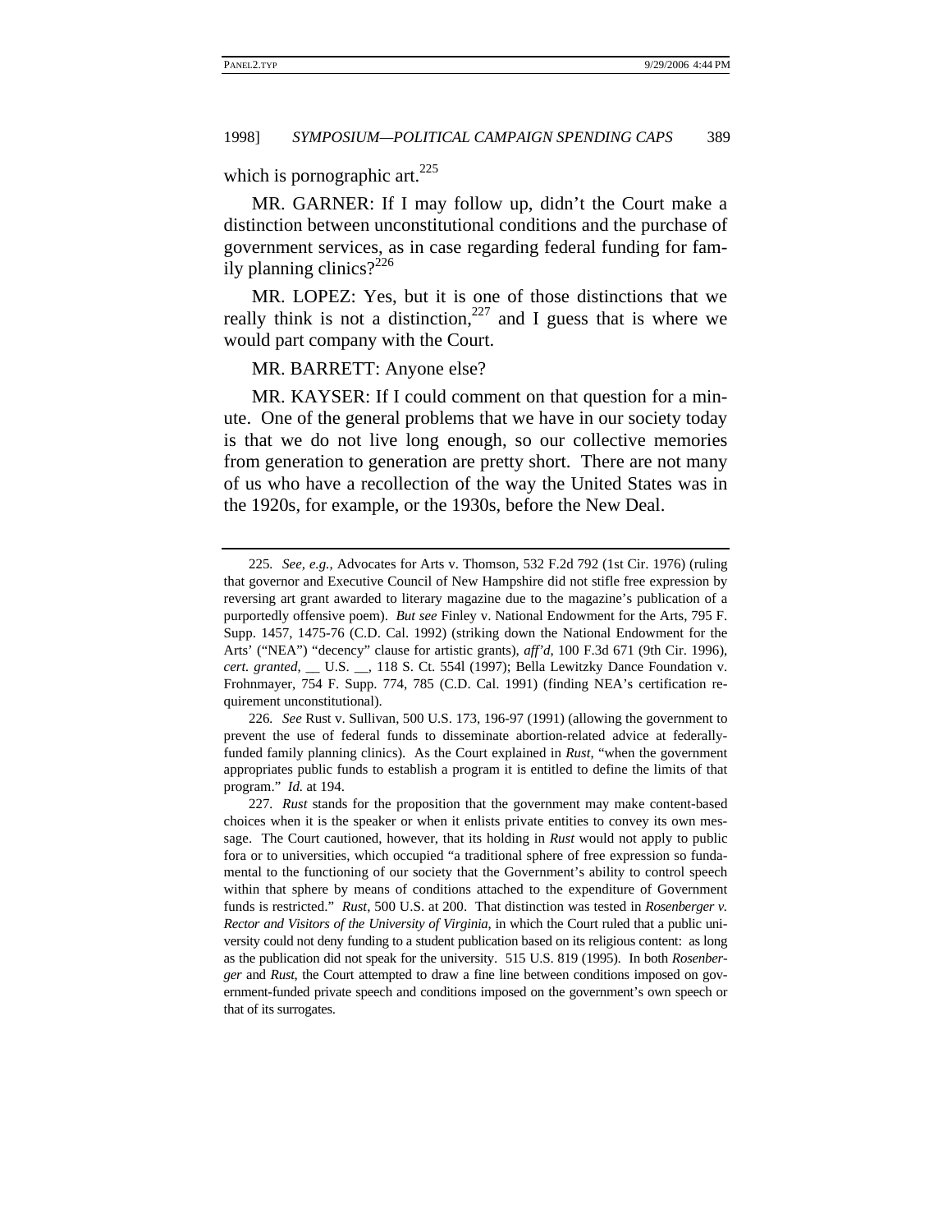which is pornographic art.[225]

MR. GARNER: If I may follow up, didn't the Court make a distinction between unconstitutional conditions and the purchase of government services, as in case regarding federal funding for family planning clinics?[226]

MR. LOPEZ: Yes, but it is one of those distinctions that we really think is not a distinction,[227] and I guess that is where we would part company with the Court.

MR. BARRETT: Anyone else?

MR. KAYSER: If I could comment on that question for a minute. One of the general problems that we have in our society today is that we do not live long enough, so our collective memories from generation to generation are pretty short. There are not many of us who have a recollection of the way the United States was in the 1920s, for example, or the 1930s, before the New Deal.

---

225. *See, e.g.*, Advocates for Arts v. Thomson, 532 F.2d 792 (1st Cir. 1976) (ruling that governor and Executive Council of New Hampshire did not stifle free expression by reversing art grant awarded to literary magazine due to the magazine's publication of a purportedly offensive poem). *But see* Finley v. National Endowment for the Arts, 795 F. Supp. 1457, 1475-76 (C.D. Cal. 1992) (striking down the National Endowment for the Arts' ("NEA") "decency" clause for artistic grants), *aff'd*, 100 F.3d 671 (9th Cir. 1996), *cert. granted*, __ U.S. __, 118 S. Ct. 554l (1997); Bella Lewitzky Dance Foundation v. Frohnmayer, 754 F. Supp. 774, 785 (C.D. Cal. 1991) (finding NEA's certification requirement unconstitutional).

226. *See* Rust v. Sullivan, 500 U.S. 173, 196-97 (1991) (allowing the government to prevent the use of federal funds to disseminate abortion-related advice at federally-funded family planning clinics). As the Court explained in *Rust*, "when the government appropriates public funds to establish a program it is entitled to define the limits of that program." *Id.* at 194.

227. *Rust* stands for the proposition that the government may make content-based choices when it is the speaker or when it enlists private entities to convey its own message. The Court cautioned, however, that its holding in *Rust* would not apply to public fora or to universities, which occupied "a traditional sphere of free expression so fundamental to the functioning of our society that the Government's ability to control speech within that sphere by means of conditions attached to the expenditure of Government funds is restricted." *Rust*, 500 U.S. at 200. That distinction was tested in *Rosenberger v. Rector and Visitors of the University of Virginia*, in which the Court ruled that a public university could not deny funding to a student publication based on its religious content: as long as the publication did not speak for the university. 515 U.S. 819 (1995). In both *Rosenberger* and *Rust*, the Court attempted to draw a fine line between conditions imposed on government-funded private speech and conditions imposed on the government's own speech or that of its surrogates.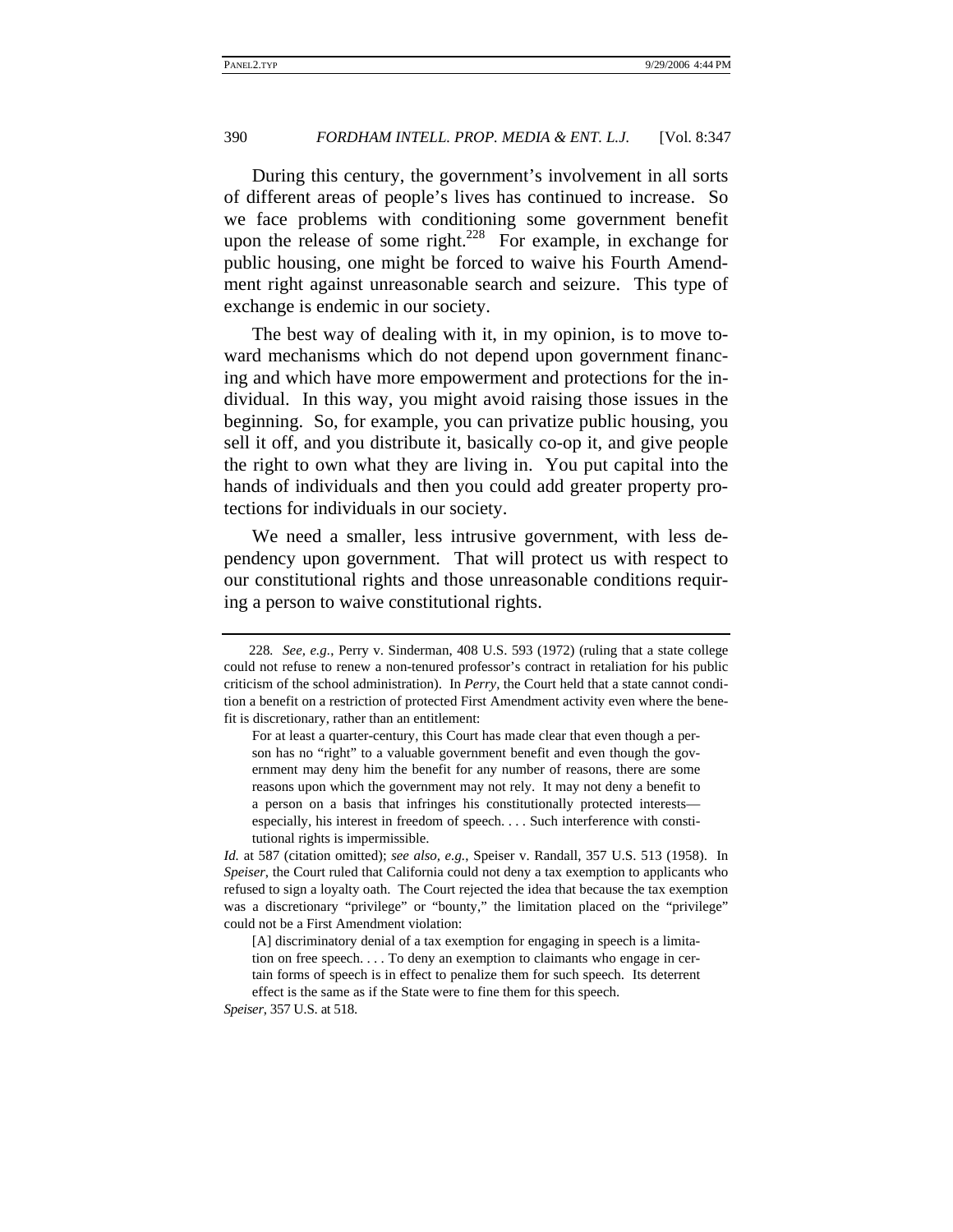During this century, the government's involvement in all sorts of different areas of people's lives has continued to increase. So we face problems with conditioning some government benefit upon the release of some right.[228] For example, in exchange for public housing, one might be forced to waive his Fourth Amendment right against unreasonable search and seizure. This type of exchange is endemic in our society.

The best way of dealing with it, in my opinion, is to move toward mechanisms which do not depend upon government financing and which have more empowerment and protections for the individual. In this way, you might avoid raising those issues in the beginning. So, for example, you can privatize public housing, you sell it off, and you distribute it, basically co-op it, and give people the right to own what they are living in. You put capital into the hands of individuals and then you could add greater property protections for individuals in our society.

We need a smaller, less intrusive government, with less dependency upon government. That will protect us with respect to our constitutional rights and those unreasonable conditions requiring a person to waive constitutional rights.

---

228. *See, e.g.*, Perry v. Sinderman, 408 U.S. 593 (1972) (ruling that a state college could not refuse to renew a non-tenured professor's contract in retaliation for his public criticism of the school administration). In *Perry*, the Court held that a state cannot condition a benefit on a restriction of protected First Amendment activity even where the benefit is discretionary, rather than an entitlement:

> For at least a quarter-century, this Court has made clear that even though a person has no "right" to a valuable government benefit and even though the government may deny him the benefit for any number of reasons, there are some reasons upon which the government may not rely. It may not deny a benefit to a person on a basis that infringes his constitutionally protected interests—especially, his interest in freedom of speech. . . . Such interference with constitutional rights is impermissible.

*Id.* at 587 (citation omitted); *see also, e.g.*, Speiser v. Randall, 357 U.S. 513 (1958). In *Speiser*, the Court ruled that California could not deny a tax exemption to applicants who refused to sign a loyalty oath. The Court rejected the idea that because the tax exemption was a discretionary "privilege" or "bounty," the limitation placed on the "privilege" could not be a First Amendment violation:

> [A] discriminatory denial of a tax exemption for engaging in speech is a limitation on free speech. . . . To deny an exemption to claimants who engage in certain forms of speech is in effect to penalize them for such speech. Its deterrent effect is the same as if the State were to fine them for this speech.

*Speiser*, 357 U.S. at 518.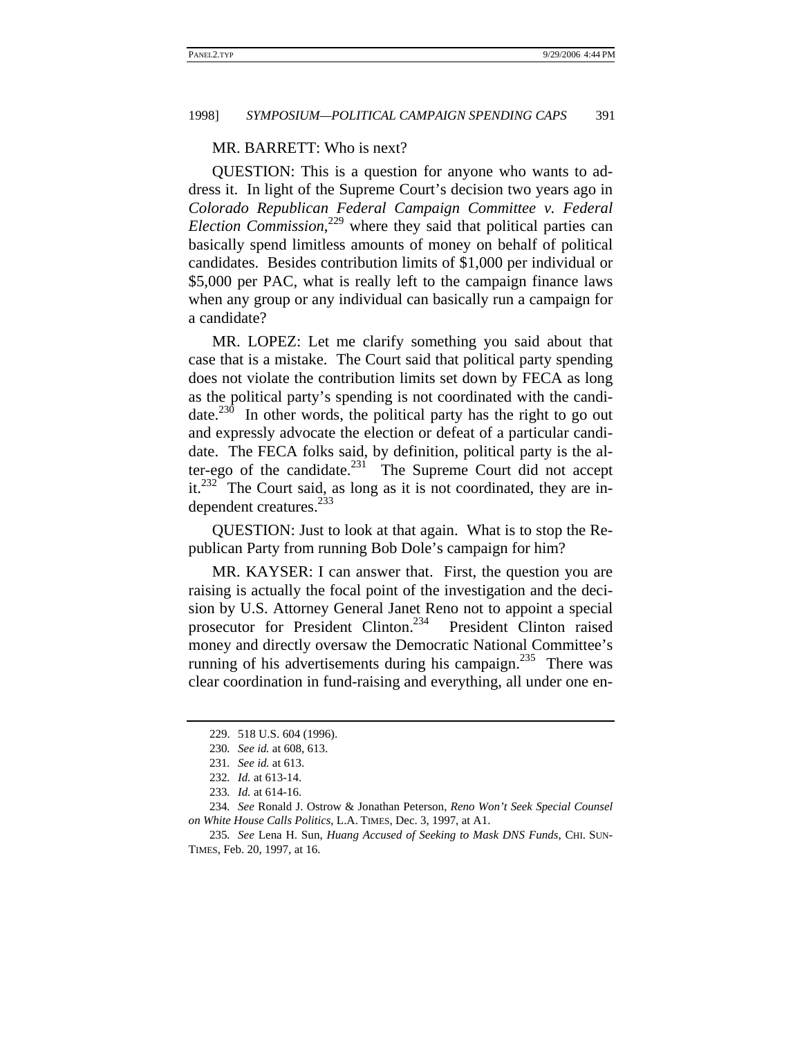MR. BARRETT: Who is next?

QUESTION: This is a question for anyone who wants to address it. In light of the Supreme Court's decision two years ago in *Colorado Republican Federal Campaign Committee v. Federal Election Commission*,[229] where they said that political parties can basically spend limitless amounts of money on behalf of political candidates. Besides contribution limits of $1,000 per individual or $5,000 per PAC, what is really left to the campaign finance laws when any group or any individual can basically run a campaign for a candidate?

MR. LOPEZ: Let me clarify something you said about that case that is a mistake. The Court said that political party spending does not violate the contribution limits set down by FECA as long as the political party's spending is not coordinated with the candidate.[230] In other words, the political party has the right to go out and expressly advocate the election or defeat of a particular candidate. The FECA folks said, by definition, political party is the alter-ego of the candidate.[231] The Supreme Court did not accept it.[232] The Court said, as long as it is not coordinated, they are independent creatures.[233]

QUESTION: Just to look at that again. What is to stop the Republican Party from running Bob Dole's campaign for him?

MR. KAYSER: I can answer that. First, the question you are raising is actually the focal point of the investigation and the decision by U.S. Attorney General Janet Reno not to appoint a special prosecutor for President Clinton.[234] President Clinton raised money and directly oversaw the Democratic National Committee's running of his advertisements during his campaign.[235] There was clear coordination in fund-raising and everything, all under one en-

---

229. 518 U.S. 604 (1996).

230. *See id.* at 608, 613.

231. *See id.* at 613.

232. *Id.* at 613-14.

233. *Id.* at 614-16.

234. *See* Ronald J. Ostrow & Jonathan Peterson, *Reno Won't Seek Special Counsel on White House Calls Politics*, L.A. TIMES, Dec. 3, 1997, at A1.

235. *See* Lena H. Sun, *Huang Accused of Seeking to Mask DNS Funds*, CHI. SUN-TIMES, Feb. 20, 1997, at 16.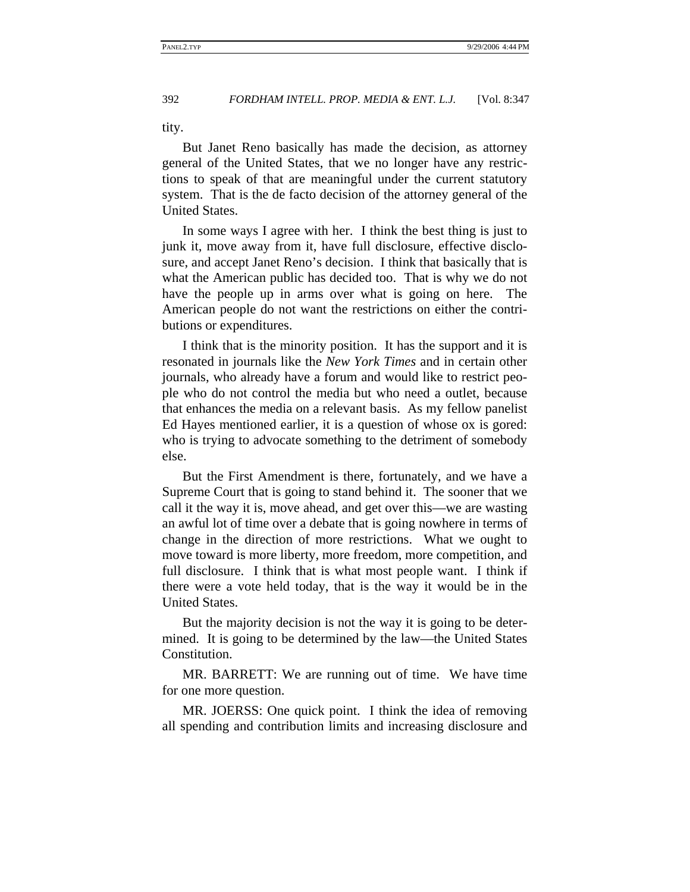tity.

But Janet Reno basically has made the decision, as attorney general of the United States, that we no longer have any restrictions to speak of that are meaningful under the current statutory system. That is the de facto decision of the attorney general of the United States.

In some ways I agree with her. I think the best thing is just to junk it, move away from it, have full disclosure, effective disclosure, and accept Janet Reno's decision. I think that basically that is what the American public has decided too. That is why we do not have the people up in arms over what is going on here. The American people do not want the restrictions on either the contributions or expenditures.

I think that is the minority position. It has the support and it is resonated in journals like the *New York Times* and in certain other journals, who already have a forum and would like to restrict people who do not control the media but who need a outlet, because that enhances the media on a relevant basis. As my fellow panelist Ed Hayes mentioned earlier, it is a question of whose ox is gored: who is trying to advocate something to the detriment of somebody else.

But the First Amendment is there, fortunately, and we have a Supreme Court that is going to stand behind it. The sooner that we call it the way it is, move ahead, and get over this—we are wasting an awful lot of time over a debate that is going nowhere in terms of change in the direction of more restrictions. What we ought to move toward is more liberty, more freedom, more competition, and full disclosure. I think that is what most people want. I think if there were a vote held today, that is the way it would be in the United States.

But the majority decision is not the way it is going to be determined. It is going to be determined by the law—the United States Constitution.

MR. BARRETT: We are running out of time. We have time for one more question.

MR. JOERSS: One quick point. I think the idea of removing all spending and contribution limits and increasing disclosure and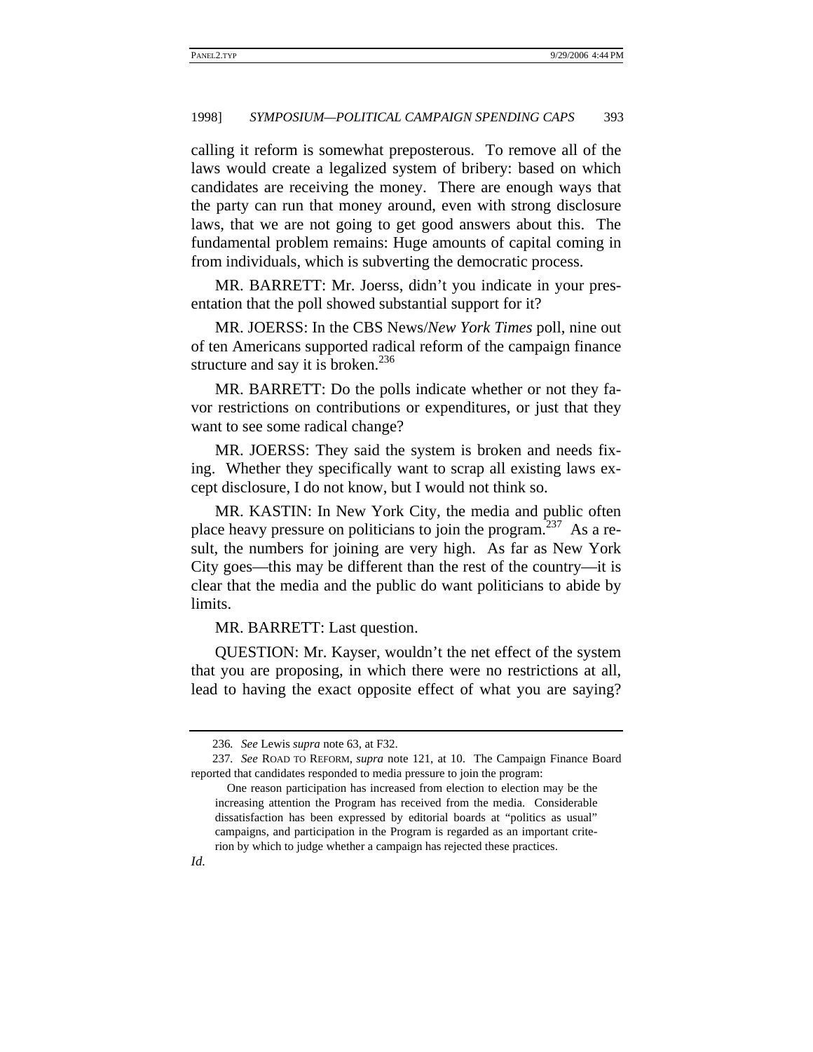calling it reform is somewhat preposterous. To remove all of the laws would create a legalized system of bribery: based on which candidates are receiving the money. There are enough ways that the party can run that money around, even with strong disclosure laws, that we are not going to get good answers about this. The fundamental problem remains: Huge amounts of capital coming in from individuals, which is subverting the democratic process.

MR. BARRETT: Mr. Joerss, didn't you indicate in your presentation that the poll showed substantial support for it?

MR. JOERSS: In the CBS News/*New York Times* poll, nine out of ten Americans supported radical reform of the campaign finance structure and say it is broken.[236]

MR. BARRETT: Do the polls indicate whether or not they favor restrictions on contributions or expenditures, or just that they want to see some radical change?

MR. JOERSS: They said the system is broken and needs fixing. Whether they specifically want to scrap all existing laws except disclosure, I do not know, but I would not think so.

MR. KASTIN: In New York City, the media and public often place heavy pressure on politicians to join the program.[237] As a result, the numbers for joining are very high. As far as New York City goes—this may be different than the rest of the country—it is clear that the media and the public do want politicians to abide by limits.

MR. BARRETT: Last question.

QUESTION: Mr. Kayser, wouldn't the net effect of the system that you are proposing, in which there were no restrictions at all, lead to having the exact opposite effect of what you are saying?

---

236. *See* Lewis *supra* note 63, at F32.

237. *See* ROAD TO REFORM, *supra* note 121, at 10. The Campaign Finance Board reported that candidates responded to media pressure to join the program:

> One reason participation has increased from election to election may be the increasing attention the Program has received from the media. Considerable dissatisfaction has been expressed by editorial boards at "politics as usual" campaigns, and participation in the Program is regarded as an important criterion by which to judge whether a campaign has rejected these practices.

*Id.*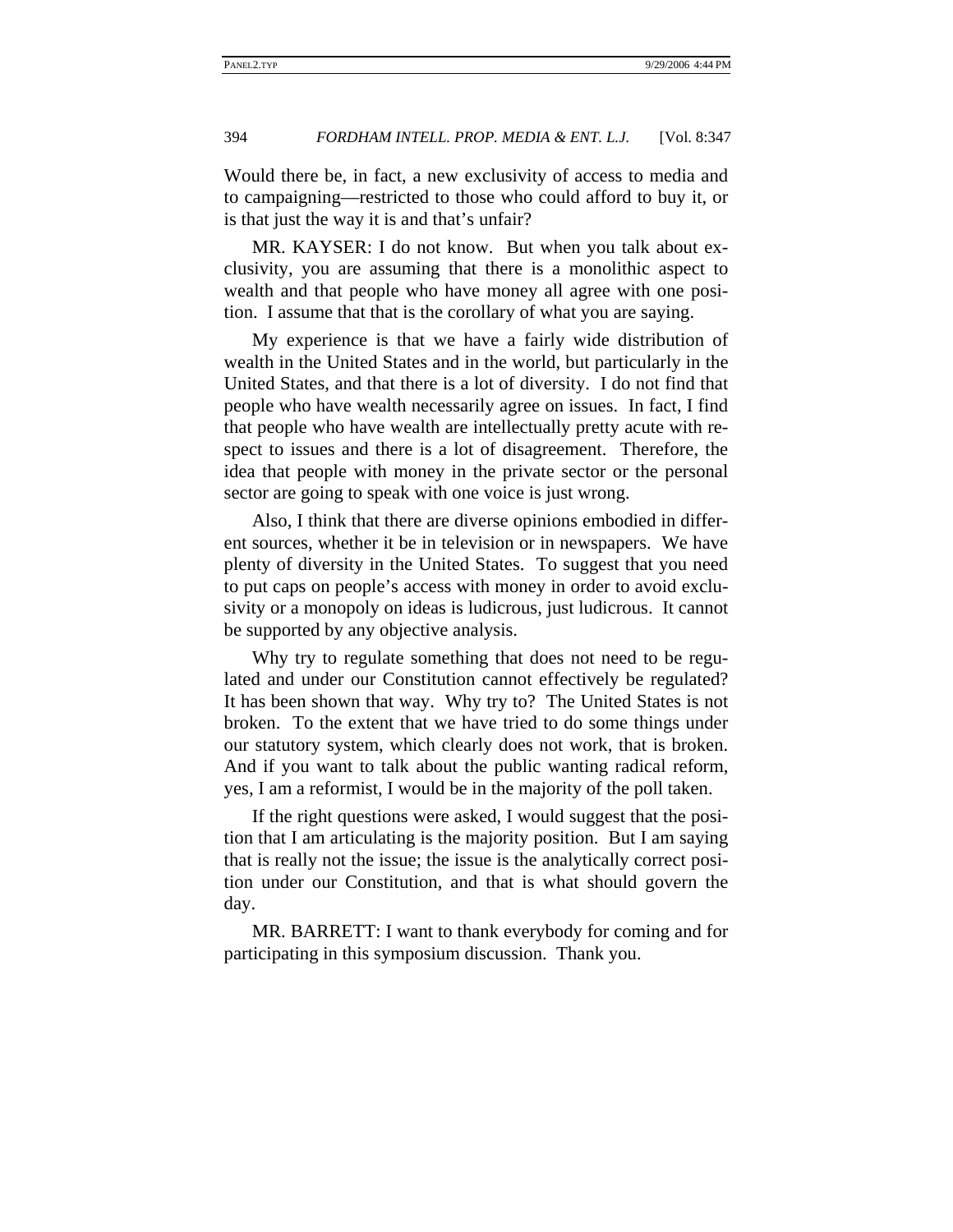Would there be, in fact, a new exclusivity of access to media and to campaigning—restricted to those who could afford to buy it, or is that just the way it is and that's unfair?

MR. KAYSER: I do not know. But when you talk about exclusivity, you are assuming that there is a monolithic aspect to wealth and that people who have money all agree with one position. I assume that that is the corollary of what you are saying.

My experience is that we have a fairly wide distribution of wealth in the United States and in the world, but particularly in the United States, and that there is a lot of diversity. I do not find that people who have wealth necessarily agree on issues. In fact, I find that people who have wealth are intellectually pretty acute with respect to issues and there is a lot of disagreement. Therefore, the idea that people with money in the private sector or the personal sector are going to speak with one voice is just wrong.

Also, I think that there are diverse opinions embodied in different sources, whether it be in television or in newspapers. We have plenty of diversity in the United States. To suggest that you need to put caps on people's access with money in order to avoid exclusivity or a monopoly on ideas is ludicrous, just ludicrous. It cannot be supported by any objective analysis.

Why try to regulate something that does not need to be regulated and under our Constitution cannot effectively be regulated? It has been shown that way. Why try to? The United States is not broken. To the extent that we have tried to do some things under our statutory system, which clearly does not work, that is broken. And if you want to talk about the public wanting radical reform, yes, I am a reformist, I would be in the majority of the poll taken.

If the right questions were asked, I would suggest that the position that I am articulating is the majority position. But I am saying that is really not the issue; the issue is the analytically correct position under our Constitution, and that is what should govern the day.

MR. BARRETT: I want to thank everybody for coming and for participating in this symposium discussion. Thank you.